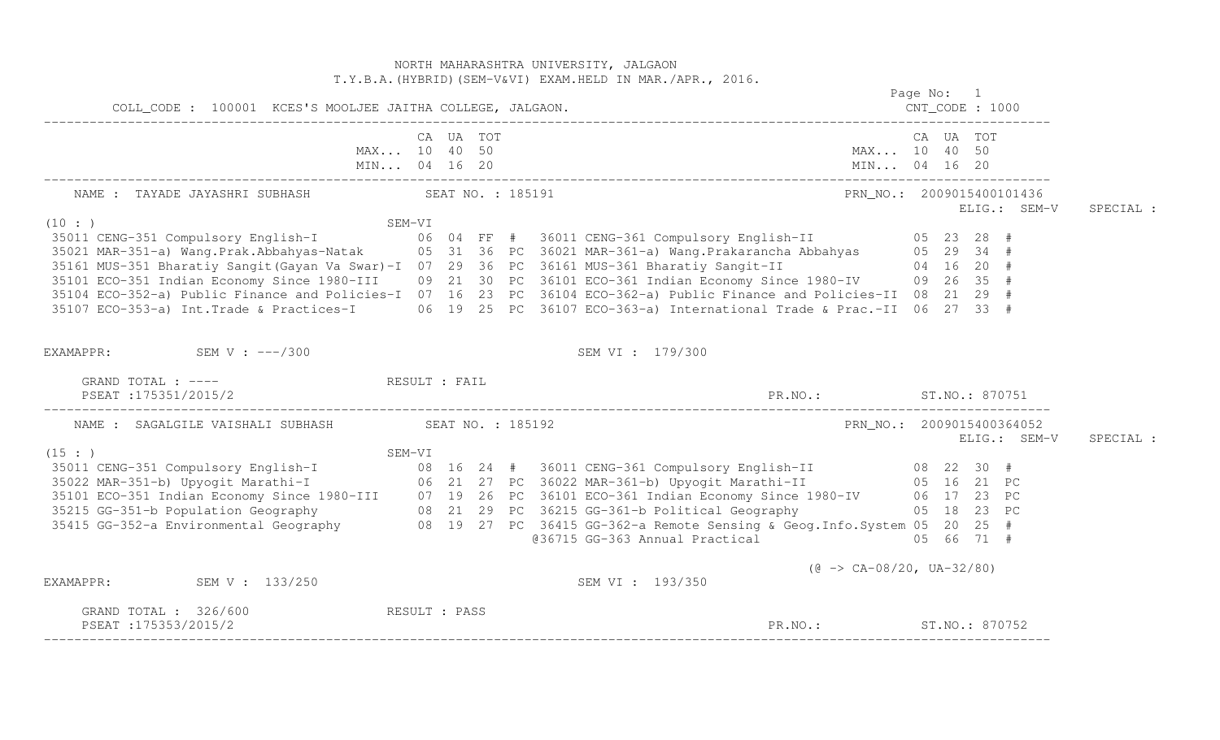NORTH MAHARASHTRA UNIVERSITY, JALGAON

T.Y.B.A.(HYBRID)(SEM-V&VI) EXAM.HELD IN MAR./APR., 2016.

COLL_CODE : 100001 KCES'S MOOLJEE JAITHA COLLEGE, JALGAON. CNT_CODE : 1000

| | CA | UA | TOT | | | CA | UA | TOT |
|---|---|---|---|---|---|---|---|---|
| MAX... | 10 | 40 | 50 | | MAX... | 10 | 40 | 50 |
| MIN... | 04 | 16 | 20 | | MIN... | 04 | 16 | 20 |

---

NAME : TAYADE JAYASHRI SUBHASH    SEAT NO. : 185191    PRN_NO.: 2009015400101436

ELIG.: SEM-V    SPECIAL :

(10 : )    SEM-VI

| SEM-V Subject | CA | UA | TOT | | SEM-VI Subject | CA | UA | TOT | |
|---|---|---|---|---|---|---|---|---|---|
| 35011 CENG-351 Compulsory English-I | 06 | 04 | FF | # | 36011 CENG-361 Compulsory English-II | 05 | 23 | 28 | # |
| 35021 MAR-351-a) Wang.Prak.Abbahyas-Natak | 05 | 31 | 36 | PC | 36021 MAR-361-a) Wang.Prakarancha Abbahyas | 05 | 29 | 34 | # |
| 35161 MUS-351 Bharatiy Sangit(Gayan Va Swar)-I | 07 | 29 | 36 | PC | 36161 MUS-361 Bharatiy Sangit-II | 04 | 16 | 20 | # |
| 35101 ECO-351 Indian Economy Since 1980-III | 09 | 21 | 30 | PC | 36101 ECO-361 Indian Economy Since 1980-IV | 09 | 26 | 35 | # |
| 35104 ECO-352-a) Public Finance and Policies-I | 07 | 16 | 23 | PC | 36104 ECO-362-a) Public Finance and Policies-II | 08 | 21 | 29 | # |
| 35107 ECO-353-a) Int.Trade & Practices-I | 06 | 19 | 25 | PC | 36107 ECO-363-a) International Trade & Prac.-II | 06 | 27 | 33 | # |

EXAMAPPR:    SEM V : ---/300    SEM VI : 179/300

GRAND TOTAL : ----    RESULT : FAIL

PSEAT :175351/2015/2    PR.NO.:    ST.NO.: 870751

---

NAME : SAGALGILE VAISHALI SUBHASH    SEAT NO. : 185192    PRN_NO.: 2009015400364052

ELIG.: SEM-V    SPECIAL :

(15 : )    SEM-VI

| SEM-V Subject | CA | UA | TOT | | SEM-VI Subject | CA | UA | TOT | |
|---|---|---|---|---|---|---|---|---|---|
| 35011 CENG-351 Compulsory English-I | 08 | 16 | 24 | # | 36011 CENG-361 Compulsory English-II | 08 | 22 | 30 | # |
| 35022 MAR-351-b) Upyogit Marathi-I | 06 | 21 | 27 | PC | 36022 MAR-361-b) Upyogit Marathi-II | 05 | 16 | 21 | PC |
| 35101 ECO-351 Indian Economy Since 1980-III | 07 | 19 | 26 | PC | 36101 ECO-361 Indian Economy Since 1980-IV | 06 | 17 | 23 | PC |
| 35215 GG-351-b Population Geography | 08 | 21 | 29 | PC | 36215 GG-361-b Political Geography | 05 | 18 | 23 | PC |
| 35415 GG-352-a Environmental Geography | 08 | 19 | 27 | PC | 36415 GG-362-a Remote Sensing & Geog.Info.System | 05 | 20 | 25 | # |
| | | | | | @36715 GG-363 Annual Practical | 05 | 66 | 71 | # |

(@ -> CA-08/20, UA-32/80)

EXAMAPPR:    SEM V : 133/250    SEM VI : 193/350

GRAND TOTAL : 326/600    RESULT : PASS

PSEAT :175353/2015/2    PR.NO.:    ST.NO.: 870752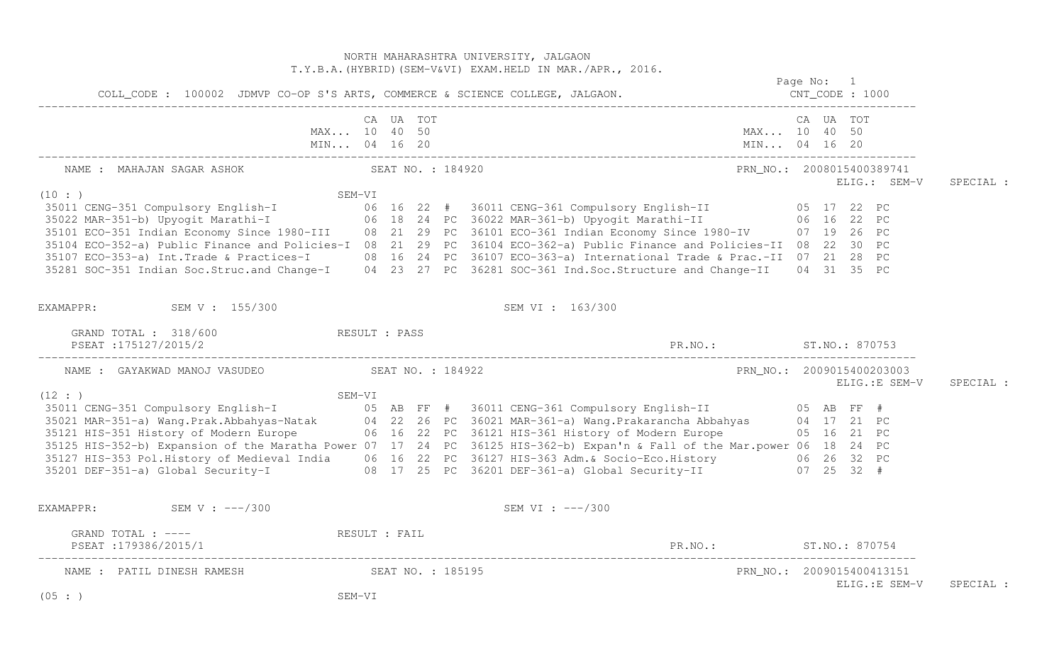NORTH MAHARASHTRA UNIVERSITY, JALGAON
T.Y.B.A.(HYBRID)(SEM-V&VI) EXAM.HELD IN MAR./APR., 2016.

Page No: 1

COLL_CODE : 100002 JDMVP CO-OP S'S ARTS, COMMERCE & SCIENCE COLLEGE, JALGAON. CNT_CODE : 1000

| | CA | UA | TOT | | | CA | UA | TOT | |
|---|---|---|---|---|---|---|---|---|---|
| MAX... | 10 | 40 | 50 | | MAX... | 10 | 40 | 50 | |
| MIN... | 04 | 16 | 20 | | MIN... | 04 | 16 | 20 | |

NAME : MAHAJAN SAGAR ASHOK SEAT NO. : 184920 PRN_NO.: 2008015400389741

ELIG.: SEM-V SPECIAL :

(10 : ) SEM-VI

| Paper (SEM-V) | CA | UA | TOT | | Paper (SEM-VI) | CA | UA | TOT | |
|---|---|---|---|---|---|---|---|---|---|
| 35011 CENG-351 Compulsory English-I | 06 | 16 | 22 | # | 36011 CENG-361 Compulsory English-II | 05 | 17 | 22 | PC |
| 35022 MAR-351-b) Upyogit Marathi-I | 06 | 18 | 24 | PC | 36022 MAR-361-b) Upyogit Marathi-II | 06 | 16 | 22 | PC |
| 35101 ECO-351 Indian Economy Since 1980-III | 08 | 21 | 29 | PC | 36101 ECO-361 Indian Economy Since 1980-IV | 07 | 19 | 26 | PC |
| 35104 ECO-352-a) Public Finance and Policies-I | 08 | 21 | 29 | PC | 36104 ECO-362-a) Public Finance and Policies-II | 08 | 22 | 30 | PC |
| 35107 ECO-353-a) Int.Trade & Practices-I | 08 | 16 | 24 | PC | 36107 ECO-363-a) International Trade & Prac.-II | 07 | 21 | 28 | PC |
| 35281 SOC-351 Indian Soc.Struc.and Change-I | 04 | 23 | 27 | PC | 36281 SOC-361 Ind.Soc.Structure and Change-II | 04 | 31 | 35 | PC |

EXAMAPPR: SEM V : 155/300 SEM VI : 163/300

GRAND TOTAL : 318/600 RESULT : PASS

PSEAT :175127/2015/2 PR.NO.: ST.NO.: 870753

NAME : GAYAKWAD MANOJ VASUDEO SEAT NO. : 184922 PRN_NO.: 2009015400203003

ELIG.:E SEM-V SPECIAL :

(12 : ) SEM-VI

| Paper (SEM-V) | CA | UA | TOT | | Paper (SEM-VI) | CA | UA | TOT | |
|---|---|---|---|---|---|---|---|---|---|
| 35011 CENG-351 Compulsory English-I | 05 | AB | FF | # | 36011 CENG-361 Compulsory English-II | 05 | AB | FF | # |
| 35021 MAR-351-a) Wang.Prak.Abbahyas-Natak | 04 | 22 | 26 | PC | 36021 MAR-361-a) Wang.Prakarancha Abbahyas | 04 | 17 | 21 | PC |
| 35121 HIS-351 History of Modern Europe | 06 | 16 | 22 | PC | 36121 HIS-361 History of Modern Europe | 05 | 16 | 21 | PC |
| 35125 HIS-352-b) Expansion of the Maratha Power | 07 | 17 | 24 | PC | 36125 HIS-362-b) Expan'n & Fall of the Mar.power | 06 | 18 | 24 | PC |
| 35127 HIS-353 Pol.History of Medieval India | 06 | 16 | 22 | PC | 36127 HIS-363 Adm.& Socio-Eco.History | 06 | 26 | 32 | PC |
| 35201 DEF-351-a) Global Security-I | 08 | 17 | 25 | PC | 36201 DEF-361-a) Global Security-II | 07 | 25 | 32 | # |

EXAMAPPR: SEM V : ---/300 SEM VI : ---/300

GRAND TOTAL : ---- RESULT : FAIL

PSEAT :179386/2015/1 PR.NO.: ST.NO.: 870754

NAME : PATIL DINESH RAMESH SEAT NO. : 185195 PRN_NO.: 2009015400413151

ELIG.:E SEM-V SPECIAL :

(05 : ) SEM-VI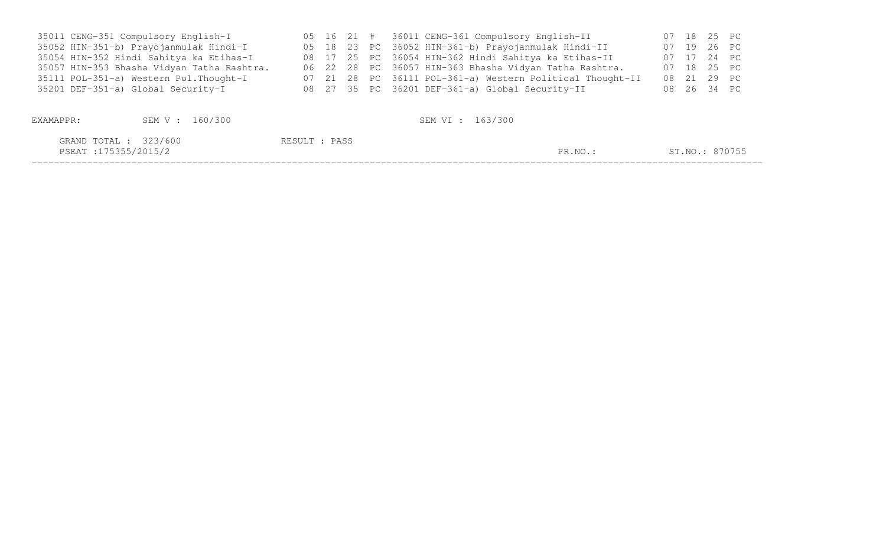| Code | Subject (SEM V) | | | | | Code | Subject (SEM VI) | | | | |
|---|---|---|---|---|---|---|---|---|---|---|---|
| 35011 | CENG-351 Compulsory English-I | 05 | 16 | 21 | # | 36011 | CENG-361 Compulsory English-II | 07 | 18 | 25 | PC |
| 35052 | HIN-351-b) Prayojanmulak Hindi-I | 05 | 18 | 23 | PC | 36052 | HIN-361-b) Prayojanmulak Hindi-II | 07 | 19 | 26 | PC |
| 35054 | HIN-352 Hindi Sahitya ka Etihas-I | 08 | 17 | 25 | PC | 36054 | HIN-362 Hindi Sahitya ka Etihas-II | 07 | 17 | 24 | PC |
| 35057 | HIN-353 Bhasha Vidyan Tatha Rashtra. | 06 | 22 | 28 | PC | 36057 | HIN-363 Bhasha Vidyan Tatha Rashtra. | 07 | 18 | 25 | PC |
| 35111 | POL-351-a) Western Pol.Thought-I | 07 | 21 | 28 | PC | 36111 | POL-361-a) Western Political Thought-II | 08 | 21 | 29 | PC |
| 35201 | DEF-351-a) Global Security-I | 08 | 27 | 35 | PC | 36201 | DEF-361-a) Global Security-II | 08 | 26 | 34 | PC |

EXAMAPPR: SEM V : 160/300 SEM VI : 163/300

GRAND TOTAL : 323/600 RESULT : PASS

PSEAT :175355/2015/2 PR.NO.: ST.NO.: 870755

---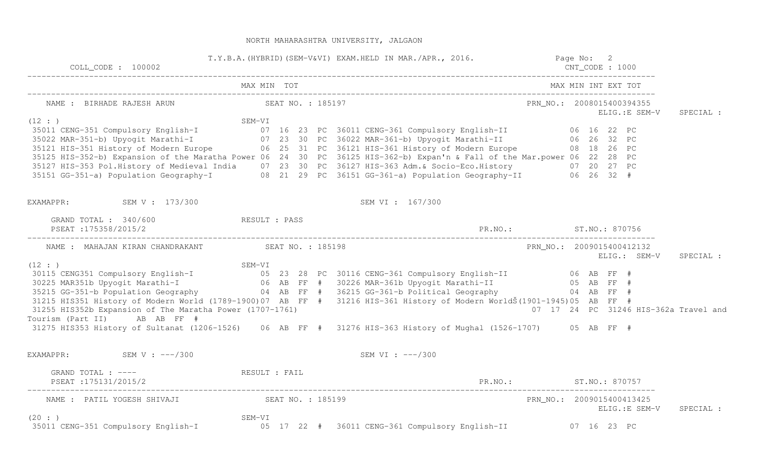NORTH MAHARASHTRA UNIVERSITY, JALGAON

T.Y.B.A.(HYBRID)(SEM-V&VI) EXAM.HELD IN MAR./APR., 2016.

COLL_CODE : 100002 CNT_CODE : 1000

```
                                          MAX MIN  TOT                                                      MAX MIN INT EXT TOT
---------------------------------------------------------------------------------------------------------------------------------
   NAME :  BIRHADE RAJESH ARUN              SEAT NO. : 185197                                  PRN_NO.: 2008015400394355
                                                                                                        ELIG.:E SEM-V   SPECIAL :
(12 : )                                  SEM-VI
 35011 CENG-351 Compulsory English-I           07  16  23  PC  36011 CENG-361 Compulsory English-II            06  16  22  PC
 35022 MAR-351-b) Upyogit Marathi-I            07  23  30  PC  36022 MAR-361-b) Upyogit Marathi-II             06  26  32  PC
 35121 HIS-351 History of Modern Europe        06  25  31  PC  36121 HIS-361 History of Modern Europe          08  18  26  PC
 35125 HIS-352-b) Expansion of the Maratha Power 06  24  30  PC  36125 HIS-362-b) Expan'n & Fall of the Mar.power 06  22  28  PC
 35127 HIS-353 Pol.History of Medieval India   07  23  30  PC  36127 HIS-363 Adm.& Socio-Eco.History           07  20  27  PC
 35151 GG-351-a) Population Geography-I        08  21  29  PC  36151 GG-361-a) Population Geography-II         06  26  32  #

EXAMAPPR:          SEM V :  173/300                              SEM VI :  167/300

     GRAND TOTAL :  340/600               RESULT : PASS
     PSEAT :175358/2015/2                                                            PR.NO.:             ST.NO.: 870756
---------------------------------------------------------------------------------------------------------------------------------
   NAME :  MAHAJAN KIRAN CHANDRAKANT        SEAT NO. : 185198                                  PRN_NO.: 2009015400412132
                                                                                                        ELIG.: SEM-V   SPECIAL :
(12 : )                                  SEM-VI
 30115 CENG351 Compulsory English-I            05  23  28  PC  30116 CENG-361 Compulsory English-II            06  AB  FF  #
 30225 MAR351b Upyogit Marathi-I               06  AB  FF  #   30226 MAR-361b Upyogit Marathi-II               05  AB  FF  #
 35215 GG-351-b Population Geography           04  AB  FF  #   36215 GG-361-b Political Geography              04  AB  FF  #
 31215 HIS351 History of Modern World (1789-1900)07  AB  FF  #   31216 HIS-361 History of Modern WorldŠ(1901-1945)05  AB  FF  #
 31255 HIS352b Expansion of The Maratha Power (1707-1761)                                    07  17  24  PC  31246 HIS-362a Travel and
Tourism (Part II)      AB  AB  FF  #
 31275 HIS353 History of Sultanat (1206-1526)    06  AB  FF  #   31276 HIS-363 History of Mughal (1526-1707)      05  AB  FF  #

EXAMAPPR:          SEM V : ---/300                               SEM VI : ---/300

     GRAND TOTAL : ----                   RESULT : FAIL
     PSEAT :175131/2015/2                                                            PR.NO.:             ST.NO.: 870757
---------------------------------------------------------------------------------------------------------------------------------
   NAME :  PATIL YOGESH SHIVAJI             SEAT NO. : 185199                                  PRN_NO.: 2009015400413425
                                                                                                        ELIG.:E SEM-V   SPECIAL :
(20 : )                                  SEM-VI
 35011 CENG-351 Compulsory English-I           05  17  22  #   36011 CENG-361 Compulsory English-II            07  16  23  PC
```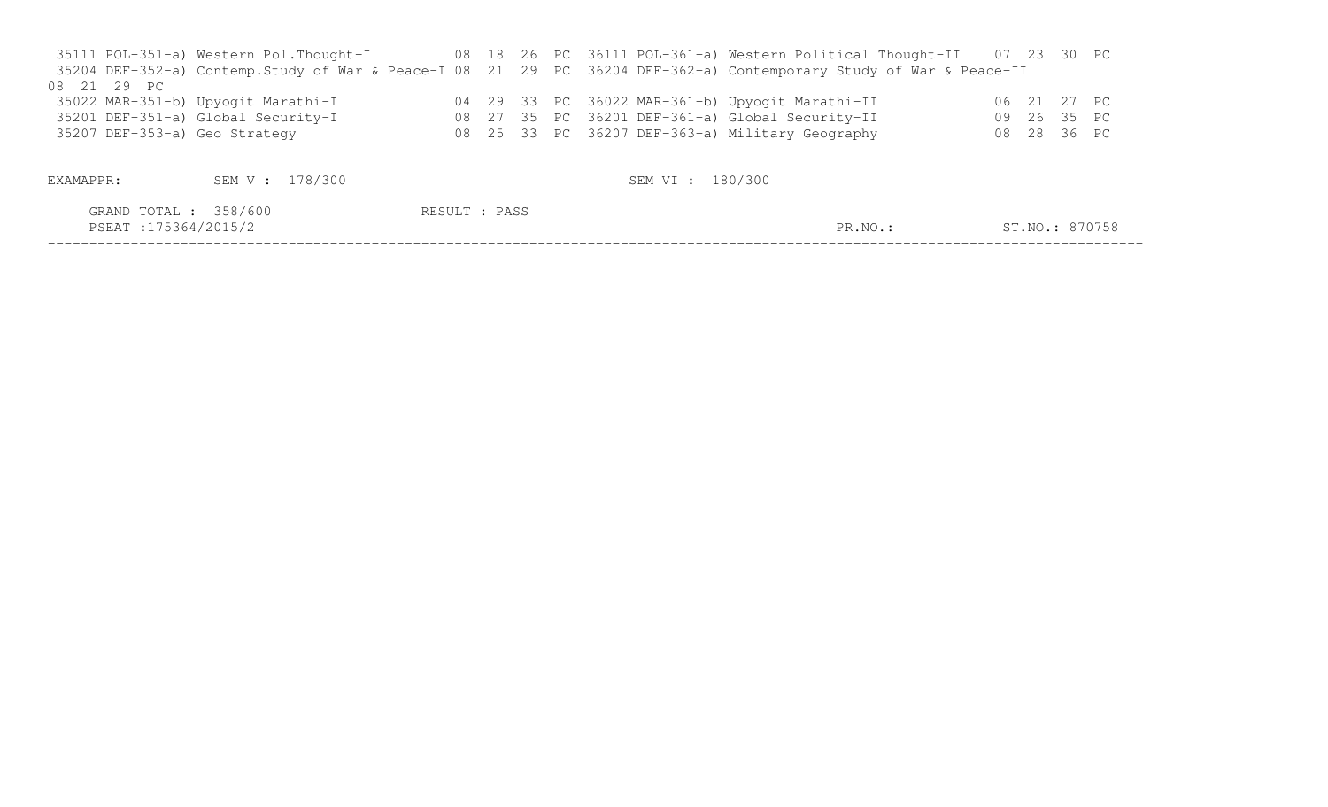| Code | Subject | | | | | Code | Subject | | | | |
|---|---|---|---|---|---|---|---|---|---|---|---|
| 35111 | POL-351-a) Western Pol.Thought-I | 08 | 18 | 26 | PC | 36111 | POL-361-a) Western Political Thought-II | 07 | 23 | 30 | PC |
| 35204 | DEF-352-a) Contemp.Study of War & Peace-I | 08 | 21 | 29 | PC | 36204 | DEF-362-a) Contemporary Study of War & Peace-II | 08 | 21 | 29 | PC |
| 35022 | MAR-351-b) Upyogit Marathi-I | 04 | 29 | 33 | PC | 36022 | MAR-361-b) Upyogit Marathi-II | 06 | 21 | 27 | PC |
| 35201 | DEF-351-a) Global Security-I | 08 | 27 | 35 | PC | 36201 | DEF-361-a) Global Security-II | 09 | 26 | 35 | PC |
| 35207 | DEF-353-a) Geo Strategy | 08 | 25 | 33 | PC | 36207 | DEF-363-a) Military Geography | 08 | 28 | 36 | PC |

EXAMAPPR: SEM V : 178/300 SEM VI : 180/300

GRAND TOTAL : 358/600 RESULT : PASS

PSEAT :175364/2015/2 PR.NO.: ST.NO.: 870758

---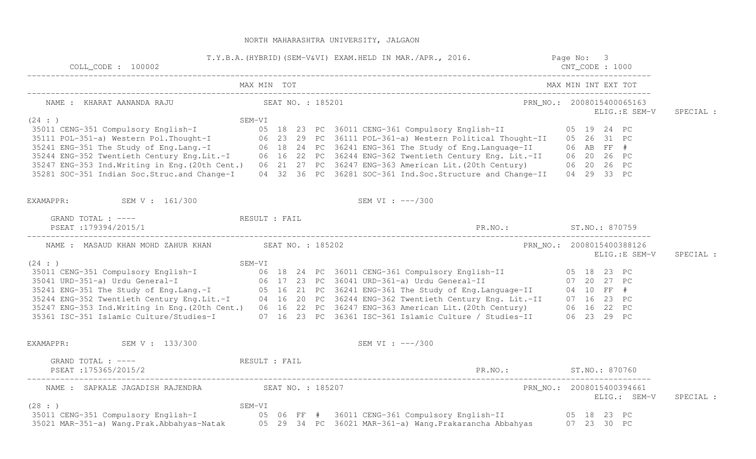NORTH MAHARASHTRA UNIVERSITY, JALGAON

T.Y.B.A.(HYBRID)(SEM-V&VI) EXAM.HELD IN MAR./APR., 2016.

COLL_CODE : 100002 CNT_CODE : 1000

| | MAX | MIN | TOT | | | MAX | MIN | INT | EXT | TOT |
|---|---|---|---|---|---|---|---|---|---|---|

NAME : KHARAT AANANDA RAJU SEAT NO. : 185201 PRN_NO.: 2008015400065163

ELIG.:E SEM-V SPECIAL :

(24 : ) SEM-VI

| SEM-V Paper | MAX | MIN | TOT | | SEM-VI Paper | MAX | MIN | TOT | |
|---|---|---|---|---|---|---|---|---|---|
| 35011 CENG-351 Compulsory English-I | 05 | 18 | 23 | PC | 36011 CENG-361 Compulsory English-II | 05 | 19 | 24 | PC |
| 35111 POL-351-a) Western Pol.Thought-I | 06 | 23 | 29 | PC | 36111 POL-361-a) Western Political Thought-II | 05 | 26 | 31 | PC |
| 35241 ENG-351 The Study of Eng.Lang.-I | 06 | 18 | 24 | PC | 36241 ENG-361 The Study of Eng.Language-II | 06 | AB | FF | # |
| 35244 ENG-352 Twentieth Century Eng.Lit.-I | 06 | 16 | 22 | PC | 36244 ENG-362 Twentieth Century Eng. Lit.-II | 06 | 20 | 26 | PC |
| 35247 ENG-353 Ind.Writing in Eng.(20th Cent.) | 06 | 21 | 27 | PC | 36247 ENG-363 American Lit.(20th Century) | 06 | 20 | 26 | PC |
| 35281 SOC-351 Indian Soc.Struc.and Change-I | 04 | 32 | 36 | PC | 36281 SOC-361 Ind.Soc.Structure and Change-II | 04 | 29 | 33 | PC |

EXAMAPPR: SEM V : 161/300 SEM VI : ---/300

GRAND TOTAL : ---- RESULT : FAIL

PSEAT :179394/2015/1 PR.NO.: ST.NO.: 870759

---

NAME : MASAUD KHAN MOHD ZAHUR KHAN SEAT NO. : 185202 PRN_NO.: 2008015400388126

ELIG.:E SEM-V SPECIAL :

(24 : ) SEM-VI

| SEM-V Paper | MAX | MIN | TOT | | SEM-VI Paper | MAX | MIN | TOT | |
|---|---|---|---|---|---|---|---|---|---|
| 35011 CENG-351 Compulsory English-I | 06 | 18 | 24 | PC | 36011 CENG-361 Compulsory English-II | 05 | 18 | 23 | PC |
| 35041 URD-351-a) Urdu General-I | 06 | 17 | 23 | PC | 36041 URD-361-a) Urdu General-II | 07 | 20 | 27 | PC |
| 35241 ENG-351 The Study of Eng.Lang.-I | 05 | 16 | 21 | PC | 36241 ENG-361 The Study of Eng.Language-II | 04 | 10 | FF | # |
| 35244 ENG-352 Twentieth Century Eng.Lit.-I | 04 | 16 | 20 | PC | 36244 ENG-362 Twentieth Century Eng. Lit.-II | 07 | 16 | 23 | PC |
| 35247 ENG-353 Ind.Writing in Eng.(20th Cent.) | 06 | 16 | 22 | PC | 36247 ENG-363 American Lit.(20th Century) | 06 | 16 | 22 | PC |
| 35361 ISC-351 Islamic Culture/Studies-I | 07 | 16 | 23 | PC | 36361 ISC-361 Islamic Culture / Studies-II | 06 | 23 | 29 | PC |

EXAMAPPR: SEM V : 133/300 SEM VI : ---/300

GRAND TOTAL : ---- RESULT : FAIL

PSEAT :175365/2015/2 PR.NO.: ST.NO.: 870760

---

NAME : SAPKALE JAGADISH RAJENDRA SEAT NO. : 185207 PRN_NO.: 2008015400394661

ELIG.: SEM-V SPECIAL :

(28 : ) SEM-VI

| SEM-V Paper | MAX | MIN | TOT | | SEM-VI Paper | MAX | MIN | TOT | |
|---|---|---|---|---|---|---|---|---|---|
| 35011 CENG-351 Compulsory English-I | 05 | 06 | FF | # | 36011 CENG-361 Compulsory English-II | 05 | 18 | 23 | PC |
| 35021 MAR-351-a) Wang.Prak.Abbahyas-Natak | 05 | 29 | 34 | PC | 36021 MAR-361-a) Wang.Prakarancha Abbahyas | 07 | 23 | 30 | PC |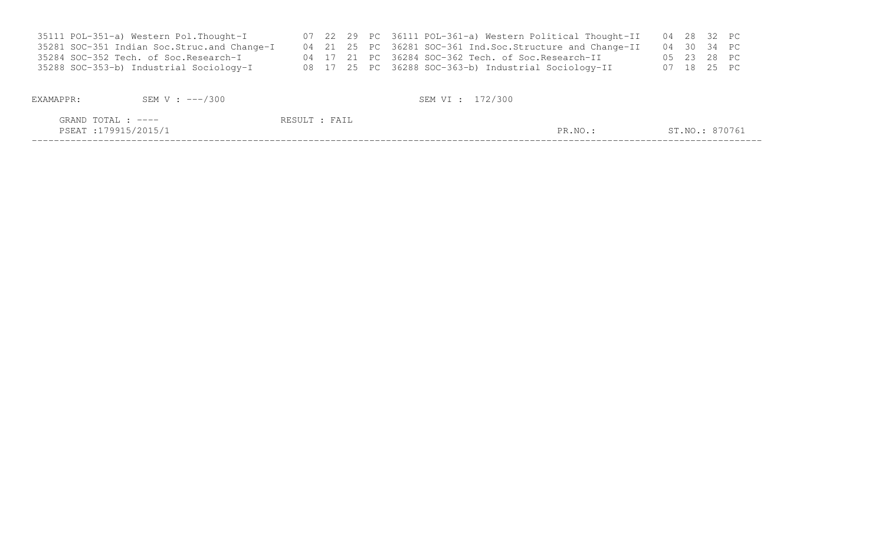| Code | Subject | | | | | Code | Subject | | | | |
|---|---|---|---|---|---|---|---|---|---|---|---|
| 35111 | POL-351-a) Western Pol.Thought-I | 07 | 22 | 29 | PC | 36111 | POL-361-a) Western Political Thought-II | 04 | 28 | 32 | PC |
| 35281 | SOC-351 Indian Soc.Struc.and Change-I | 04 | 21 | 25 | PC | 36281 | SOC-361 Ind.Soc.Structure and Change-II | 04 | 30 | 34 | PC |
| 35284 | SOC-352 Tech. of Soc.Research-I | 04 | 17 | 21 | PC | 36284 | SOC-362 Tech. of Soc.Research-II | 05 | 23 | 28 | PC |
| 35288 | SOC-353-b) Industrial Sociology-I | 08 | 17 | 25 | PC | 36288 | SOC-363-b) Industrial Sociology-II | 07 | 18 | 25 | PC |

EXAMAPPR: SEM V : ---/300 SEM VI : 172/300

GRAND TOTAL : ---- RESULT : FAIL

PSEAT :179915/2015/1 PR.NO.: ST.NO.: 870761

---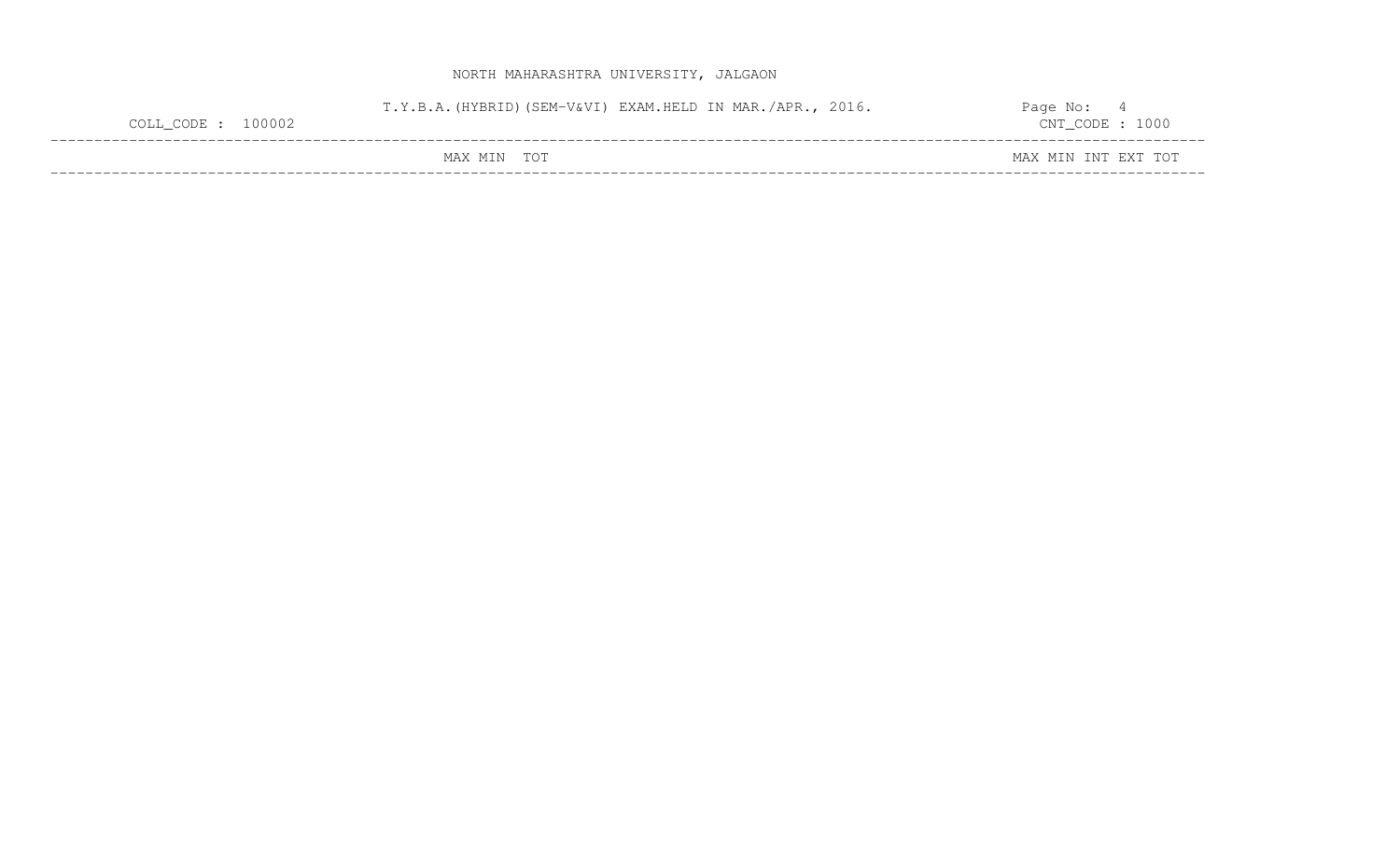NORTH MAHARASHTRA UNIVERSITY, JALGAON

T.Y.B.A.(HYBRID)(SEM-V&VI) EXAM.HELD IN MAR./APR., 2016.

COLL_CODE : 100002 CNT_CODE : 1000

| | MAX | MIN | TOT | | MAX | MIN | INT | EXT | TOT |
|---|---|---|---|---|---|---|---|---|---|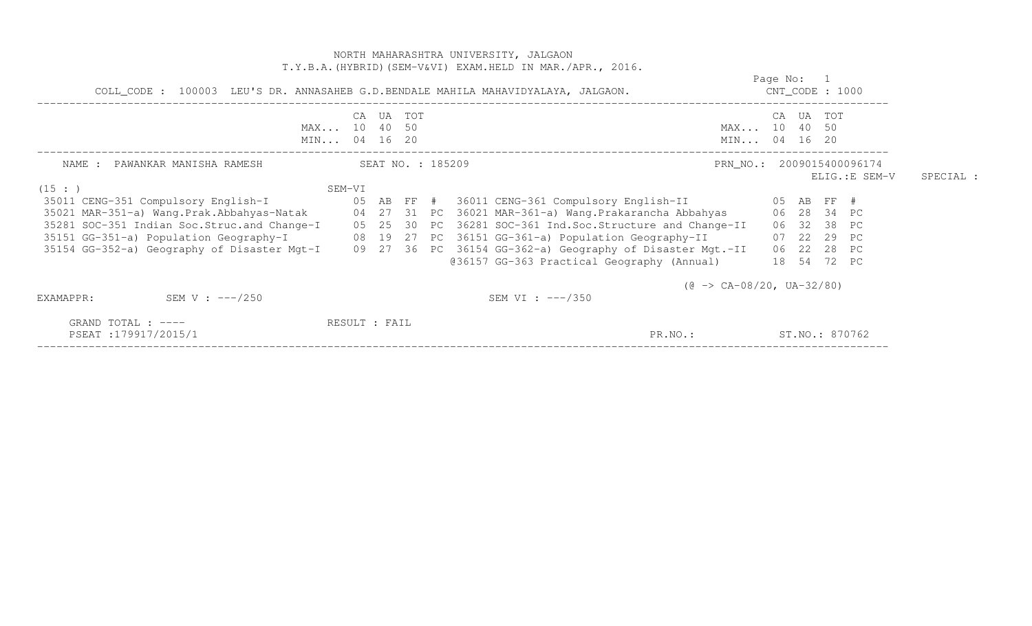NORTH MAHARASHTRA UNIVERSITY, JALGAON
T.Y.B.A.(HYBRID)(SEM-V&VI) EXAM.HELD IN MAR./APR., 2016.

Page No: 1

COLL_CODE : 100003 LEU'S DR. ANNASAHEB G.D.BENDALE MAHILA MAHAVIDYALAYA, JALGAON. CNT_CODE : 1000

| | CA | UA | TOT |
|---|---|---|---|
| MAX... | 10 | 40 | 50 |
| MIN... | 04 | 16 | 20 |

NAME : PAWANKAR MANISHA RAMESH SEAT NO. : 185209 PRN_NO.: 2009015400096174

ELIG.:E SEM-V SPECIAL :

(15 : ) SEM-VI

| SEM-V Subject | CA | UA | TOT | Status | SEM-VI Subject | CA | UA | TOT | Status |
|---|---|---|---|---|---|---|---|---|---|
| 35011 CENG-351 Compulsory English-I | 05 | AB | FF | # | 36011 CENG-361 Compulsory English-II | 05 | AB | FF | # |
| 35021 MAR-351-a) Wang.Prak.Abbahyas-Natak | 04 | 27 | 31 | PC | 36021 MAR-361-a) Wang.Prakarancha Abbahyas | 06 | 28 | 34 | PC |
| 35281 SOC-351 Indian Soc.Struc.and Change-I | 05 | 25 | 30 | PC | 36281 SOC-361 Ind.Soc.Structure and Change-II | 06 | 32 | 38 | PC |
| 35151 GG-351-a) Population Geography-I | 08 | 19 | 27 | PC | 36151 GG-361-a) Population Geography-II | 07 | 22 | 29 | PC |
| 35154 GG-352-a) Geography of Disaster Mgt-I | 09 | 27 | 36 | PC | 36154 GG-362-a) Geography of Disaster Mgt.-II | 06 | 22 | 28 | PC |
| | | | | | @36157 GG-363 Practical Geography (Annual) | 18 | 54 | 72 | PC |

(@ -> CA-08/20, UA-32/80)

EXAMAPPR: SEM V : ---/250 SEM VI : ---/350

GRAND TOTAL : ---- RESULT : FAIL

PSEAT :179917/2015/1 PR.NO.: ST.NO.: 870762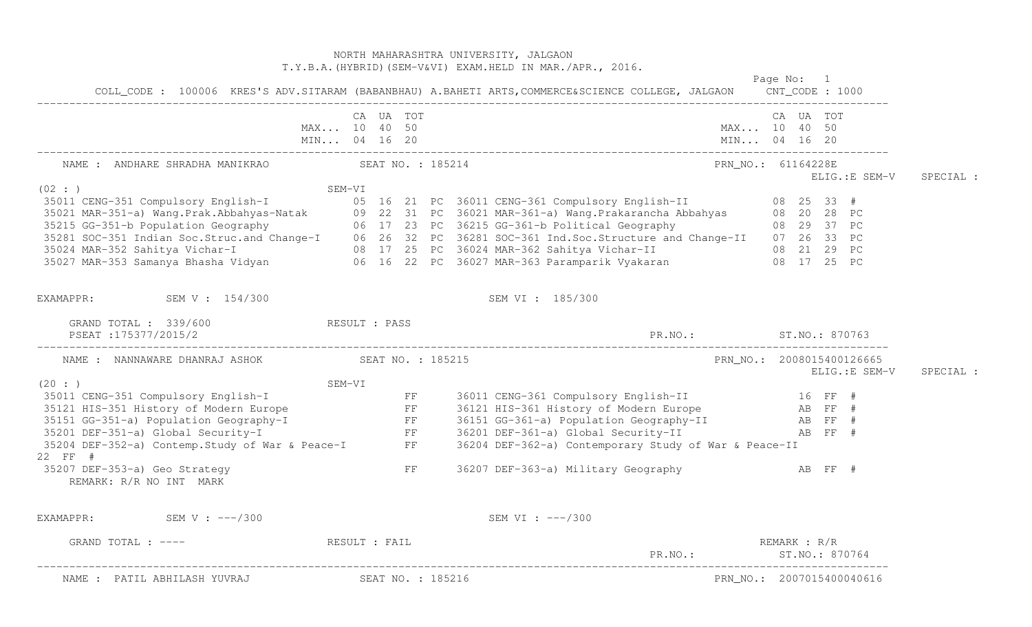# NORTH MAHARASHTRA UNIVERSITY, JALGAON

## T.Y.B.A.(HYBRID)(SEM-V&VI) EXAM.HELD IN MAR./APR., 2016.

COLL_CODE : 100006 KRES'S ADV.SITARAM (BABANBHAU) A.BAHETI ARTS,COMMERCE&SCIENCE COLLEGE, JALGAON CNT_CODE : 1000

| | CA | UA | TOT | | CA | UA | TOT |
|---|---|---|---|---|---|---|---|
| MAX... | 10 | 40 | 50 | MAX... | 10 | 40 | 50 |
| MIN... | 04 | 16 | 20 | MIN... | 04 | 16 | 20 |

---

NAME : ANDHARE SHRADHA MANIKRAO    SEAT NO. : 185214    PRN_NO.: 61164228E

ELIG.:E SEM-V    SPECIAL :

(02 : )    SEM-VI

| SEM-V Subject | CA | UA | TOT | Res | SEM-VI Subject | CA | UA | TOT | Res |
|---|---|---|---|---|---|---|---|---|---|
| 35011 CENG-351 Compulsory English-I | 05 | 16 | 21 | PC | 36011 CENG-361 Compulsory English-II | 08 | 25 | 33 | # |
| 35021 MAR-351-a) Wang.Prak.Abbahyas-Natak | 09 | 22 | 31 | PC | 36021 MAR-361-a) Wang.Prakarancha Abbahyas | 08 | 20 | 28 | PC |
| 35215 GG-351-b Population Geography | 06 | 17 | 23 | PC | 36215 GG-361-b Political Geography | 08 | 29 | 37 | PC |
| 35281 SOC-351 Indian Soc.Struc.and Change-I | 06 | 26 | 32 | PC | 36281 SOC-361 Ind.Soc.Structure and Change-II | 07 | 26 | 33 | PC |
| 35024 MAR-352 Sahitya Vichar-I | 08 | 17 | 25 | PC | 36024 MAR-362 Sahitya Vichar-II | 08 | 21 | 29 | PC |
| 35027 MAR-353 Samanya Bhasha Vidyan | 06 | 16 | 22 | PC | 36027 MAR-363 Paramparik Vyakaran | 08 | 17 | 25 | PC |

EXAMAPPR: SEM V : 154/300    SEM VI : 185/300

GRAND TOTAL : 339/600    RESULT : PASS

PSEAT :175377/2015/2    PR.NO.:    ST.NO.: 870763

---

NAME : NANNAWARE DHANRAJ ASHOK    SEAT NO. : 185215    PRN_NO.: 2008015400126665

ELIG.:E SEM-V    SPECIAL :

(20 : )    SEM-VI

| SEM-V Subject | CA | UA | TOT | Res | SEM-VI Subject | CA | UA | TOT | Res |
|---|---|---|---|---|---|---|---|---|---|
| 35011 CENG-351 Compulsory English-I | | | | FF | 36011 CENG-361 Compulsory English-II | | 16 | FF | # |
| 35121 HIS-351 History of Modern Europe | | | | FF | 36121 HIS-361 History of Modern Europe | | AB | FF | # |
| 35151 GG-351-a) Population Geography-I | | | | FF | 36151 GG-361-a) Population Geography-II | | AB | FF | # |
| 35201 DEF-351-a) Global Security-I | | | | FF | 36201 DEF-361-a) Global Security-II | | AB | FF | # |
| 35204 DEF-352-a) Contemp.Study of War & Peace-I | | | | FF | 36204 DEF-362-a) Contemporary Study of War & Peace-II | | 22 | FF | # |
| 35207 DEF-353-a) Geo Strategy | | | | FF | 36207 DEF-363-a) Military Geography | | AB | FF | # |

REMARK: R/R NO INT MARK

EXAMAPPR: SEM V : ---/300    SEM VI : ---/300

GRAND TOTAL : ----    RESULT : FAIL    REMARK : R/R

PR.NO.:    ST.NO.: 870764

---

NAME : PATIL ABHILASH YUVRAJ    SEAT NO. : 185216    PRN_NO.: 2007015400040616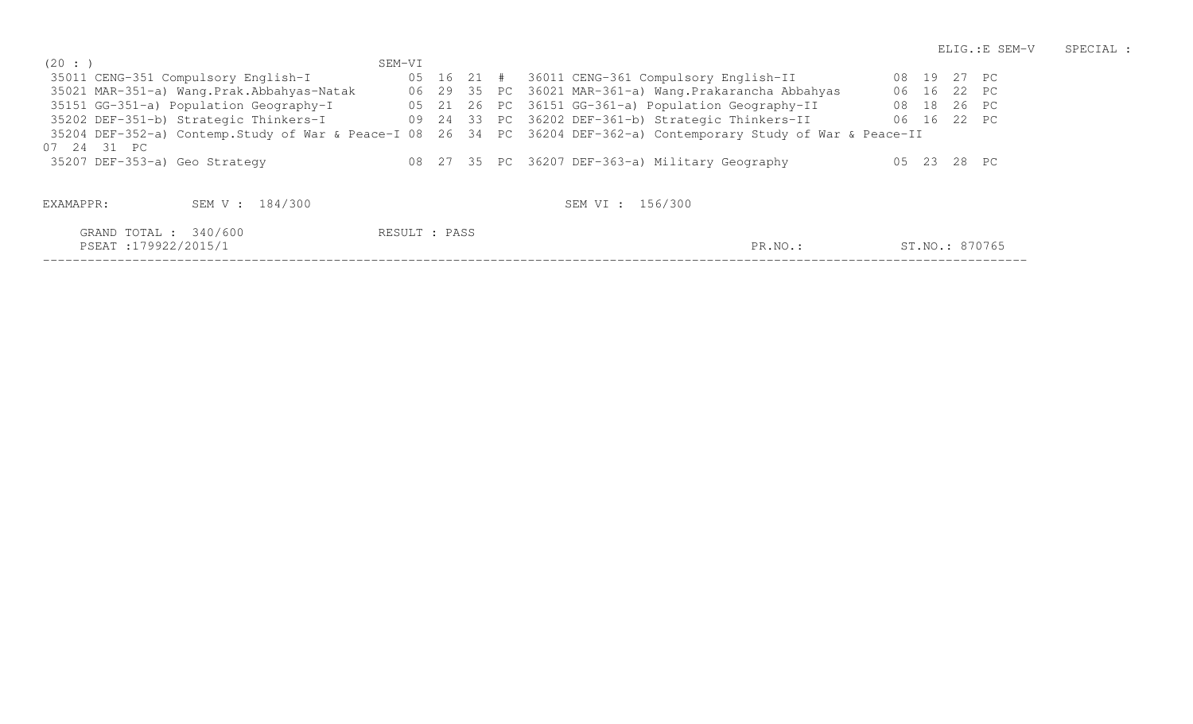ELIG.:E SEM-V SPECIAL :

(20 : ) SEM-VI

| SEM-V Subject | | | | | SEM-VI Subject | | | | |
|---|---|---|---|---|---|---|---|---|---|
| 35011 CENG-351 Compulsory English-I | 05 | 16 | 21 | # | 36011 CENG-361 Compulsory English-II | 08 | 19 | 27 | PC |
| 35021 MAR-351-a) Wang.Prak.Abbahyas-Natak | 06 | 29 | 35 | PC | 36021 MAR-361-a) Wang.Prakarancha Abbahyas | 06 | 16 | 22 | PC |
| 35151 GG-351-a) Population Geography-I | 05 | 21 | 26 | PC | 36151 GG-361-a) Population Geography-II | 08 | 18 | 26 | PC |
| 35202 DEF-351-b) Strategic Thinkers-I | 09 | 24 | 33 | PC | 36202 DEF-361-b) Strategic Thinkers-II | 06 | 16 | 22 | PC |
| 35204 DEF-352-a) Contemp.Study of War & Peace-I | 08 | 26 | 34 | PC | 36204 DEF-362-a) Contemporary Study of War & Peace-II | 07 | 24 | 31 | PC |
| 35207 DEF-353-a) Geo Strategy | 08 | 27 | 35 | PC | 36207 DEF-363-a) Military Geography | 05 | 23 | 28 | PC |

EXAMAPPR: SEM V : 184/300 SEM VI : 156/300

GRAND TOTAL : 340/600 RESULT : PASS

PSEAT :179922/2015/1 PR.NO.: ST.NO.: 870765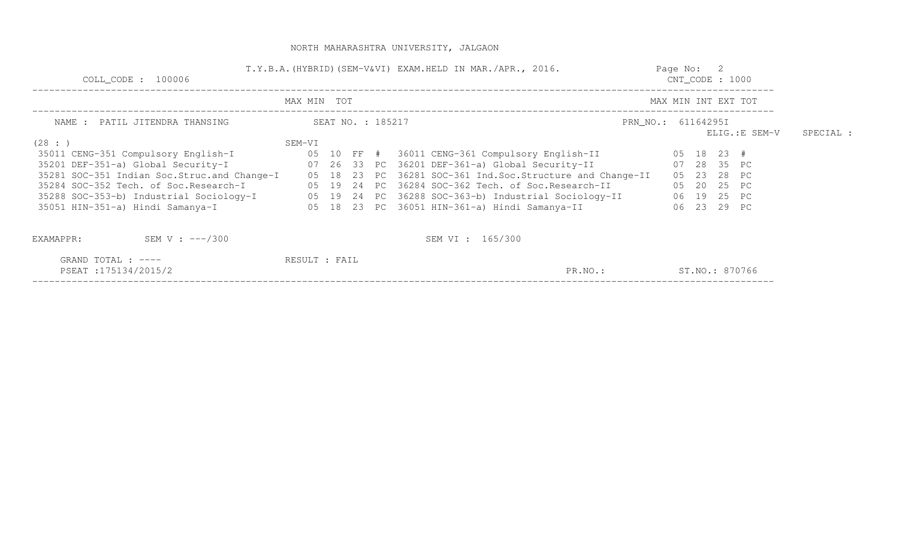NORTH MAHARASHTRA UNIVERSITY, JALGAON

T.Y.B.A.(HYBRID)(SEM-V&VI) EXAM.HELD IN MAR./APR., 2016.

COLL_CODE : 100006 | CNT_CODE : 1000

NAME : PATIL JITENDRA THANSING | SEAT NO. : 185217 | PRN_NO.: 61164295I | ELIG.:E SEM-V | SPECIAL :

(28 : ) SEM-VI

| Course | MAX | MIN | TOT | | Course | MAX | MIN | INT | EXT | TOT |
|---|---|---|---|---|---|---|---|---|---|---|
| 35011 CENG-351 Compulsory English-I | 05 | 10 | FF | # | 36011 CENG-361 Compulsory English-II | 05 | 18 | 23 | # | |
| 35201 DEF-351-a) Global Security-I | 07 | 26 | 33 | PC | 36201 DEF-361-a) Global Security-II | 07 | 28 | 35 | PC | |
| 35281 SOC-351 Indian Soc.Struc.and Change-I | 05 | 18 | 23 | PC | 36281 SOC-361 Ind.Soc.Structure and Change-II | 05 | 23 | 28 | PC | |
| 35284 SOC-352 Tech. of Soc.Research-I | 05 | 19 | 24 | PC | 36284 SOC-362 Tech. of Soc.Research-II | 05 | 20 | 25 | PC | |
| 35288 SOC-353-b) Industrial Sociology-I | 05 | 19 | 24 | PC | 36288 SOC-363-b) Industrial Sociology-II | 06 | 19 | 25 | PC | |
| 35051 HIN-351-a) Hindi Samanya-I | 05 | 18 | 23 | PC | 36051 HIN-361-a) Hindi Samanya-II | 06 | 23 | 29 | PC | |

EXAMAPPR: SEM V : ---/300 SEM VI : 165/300

GRAND TOTAL : ---- RESULT : FAIL

PSEAT :175134/2015/2 PR.NO.: ST.NO.: 870766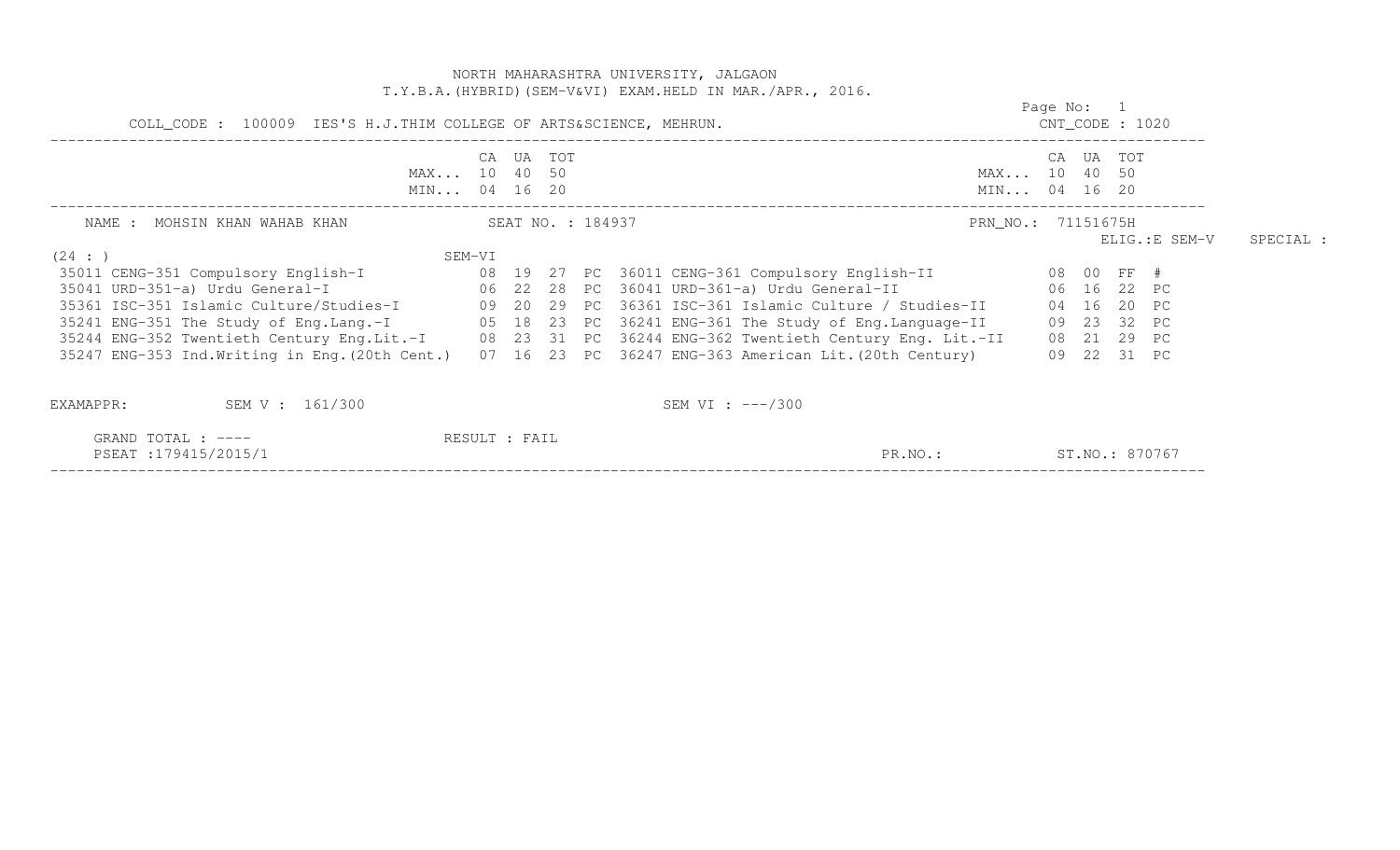NORTH MAHARASHTRA UNIVERSITY, JALGAON

T.Y.B.A.(HYBRID)(SEM-V&VI) EXAM.HELD IN MAR./APR., 2016.

COLL_CODE : 100009 IES'S H.J.THIM COLLEGE OF ARTS&SCIENCE, MEHRUN. CNT_CODE : 1020

| | CA | UA | TOT | | | CA | UA | TOT | |
|---|---|---|---|---|---|---|---|---|---|
| MAX... | 10 | 40 | 50 | | MAX... | 10 | 40 | 50 | |
| MIN... | 04 | 16 | 20 | | MIN... | 04 | 16 | 20 | |

NAME : MOHSIN KHAN WAHAB KHAN SEAT NO. : 184937 PRN_NO.: 71151675H

ELIG.:E SEM-V SPECIAL :

(24 : ) SEM-VI

| Subject (SEM-V) | CA | UA | TOT | | Subject (SEM-VI) | CA | UA | TOT | |
|---|---|---|---|---|---|---|---|---|---|
| 35011 CENG-351 Compulsory English-I | 08 | 19 | 27 | PC | 36011 CENG-361 Compulsory English-II | 08 | 00 | FF | # |
| 35041 URD-351-a) Urdu General-I | 06 | 22 | 28 | PC | 36041 URD-361-a) Urdu General-II | 06 | 16 | 22 | PC |
| 35361 ISC-351 Islamic Culture/Studies-I | 09 | 20 | 29 | PC | 36361 ISC-361 Islamic Culture / Studies-II | 04 | 16 | 20 | PC |
| 35241 ENG-351 The Study of Eng.Lang.-I | 05 | 18 | 23 | PC | 36241 ENG-361 The Study of Eng.Language-II | 09 | 23 | 32 | PC |
| 35244 ENG-352 Twentieth Century Eng.Lit.-I | 08 | 23 | 31 | PC | 36244 ENG-362 Twentieth Century Eng. Lit.-II | 08 | 21 | 29 | PC |
| 35247 ENG-353 Ind.Writing in Eng.(20th Cent.) | 07 | 16 | 23 | PC | 36247 ENG-363 American Lit.(20th Century) | 09 | 22 | 31 | PC |

EXAMAPPR: SEM V : 161/300 SEM VI : ---/300

GRAND TOTAL : ---- RESULT : FAIL

PSEAT :179415/2015/1 PR.NO.: ST.NO.: 870767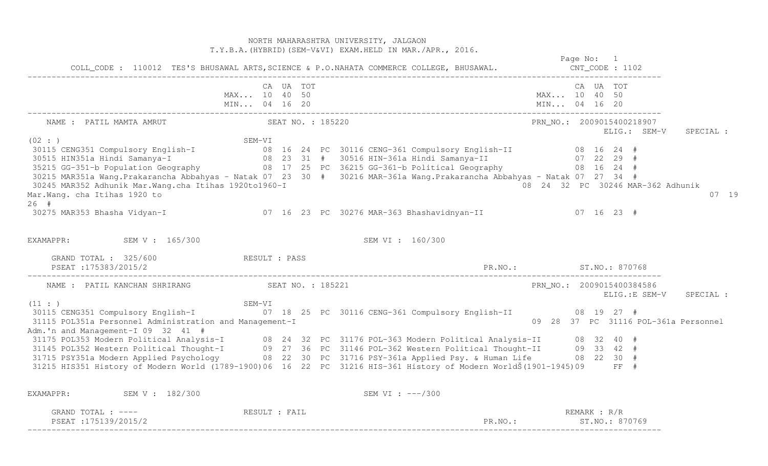NORTH MAHARASHTRA UNIVERSITY, JALGAON
T.Y.B.A.(HYBRID)(SEM-V&VI) EXAM.HELD IN MAR./APR., 2016.

Page No: 1

COLL_CODE : 110012 TES'S BHUSAWAL ARTS,SCIENCE & P.O.NAHATA COMMERCE COLLEGE, BHUSAWAL. CNT_CODE : 1102

| | CA | UA | TOT | | CA | UA | TOT |
|---|---|---|---|---|---|---|---|
| MAX... | 10 | 40 | 50 | MAX... | 10 | 40 | 50 |
| MIN... | 04 | 16 | 20 | MIN... | 04 | 16 | 20 |

---

NAME : PATIL MAMTA AMRUT SEAT NO. : 185220 PRN_NO.: 2009015400218907

ELIG.: SEM-V SPECIAL :

(02 : ) SEM-VI

| Code | Subject | CA | UA | TOT | Res | Code | Subject | CA | UA | TOT | Res |
|---|---|---|---|---|---|---|---|---|---|---|---|
| 30115 | CENG351 Compulsory English-I | 08 | 16 | 24 | PC | 30116 | CENG-361 Compulsory English-II | 08 | 16 | 24 | # |
| 30515 | HIN351a Hindi Samanya-I | 08 | 23 | 31 | # | 30516 | HIN-361a Hindi Samanya-II | 07 | 22 | 29 | # |
| 35215 | GG-351-b Population Geography | 08 | 17 | 25 | PC | 36215 | GG-361-b Political Geography | 08 | 16 | 24 | # |
| 30215 | MAR351a Wang.Prakarancha Abbahyas - Natak | 07 | 23 | 30 | # | 30216 | MAR-361a Wang.Prakarancha Abbahyas - Natak | 07 | 27 | 34 | # |
| 30245 | MAR352 Adhunik Mar.Wang.cha Itihas 1920to1960-I | 08 | 24 | 32 | PC | 30246 | MAR-362 Adhunik Mar.Wang. cha Itihas 1920 to | 07 | 19 | 26 | # |
| 30275 | MAR353 Bhasha Vidyan-I | 07 | 16 | 23 | PC | 30276 | MAR-363 Bhashavidnyan-II | 07 | 16 | 23 | # |

EXAMAPPR: SEM V : 165/300 SEM VI : 160/300

GRAND TOTAL : 325/600 RESULT : PASS

PSEAT :175383/2015/2 PR.NO.: ST.NO.: 870768

---

NAME : PATIL KANCHAN SHRIRANG SEAT NO. : 185221 PRN_NO.: 2009015400384586

ELIG.:E SEM-V SPECIAL :

(11 : ) SEM-VI

| Code | Subject | CA | UA | TOT | Res | Code | Subject | CA | UA | TOT | Res |
|---|---|---|---|---|---|---|---|---|---|---|---|
| 30115 | CENG351 Compulsory English-I | 07 | 18 | 25 | PC | 30116 | CENG-361 Compulsory English-II | 08 | 19 | 27 | # |
| 31115 | POL351a Personnel Administration and Management-I | 09 | 28 | 37 | PC | 31116 | POL-361a Personnel Adm.'n and Management-I | 09 | 32 | 41 | # |
| 31175 | POL353 Modern Political Analysis-I | 08 | 24 | 32 | PC | 31176 | POL-363 Modern Political Analysis-II | 08 | 32 | 40 | # |
| 31145 | POL352 Western Political Thought-I | 09 | 27 | 36 | PC | 31146 | POL-362 Western Political Thought-II | 09 | 33 | 42 | # |
| 31715 | PSY351a Modern Applied Psychology | 08 | 22 | 30 | PC | 31716 | PSY-361a Applied Psy. & Human Life | 08 | 22 | 30 | # |
| 31215 | HIS351 History of Modern World (1789-1900) | 06 | 16 | 22 | PC | 31216 | HIS-361 History of Modern WorldŠ(1901-1945) | 09 | | FF | # |

EXAMAPPR: SEM V : 182/300 SEM VI : ---/300

GRAND TOTAL : ---- RESULT : FAIL REMARK : R/R

PSEAT :175139/2015/2 PR.NO.: ST.NO.: 870769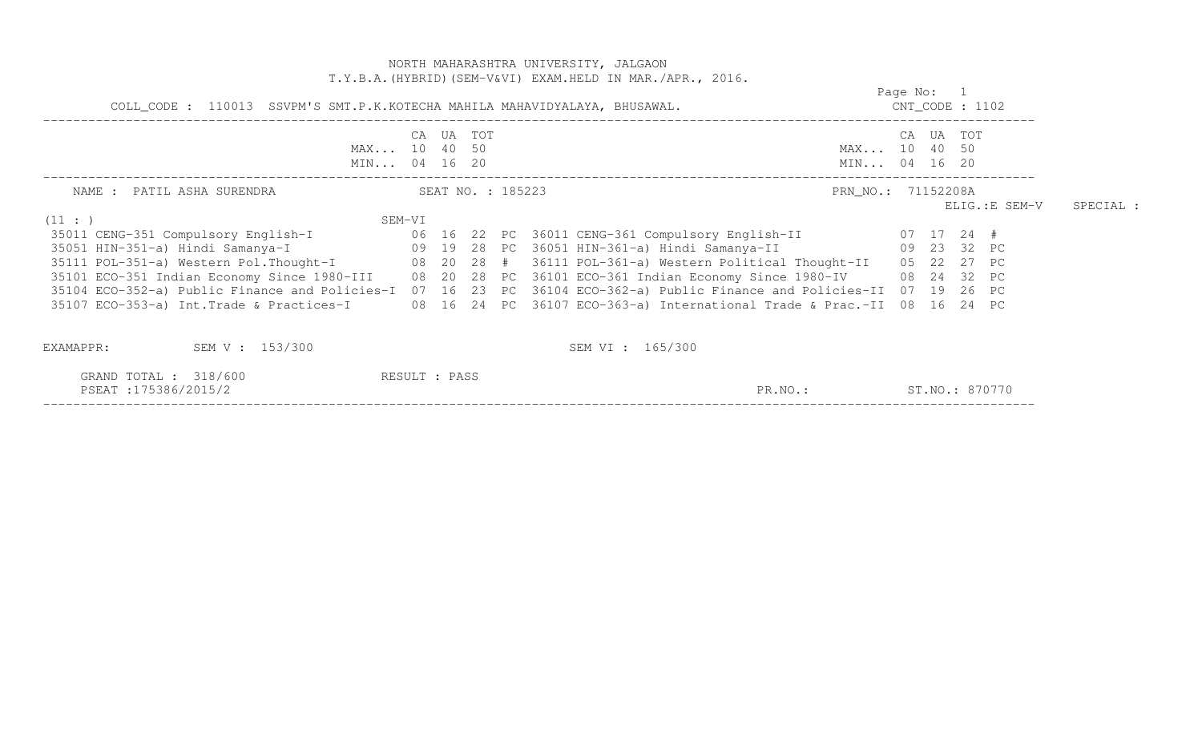NORTH MAHARASHTRA UNIVERSITY, JALGAON

T.Y.B.A.(HYBRID)(SEM-V&VI) EXAM.HELD IN MAR./APR., 2016.

Page No: 1

COLL_CODE : 110013 SSVPM'S SMT.P.K.KOTECHA MAHILA MAHAVIDYALAYA, BHUSAWAL. CNT_CODE : 1102

| | CA | UA | TOT | | | CA | UA | TOT | |
|---|---|---|---|---|---|---|---|---|---|
| MAX... | 10 | 40 | 50 | | MAX... | 10 | 40 | 50 | |
| MIN... | 04 | 16 | 20 | | MIN... | 04 | 16 | 20 | |

NAME : PATIL ASHA SURENDRA SEAT NO. : 185223 PRN_NO.: 71152208A

ELIG.:E SEM-V SPECIAL :

(11 : ) SEM-VI

| SEM-V Subject | CA | UA | TOT | | SEM-VI Subject | CA | UA | TOT | |
|---|---|---|---|---|---|---|---|---|---|
| 35011 CENG-351 Compulsory English-I | 06 | 16 | 22 | PC | 36011 CENG-361 Compulsory English-II | 07 | 17 | 24 | # |
| 35051 HIN-351-a) Hindi Samanya-I | 09 | 19 | 28 | PC | 36051 HIN-361-a) Hindi Samanya-II | 09 | 23 | 32 | PC |
| 35111 POL-351-a) Western Pol.Thought-I | 08 | 20 | 28 | # | 36111 POL-361-a) Western Political Thought-II | 05 | 22 | 27 | PC |
| 35101 ECO-351 Indian Economy Since 1980-III | 08 | 20 | 28 | PC | 36101 ECO-361 Indian Economy Since 1980-IV | 08 | 24 | 32 | PC |
| 35104 ECO-352-a) Public Finance and Policies-I | 07 | 16 | 23 | PC | 36104 ECO-362-a) Public Finance and Policies-II | 07 | 19 | 26 | PC |
| 35107 ECO-353-a) Int.Trade & Practices-I | 08 | 16 | 24 | PC | 36107 ECO-363-a) International Trade & Prac.-II | 08 | 16 | 24 | PC |

EXAMAPPR: SEM V : 153/300 SEM VI : 165/300

GRAND TOTAL : 318/600 RESULT : PASS

PSEAT :175386/2015/2 PR.NO.: ST.NO.: 870770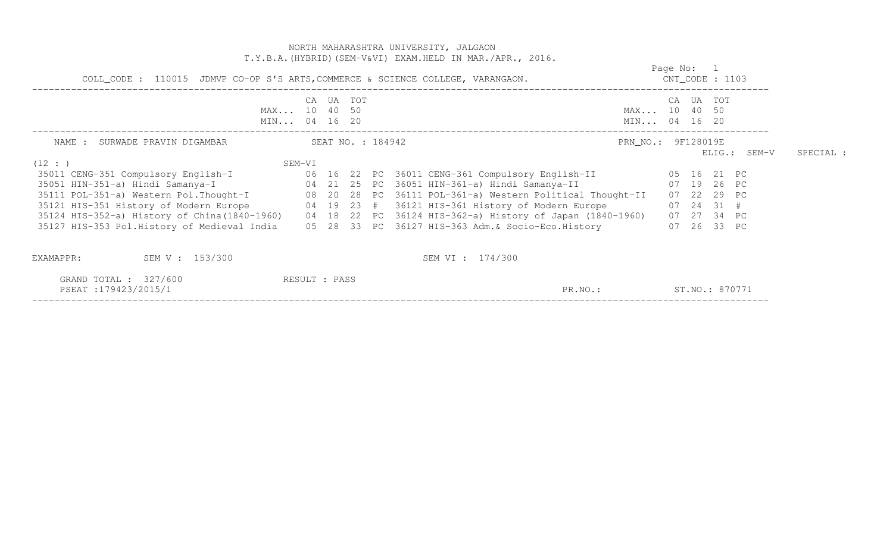NORTH MAHARASHTRA UNIVERSITY, JALGAON

T.Y.B.A.(HYBRID)(SEM-V&VI) EXAM.HELD IN MAR./APR., 2016.

Page No: 1

COLL_CODE : 110015 JDMVP CO-OP S'S ARTS,COMMERCE & SCIENCE COLLEGE, VARANGAON. CNT_CODE : 1103

| | CA | UA | TOT | | | CA | UA | TOT | |
|---|---|---|---|---|---|---|---|---|---|
| MAX... | 10 | 40 | 50 | | MAX... | 10 | 40 | 50 | |
| MIN... | 04 | 16 | 20 | | MIN... | 04 | 16 | 20 | |

NAME : SURWADE PRAVIN DIGAMBAR SEAT NO. : 184942 PRN_NO.: 9F128019E

ELIG.: SEM-V SPECIAL :

(12 : ) SEM-VI

| Subject | CA | UA | TOT | | Subject | CA | UA | TOT | |
|---|---|---|---|---|---|---|---|---|---|
| 35011 CENG-351 Compulsory English-I | 06 | 16 | 22 | PC | 36011 CENG-361 Compulsory English-II | 05 | 16 | 21 | PC |
| 35051 HIN-351-a) Hindi Samanya-I | 04 | 21 | 25 | PC | 36051 HIN-361-a) Hindi Samanya-II | 07 | 19 | 26 | PC |
| 35111 POL-351-a) Western Pol.Thought-I | 08 | 20 | 28 | PC | 36111 POL-361-a) Western Political Thought-II | 07 | 22 | 29 | PC |
| 35121 HIS-351 History of Modern Europe | 04 | 19 | 23 | # | 36121 HIS-361 History of Modern Europe | 07 | 24 | 31 | # |
| 35124 HIS-352-a) History of China(1840-1960) | 04 | 18 | 22 | PC | 36124 HIS-362-a) History of Japan (1840-1960) | 07 | 27 | 34 | PC |
| 35127 HIS-353 Pol.History of Medieval India | 05 | 28 | 33 | PC | 36127 HIS-363 Adm.& Socio-Eco.History | 07 | 26 | 33 | PC |

EXAMAPPR: SEM V : 153/300 SEM VI : 174/300

GRAND TOTAL : 327/600 RESULT : PASS

PSEAT :179423/2015/1 PR.NO.: ST.NO.: 870771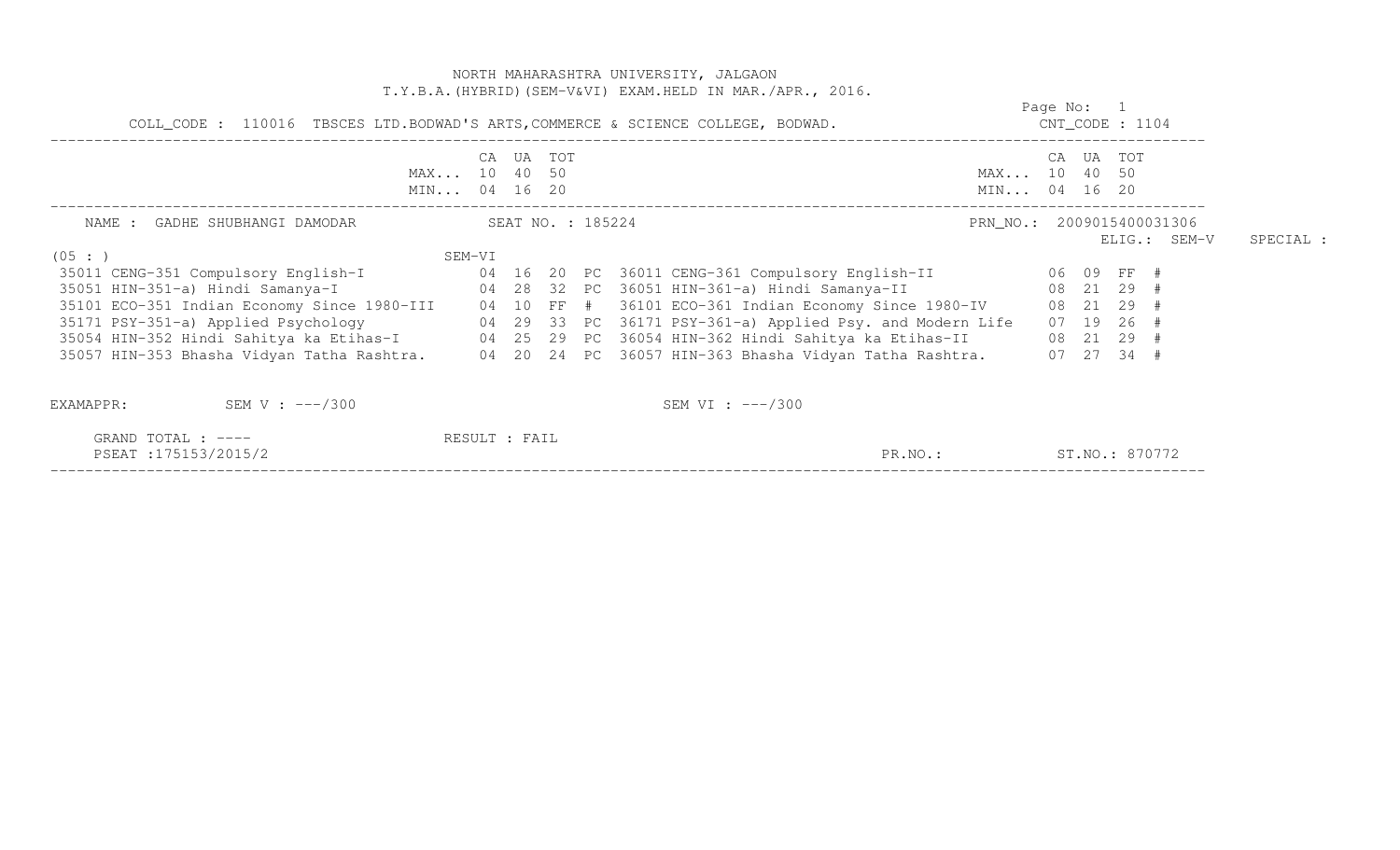NORTH MAHARASHTRA UNIVERSITY, JALGAON

T.Y.B.A.(HYBRID)(SEM-V&VI) EXAM.HELD IN MAR./APR., 2016.

Page No: 1

COLL_CODE : 110016 TBSCES LTD.BODWAD'S ARTS,COMMERCE & SCIENCE COLLEGE, BODWAD. CNT_CODE : 1104

| | CA | UA | TOT | | | CA | UA | TOT | |
|---|---|---|---|---|---|---|---|---|---|
| MAX... | 10 | 40 | 50 | | MAX... | 10 | 40 | 50 | |
| MIN... | 04 | 16 | 20 | | MIN... | 04 | 16 | 20 | |

NAME : GADHE SHUBHANGI DAMODAR SEAT NO. : 185224 PRN_NO.: 2009015400031306

ELIG.: SEM-V SPECIAL :

(05 : ) SEM-VI

| SEM-V Subject | CA | UA | TOT | | SEM-VI Subject | CA | UA | TOT | |
|---|---|---|---|---|---|---|---|---|---|
| 35011 CENG-351 Compulsory English-I | 04 | 16 | 20 | PC | 36011 CENG-361 Compulsory English-II | 06 | 09 | FF | # |
| 35051 HIN-351-a) Hindi Samanya-I | 04 | 28 | 32 | PC | 36051 HIN-361-a) Hindi Samanya-II | 08 | 21 | 29 | # |
| 35101 ECO-351 Indian Economy Since 1980-III | 04 | 10 | FF | # | 36101 ECO-361 Indian Economy Since 1980-IV | 08 | 21 | 29 | # |
| 35171 PSY-351-a) Applied Psychology | 04 | 29 | 33 | PC | 36171 PSY-361-a) Applied Psy. and Modern Life | 07 | 19 | 26 | # |
| 35054 HIN-352 Hindi Sahitya ka Etihas-I | 04 | 25 | 29 | PC | 36054 HIN-362 Hindi Sahitya ka Etihas-II | 08 | 21 | 29 | # |
| 35057 HIN-353 Bhasha Vidyan Tatha Rashtra. | 04 | 20 | 24 | PC | 36057 HIN-363 Bhasha Vidyan Tatha Rashtra. | 07 | 27 | 34 | # |

EXAMAPPR: SEM V : ---/300 SEM VI : ---/300

GRAND TOTAL : ---- RESULT : FAIL

PSEAT :175153/2015/2 PR.NO.: ST.NO.: 870772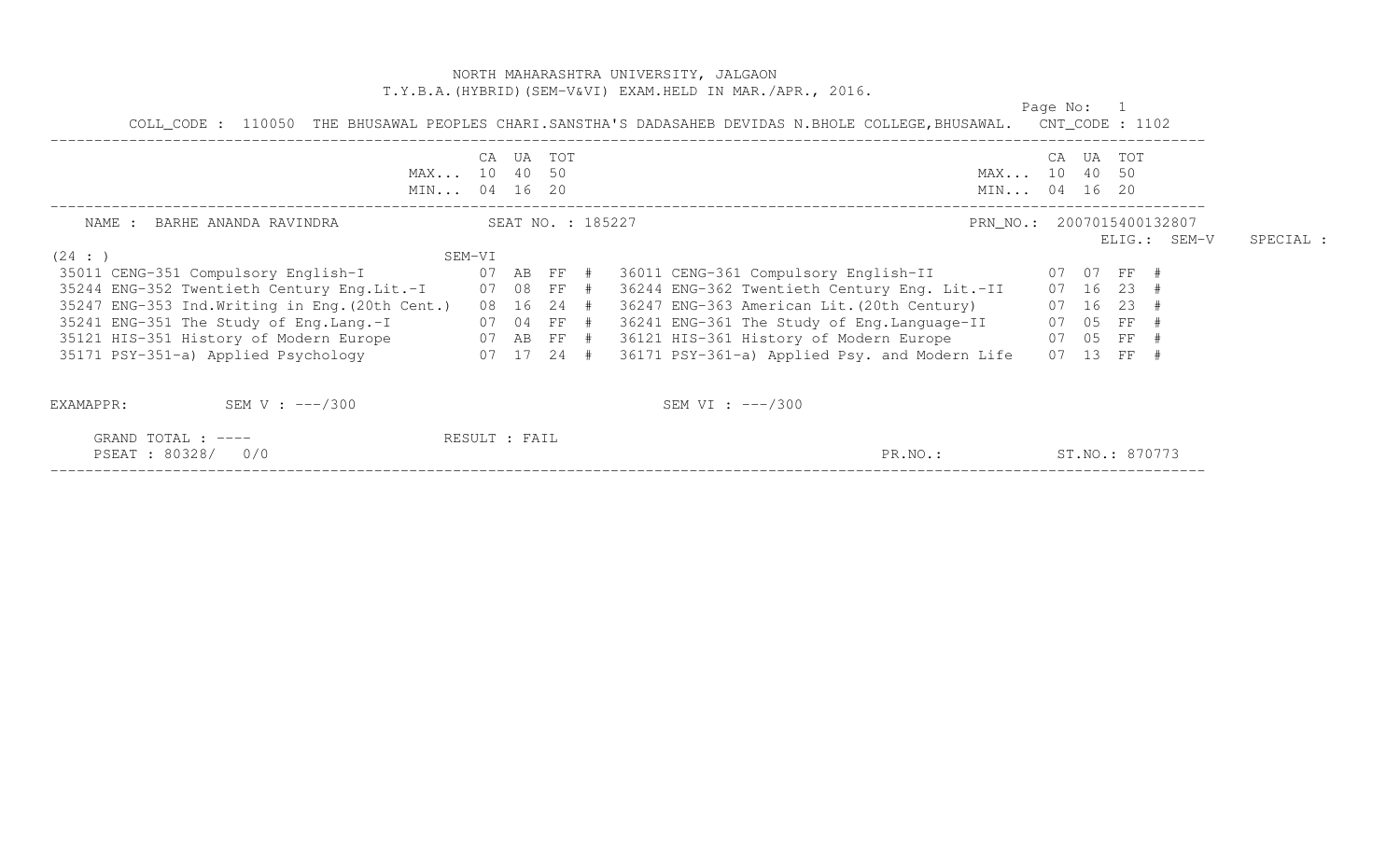NORTH MAHARASHTRA UNIVERSITY, JALGAON

T.Y.B.A.(HYBRID)(SEM-V&VI) EXAM.HELD IN MAR./APR., 2016.

COLL_CODE : 110050 THE BHUSAWAL PEOPLES CHARI.SANSTHA'S DADASAHEB DEVIDAS N.BHOLE COLLEGE,BHUSAWAL. CNT_CODE : 1102

| | CA | UA | TOT | | | CA | UA | TOT | |
|---|---|---|---|---|---|---|---|---|---|
| MAX... | 10 | 40 | 50 | | MAX... | 10 | 40 | 50 | |
| MIN... | 04 | 16 | 20 | | MIN... | 04 | 16 | 20 | |

NAME : BARHE ANANDA RAVINDRA SEAT NO. : 185227 PRN_NO.: 2007015400132807

ELIG.: SEM-V SPECIAL :

(24 : ) SEM-VI

| Subject | CA | UA | TOT | | Subject | CA | UA | TOT | |
|---|---|---|---|---|---|---|---|---|---|
| 35011 CENG-351 Compulsory English-I | 07 | AB | FF | # | 36011 CENG-361 Compulsory English-II | 07 | 07 | FF | # |
| 35244 ENG-352 Twentieth Century Eng.Lit.-I | 07 | 08 | FF | # | 36244 ENG-362 Twentieth Century Eng. Lit.-II | 07 | 16 | 23 | # |
| 35247 ENG-353 Ind.Writing in Eng.(20th Cent.) | 08 | 16 | 24 | # | 36247 ENG-363 American Lit.(20th Century) | 07 | 16 | 23 | # |
| 35241 ENG-351 The Study of Eng.Lang.-I | 07 | 04 | FF | # | 36241 ENG-361 The Study of Eng.Language-II | 07 | 05 | FF | # |
| 35121 HIS-351 History of Modern Europe | 07 | AB | FF | # | 36121 HIS-361 History of Modern Europe | 07 | 05 | FF | # |
| 35171 PSY-351-a) Applied Psychology | 07 | 17 | 24 | # | 36171 PSY-361-a) Applied Psy. and Modern Life | 07 | 13 | FF | # |

EXAMAPPR: SEM V : ---/300 SEM VI : ---/300

GRAND TOTAL : ---- RESULT : FAIL

PSEAT : 80328/ 0/0 PR.NO.: ST.NO.: 870773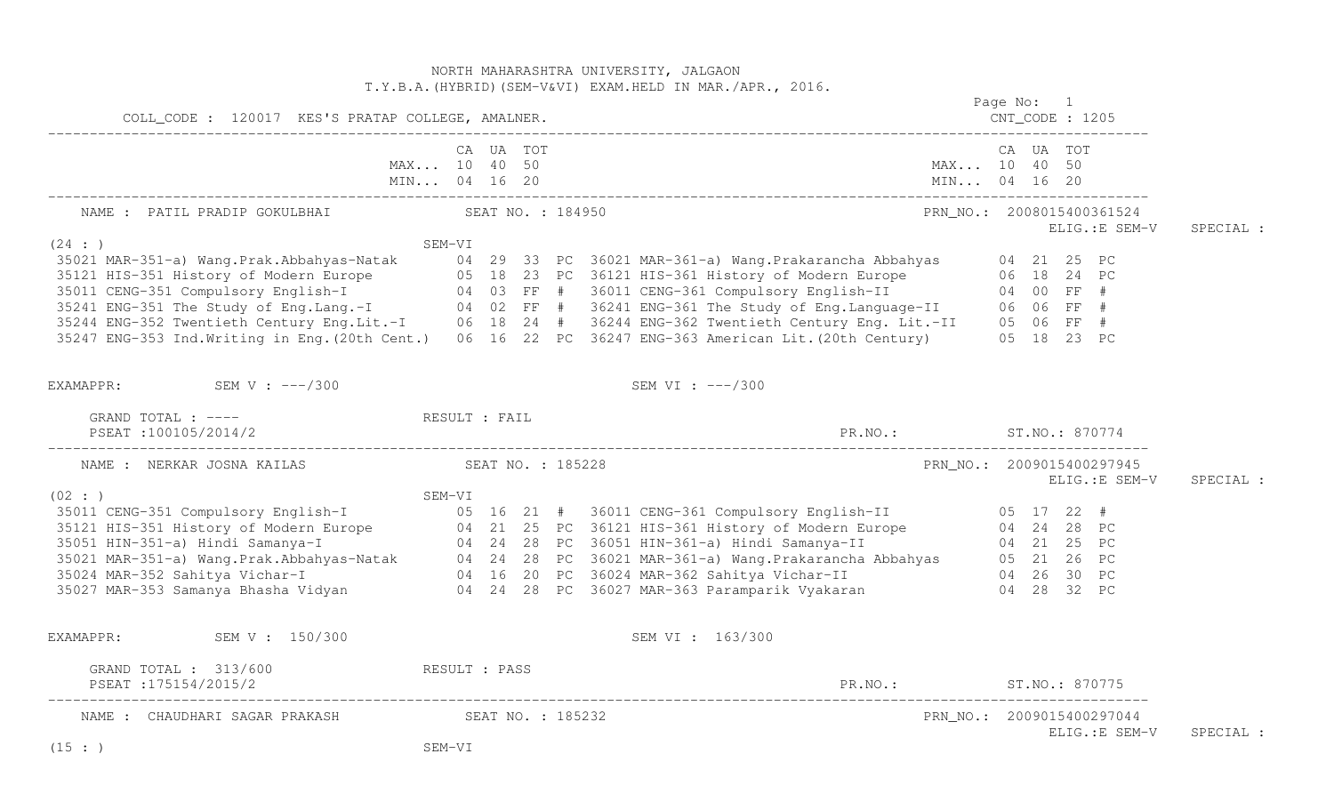NORTH MAHARASHTRA UNIVERSITY, JALGAON
T.Y.B.A.(HYBRID)(SEM-V&VI) EXAM.HELD IN MAR./APR., 2016.

Page No: 1

COLL_CODE : 120017 KES'S PRATAP COLLEGE, AMALNER. CNT_CODE : 1205

| | CA | UA | TOT | | | CA | UA | TOT | |
|---|---|---|---|---|---|---|---|---|---|
| MAX... | 10 | 40 | 50 | | MAX... | 10 | 40 | 50 | |
| MIN... | 04 | 16 | 20 | | MIN... | 04 | 16 | 20 | |

NAME : PATIL PRADIP GOKULBHAI SEAT NO. : 184950 PRN_NO.: 2008015400361524
ELIG.:E SEM-V SPECIAL :

(24 : ) SEM-VI

| SEM-V Subject | CA | UA | TOT | | SEM-VI Subject | CA | UA | TOT | |
|---|---|---|---|---|---|---|---|---|---|
| 35021 MAR-351-a) Wang.Prak.Abbahyas-Natak | 04 | 29 | 33 | PC | 36021 MAR-361-a) Wang.Prakarancha Abbahyas | 04 | 21 | 25 | PC |
| 35121 HIS-351 History of Modern Europe | 05 | 18 | 23 | PC | 36121 HIS-361 History of Modern Europe | 06 | 18 | 24 | PC |
| 35011 CENG-351 Compulsory English-I | 04 | 03 | FF | # | 36011 CENG-361 Compulsory English-II | 04 | 00 | FF | # |
| 35241 ENG-351 The Study of Eng.Lang.-I | 04 | 02 | FF | # | 36241 ENG-361 The Study of Eng.Language-II | 06 | 06 | FF | # |
| 35244 ENG-352 Twentieth Century Eng.Lit.-I | 06 | 18 | 24 | # | 36244 ENG-362 Twentieth Century Eng. Lit.-II | 05 | 06 | FF | # |
| 35247 ENG-353 Ind.Writing in Eng.(20th Cent.) | 06 | 16 | 22 | PC | 36247 ENG-363 American Lit.(20th Century) | 05 | 18 | 23 | PC |

EXAMAPPR: SEM V : ---/300 SEM VI : ---/300

GRAND TOTAL : ---- RESULT : FAIL
PSEAT :100105/2014/2 PR.NO.: ST.NO.: 870774

NAME : NERKAR JOSNA KAILAS SEAT NO. : 185228 PRN_NO.: 2009015400297945
ELIG.:E SEM-V SPECIAL :

(02 : ) SEM-VI

| SEM-V Subject | CA | UA | TOT | | SEM-VI Subject | CA | UA | TOT | |
|---|---|---|---|---|---|---|---|---|---|
| 35011 CENG-351 Compulsory English-I | 05 | 16 | 21 | # | 36011 CENG-361 Compulsory English-II | 05 | 17 | 22 | # |
| 35121 HIS-351 History of Modern Europe | 04 | 21 | 25 | PC | 36121 HIS-361 History of Modern Europe | 04 | 24 | 28 | PC |
| 35051 HIN-351-a) Hindi Samanya-I | 04 | 24 | 28 | PC | 36051 HIN-361-a) Hindi Samanya-II | 04 | 21 | 25 | PC |
| 35021 MAR-351-a) Wang.Prak.Abbahyas-Natak | 04 | 24 | 28 | PC | 36021 MAR-361-a) Wang.Prakarancha Abbahyas | 05 | 21 | 26 | PC |
| 35024 MAR-352 Sahitya Vichar-I | 04 | 16 | 20 | PC | 36024 MAR-362 Sahitya Vichar-II | 04 | 26 | 30 | PC |
| 35027 MAR-353 Samanya Bhasha Vidyan | 04 | 24 | 28 | PC | 36027 MAR-363 Paramparik Vyakaran | 04 | 28 | 32 | PC |

EXAMAPPR: SEM V : 150/300 SEM VI : 163/300

GRAND TOTAL : 313/600 RESULT : PASS
PSEAT :175154/2015/2 PR.NO.: ST.NO.: 870775

NAME : CHAUDHARI SAGAR PRAKASH SEAT NO. : 185232 PRN_NO.: 2009015400297044
ELIG.:E SEM-V SPECIAL :

(15 : ) SEM-VI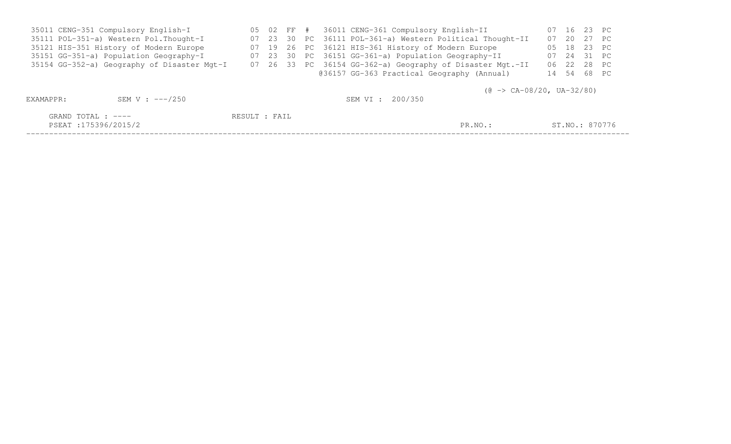| Code | Subject | | | | | Code | Subject | | | | |
|---|---|---|---|---|---|---|---|---|---|---|---|
| 35011 | CENG-351 Compulsory English-I | 05 | 02 | FF | # | 36011 | CENG-361 Compulsory English-II | 07 | 16 | 23 | PC |
| 35111 | POL-351-a) Western Pol.Thought-I | 07 | 23 | 30 | PC | 36111 | POL-361-a) Western Political Thought-II | 07 | 20 | 27 | PC |
| 35121 | HIS-351 History of Modern Europe | 07 | 19 | 26 | PC | 36121 | HIS-361 History of Modern Europe | 05 | 18 | 23 | PC |
| 35151 | GG-351-a) Population Geography-I | 07 | 23 | 30 | PC | 36151 | GG-361-a) Population Geography-II | 07 | 24 | 31 | PC |
| 35154 | GG-352-a) Geography of Disaster Mgt-I | 07 | 26 | 33 | PC | 36154 | GG-362-a) Geography of Disaster Mgt.-II | 06 | 22 | 28 | PC |
| | | | | | | @36157 | GG-363 Practical Geography (Annual) | 14 | 54 | 68 | PC |

(@ -> CA-08/20, UA-32/80)

EXAMAPPR: SEM V : ---/250 SEM VI : 200/350

GRAND TOTAL : ---- RESULT : FAIL

PSEAT :175396/2015/2 PR.NO.: ST.NO.: 870776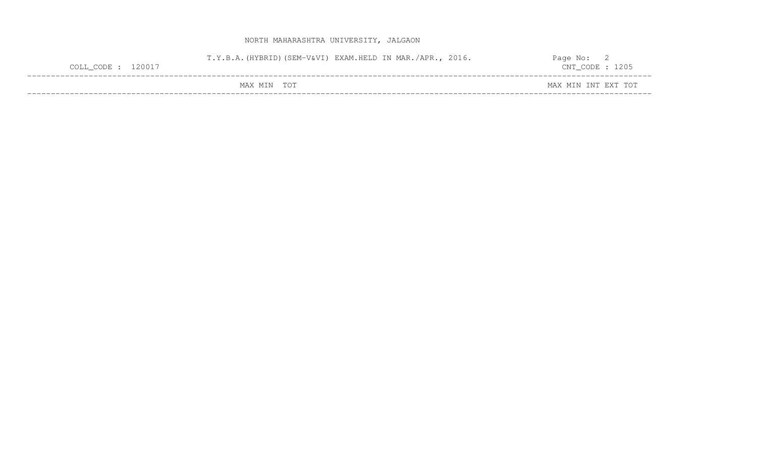NORTH MAHARASHTRA UNIVERSITY, JALGAON

T.Y.B.A.(HYBRID)(SEM-V&VI) EXAM.HELD IN MAR./APR., 2016.

COLL_CODE : 120017

CNT_CODE : 1205

| | MAX | MIN | TOT | | MAX | MIN | INT | EXT | TOT |
| --- | --- | --- | --- | --- | --- | --- | --- | --- | --- |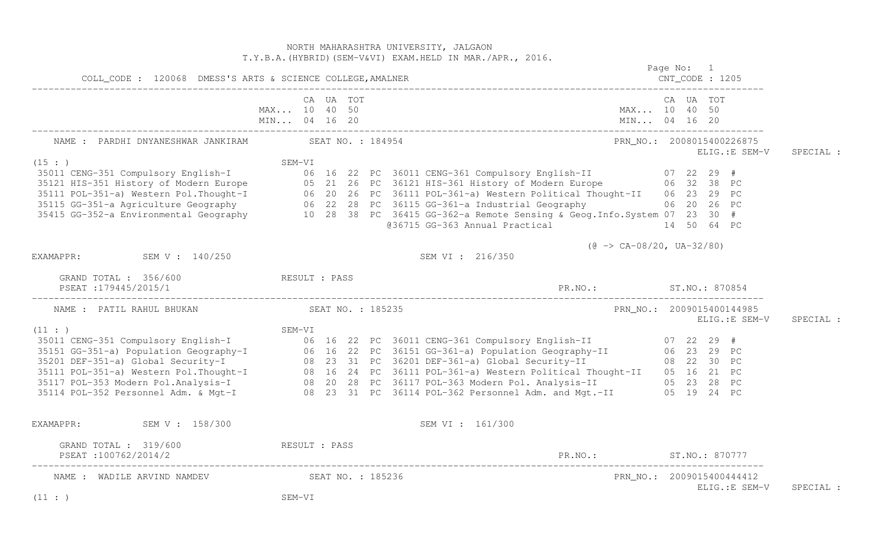NORTH MAHARASHTRA UNIVERSITY, JALGAON
T.Y.B.A.(HYBRID)(SEM-V&VI) EXAM.HELD IN MAR./APR., 2016.

Page No: 1

COLL_CODE : 120068 DMESS'S ARTS & SCIENCE COLLEGE,AMALNER CNT_CODE : 1205

| | CA | UA | TOT | | | CA | UA | TOT |
|---|---|---|---|---|---|---|---|---|
| MAX... | 10 | 40 | 50 | | MAX... | 10 | 40 | 50 |
| MIN... | 04 | 16 | 20 | | MIN... | 04 | 16 | 20 |

NAME : PARDHI DNYANESHWAR JANKIRAM SEAT NO. : 184954 PRN_NO.: 2008015400226875
ELIG.:E SEM-V SPECIAL :

(15 : ) SEM-VI

| SEM-V Subject | CA | UA | TOT | Res | SEM-VI Subject | CA | UA | TOT | Res |
|---|---|---|---|---|---|---|---|---|---|
| 35011 CENG-351 Compulsory English-I | 06 | 16 | 22 | PC | 36011 CENG-361 Compulsory English-II | 07 | 22 | 29 | # |
| 35121 HIS-351 History of Modern Europe | 05 | 21 | 26 | PC | 36121 HIS-361 History of Modern Europe | 06 | 32 | 38 | PC |
| 35111 POL-351-a) Western Pol.Thought-I | 06 | 20 | 26 | PC | 36111 POL-361-a) Western Political Thought-II | 06 | 23 | 29 | PC |
| 35115 GG-351-a Agriculture Geography | 06 | 22 | 28 | PC | 36115 GG-361-a Industrial Geography | 06 | 20 | 26 | PC |
| 35415 GG-352-a Environmental Geography | 10 | 28 | 38 | PC | 36415 GG-362-a Remote Sensing & Geog.Info.System | 07 | 23 | 30 | # |
| | | | | | @36715 GG-363 Annual Practical | 14 | 50 | 64 | PC |

(@ -> CA-08/20, UA-32/80)

EXAMAPPR: SEM V : 140/250 SEM VI : 216/350

GRAND TOTAL : 356/600 RESULT : PASS
PSEAT :179445/2015/1 PR.NO.: ST.NO.: 870854

---

NAME : PATIL RAHUL BHUKAN SEAT NO. : 185235 PRN_NO.: 2009015400144985
ELIG.:E SEM-V SPECIAL :

(11 : ) SEM-VI

| SEM-V Subject | CA | UA | TOT | Res | SEM-VI Subject | CA | UA | TOT | Res |
|---|---|---|---|---|---|---|---|---|---|
| 35011 CENG-351 Compulsory English-I | 06 | 16 | 22 | PC | 36011 CENG-361 Compulsory English-II | 07 | 22 | 29 | # |
| 35151 GG-351-a) Population Geography-I | 06 | 16 | 22 | PC | 36151 GG-361-a) Population Geography-II | 06 | 23 | 29 | PC |
| 35201 DEF-351-a) Global Security-I | 08 | 23 | 31 | PC | 36201 DEF-361-a) Global Security-II | 08 | 22 | 30 | PC |
| 35111 POL-351-a) Western Pol.Thought-I | 08 | 16 | 24 | PC | 36111 POL-361-a) Western Political Thought-II | 05 | 16 | 21 | PC |
| 35117 POL-353 Modern Pol.Analysis-I | 08 | 20 | 28 | PC | 36117 POL-363 Modern Pol. Analysis-II | 05 | 23 | 28 | PC |
| 35114 POL-352 Personnel Adm. & Mgt-I | 08 | 23 | 31 | PC | 36114 POL-362 Personnel Adm. and Mgt.-II | 05 | 19 | 24 | PC |

EXAMAPPR: SEM V : 158/300 SEM VI : 161/300

GRAND TOTAL : 319/600 RESULT : PASS
PSEAT :100762/2014/2 PR.NO.: ST.NO.: 870777

---

NAME : WADILE ARVIND NAMDEV SEAT NO. : 185236 PRN_NO.: 2009015400444412
ELIG.:E SEM-V SPECIAL :

(11 : ) SEM-VI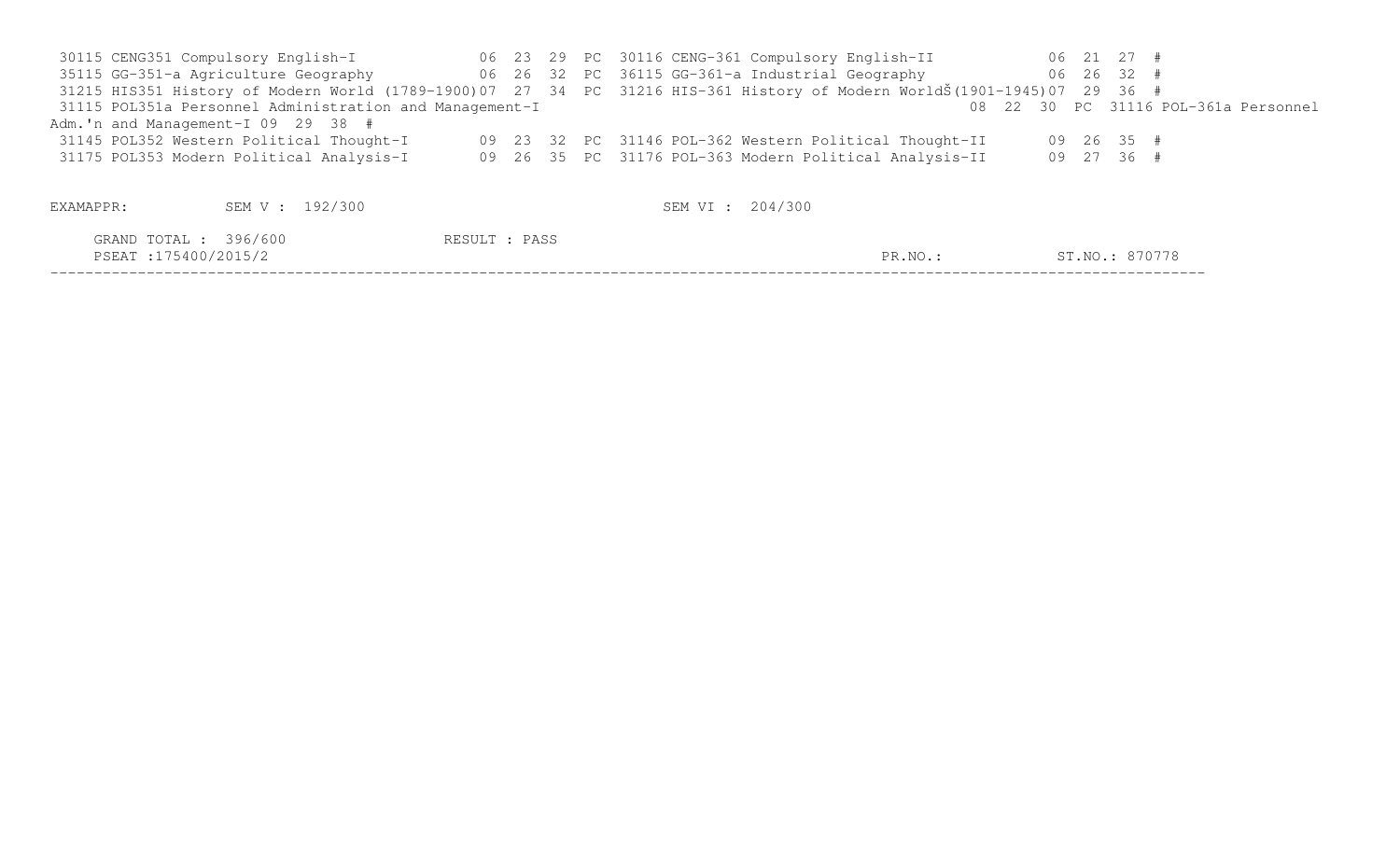```
 30115 CENG351 Compulsory English-I              06  23  29  PC  30116 CENG-361 Compulsory English-II             06  21  27  #
 35115 GG-351-a Agriculture Geography            06  26  32  PC  36115 GG-361-a Industrial Geography              06  26  32  #
 31215 HIS351 History of Modern World (1789-1900)07  27  34  PC  31216 HIS-361 History of Modern WorldŠ(1901-1945)07  29  36  #
 31115 POL351a Personnel Administration and Management-I                                                    08  22  30  PC  31116 POL-361a Personnel
Adm.'n and Management-I 09  29  38  #
 31145 POL352 Western Political Thought-I        09  23  32  PC  31146 POL-362 Western Political Thought-II       09  26  35  #
 31175 POL353 Modern Political Analysis-I        09  26  35  PC  31176 POL-363 Modern Political Analysis-II       09  27  36  #


EXAMAPPR:           SEM V : 192/300                              SEM VI : 204/300

     GRAND TOTAL : 396/600                 RESULT : PASS
     PSEAT :175400/2015/2                                                                              PR.NO.:             ST.NO.: 870778
```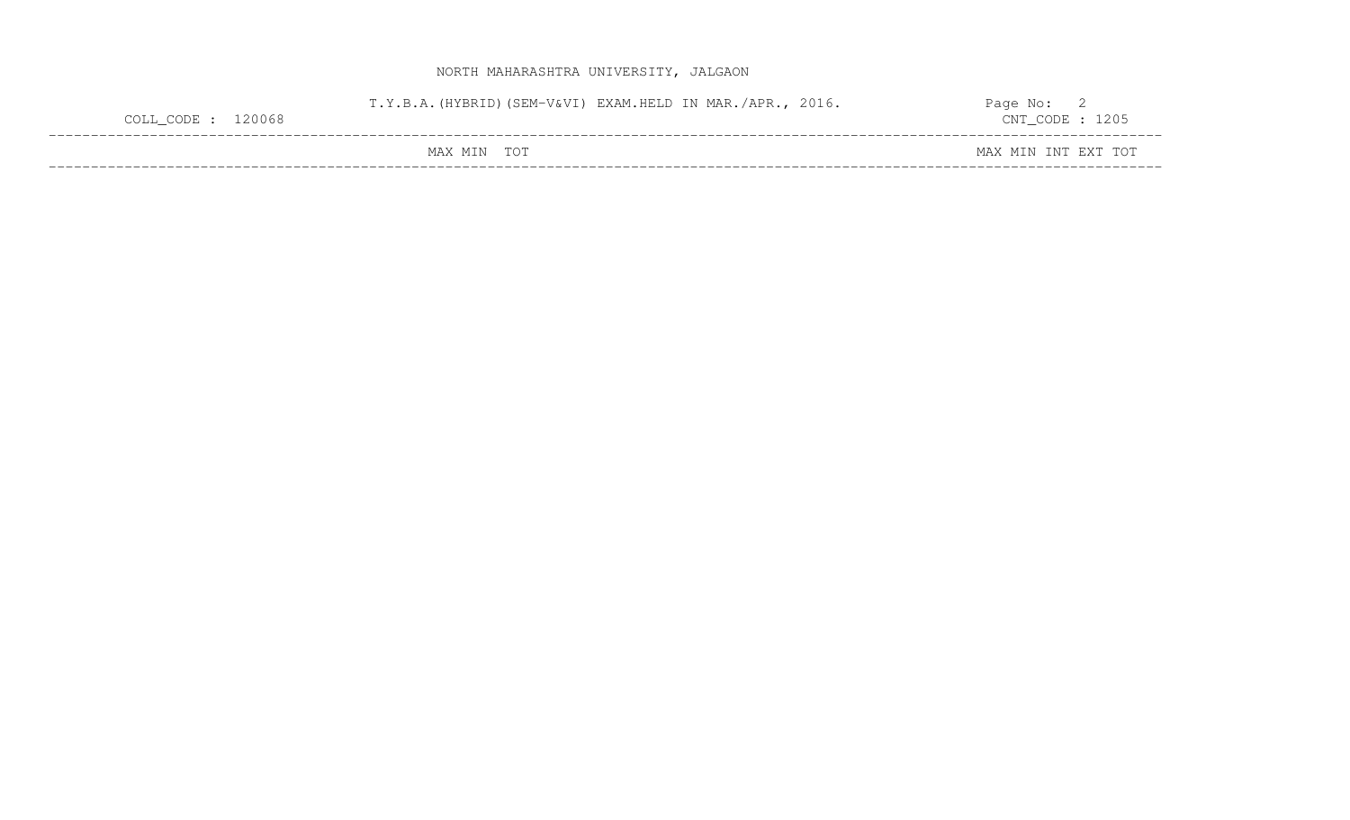NORTH MAHARASHTRA UNIVERSITY, JALGAON

T.Y.B.A.(HYBRID)(SEM-V&VI) EXAM.HELD IN MAR./APR., 2016.

COLL_CODE : 120068

CNT_CODE : 1205

| | MAX | MIN | TOT | | MAX | MIN | INT | EXT | TOT |
|---|---|---|---|---|---|---|---|---|---|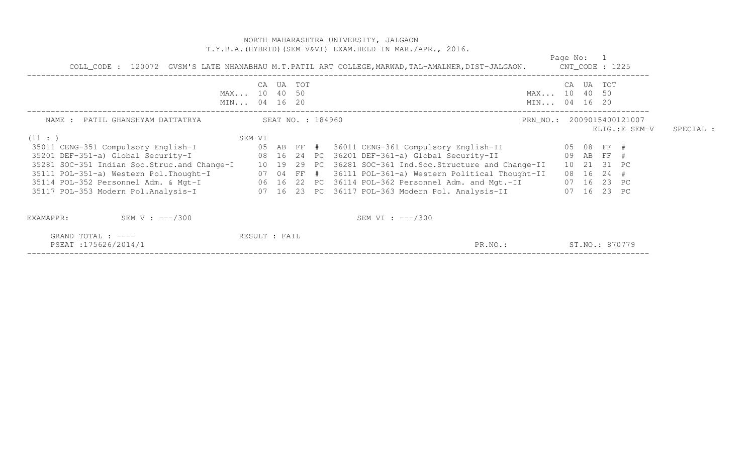NORTH MAHARASHTRA UNIVERSITY, JALGAON

T.Y.B.A.(HYBRID)(SEM-V&VI) EXAM.HELD IN MAR./APR., 2016.

Page No: 1

COLL_CODE : 120072 GVSM'S LATE NHANABHAU M.T.PATIL ART COLLEGE,MARWAD,TAL-AMALNER,DIST-JALGAON. CNT_CODE : 1225

| | CA | UA | TOT | | | CA | UA | TOT | |
|---|---|---|---|---|---|---|---|---|---|
| MAX... | 10 | 40 | 50 | | MAX... | 10 | 40 | 50 | |
| MIN... | 04 | 16 | 20 | | MIN... | 04 | 16 | 20 | |

NAME : PATIL GHANSHYAM DATTATRYA SEAT NO. : 184960 PRN_NO.: 2009015400121007

ELIG.:E SEM-V SPECIAL :

(11 : ) SEM-VI

| Subject (SEM-V) | CA | UA | TOT | | Subject (SEM-VI) | CA | UA | TOT | |
|---|---|---|---|---|---|---|---|---|---|
| 35011 CENG-351 Compulsory English-I | 05 | AB | FF | # | 36011 CENG-361 Compulsory English-II | 05 | 08 | FF | # |
| 35201 DEF-351-a) Global Security-I | 08 | 16 | 24 | PC | 36201 DEF-361-a) Global Security-II | 09 | AB | FF | # |
| 35281 SOC-351 Indian Soc.Struc.and Change-I | 10 | 19 | 29 | PC | 36281 SOC-361 Ind.Soc.Structure and Change-II | 10 | 21 | 31 | PC |
| 35111 POL-351-a) Western Pol.Thought-I | 07 | 04 | FF | # | 36111 POL-361-a) Western Political Thought-II | 08 | 16 | 24 | # |
| 35114 POL-352 Personnel Adm. & Mgt-I | 06 | 16 | 22 | PC | 36114 POL-362 Personnel Adm. and Mgt.-II | 07 | 16 | 23 | PC |
| 35117 POL-353 Modern Pol.Analysis-I | 07 | 16 | 23 | PC | 36117 POL-363 Modern Pol. Analysis-II | 07 | 16 | 23 | PC |

EXAMAPPR: SEM V : ---/300 SEM VI : ---/300

GRAND TOTAL : ---- RESULT : FAIL

PSEAT :175626/2014/1 PR.NO.: ST.NO.: 870779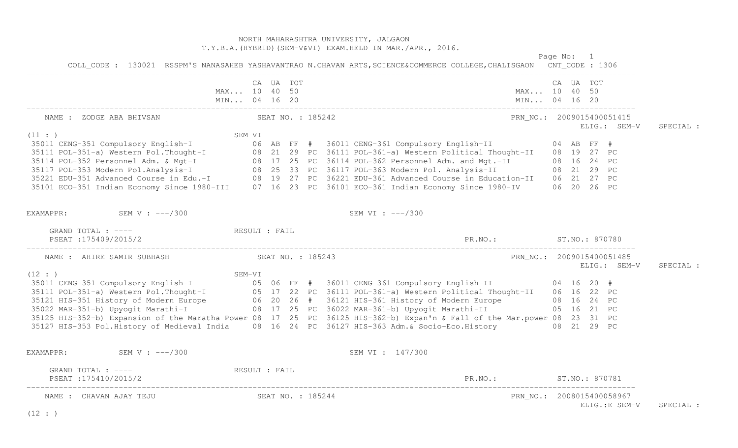NORTH MAHARASHTRA UNIVERSITY, JALGAON
T.Y.B.A.(HYBRID)(SEM-V&VI) EXAM.HELD IN MAR./APR., 2016.

Page No: 1

COLL_CODE : 130021 RSSPM'S NANASAHEB YASHAVANTRAO N.CHAVAN ARTS,SCIENCE&COMMERCE COLLEGE,CHALISGAON CNT_CODE : 1306

| | CA | UA | TOT | | | CA | UA | TOT |
|---|---|---|---|---|---|---|---|---|
| MAX... | 10 | 40 | 50 | | MAX... | 10 | 40 | 50 |
| MIN... | 04 | 16 | 20 | | MIN... | 04 | 16 | 20 |

NAME : ZODGE ABA BHIVSAN SEAT NO. : 185242 PRN_NO.: 2009015400051415
ELIG.: SEM-V SPECIAL :

(11 : ) SEM-VI

| SEM-V Course | CA | UA | TOT | | SEM-VI Course | CA | UA | TOT | |
|---|---|---|---|---|---|---|---|---|---|
| 35011 CENG-351 Compulsory English-I | 06 | AB | FF | # | 36011 CENG-361 Compulsory English-II | 04 | AB | FF | # |
| 35111 POL-351-a) Western Pol.Thought-I | 08 | 21 | 29 | PC | 36111 POL-361-a) Western Political Thought-II | 08 | 19 | 27 | PC |
| 35114 POL-352 Personnel Adm. & Mgt-I | 08 | 17 | 25 | PC | 36114 POL-362 Personnel Adm. and Mgt.-II | 08 | 16 | 24 | PC |
| 35117 POL-353 Modern Pol.Analysis-I | 08 | 25 | 33 | PC | 36117 POL-363 Modern Pol. Analysis-II | 08 | 21 | 29 | PC |
| 35221 EDU-351 Advanced Course in Edu.-I | 08 | 19 | 27 | PC | 36221 EDU-361 Advanced Course in Education-II | 06 | 21 | 27 | PC |
| 35101 ECO-351 Indian Economy Since 1980-III | 07 | 16 | 23 | PC | 36101 ECO-361 Indian Economy Since 1980-IV | 06 | 20 | 26 | PC |

EXAMAPPR: SEM V : ---/300 SEM VI : ---/300

GRAND TOTAL : ---- RESULT : FAIL
PSEAT :175409/2015/2 PR.NO.: ST.NO.: 870780

NAME : AHIRE SAMIR SUBHASH SEAT NO. : 185243 PRN_NO.: 2009015400051485
ELIG.: SEM-V SPECIAL :

(12 : ) SEM-VI

| SEM-V Course | CA | UA | TOT | | SEM-VI Course | CA | UA | TOT | |
|---|---|---|---|---|---|---|---|---|---|
| 35011 CENG-351 Compulsory English-I | 05 | 06 | FF | # | 36011 CENG-361 Compulsory English-II | 04 | 16 | 20 | # |
| 35111 POL-351-a) Western Pol.Thought-I | 05 | 17 | 22 | PC | 36111 POL-361-a) Western Political Thought-II | 06 | 16 | 22 | PC |
| 35121 HIS-351 History of Modern Europe | 06 | 20 | 26 | # | 36121 HIS-361 History of Modern Europe | 08 | 16 | 24 | PC |
| 35022 MAR-351-b) Upyogit Marathi-I | 08 | 17 | 25 | PC | 36022 MAR-361-b) Upyogit Marathi-II | 05 | 16 | 21 | PC |
| 35125 HIS-352-b) Expansion of the Maratha Power | 08 | 17 | 25 | PC | 36125 HIS-362-b) Expan'n & Fall of the Mar.power | 08 | 23 | 31 | PC |
| 35127 HIS-353 Pol.History of Medieval India | 08 | 16 | 24 | PC | 36127 HIS-363 Adm.& Socio-Eco.History | 08 | 21 | 29 | PC |

EXAMAPPR: SEM V : ---/300 SEM VI : 147/300

GRAND TOTAL : ---- RESULT : FAIL
PSEAT :175410/2015/2 PR.NO.: ST.NO.: 870781

NAME : CHAVAN AJAY TEJU SEAT NO. : 185244 PRN_NO.: 2008015400058967
ELIG.:E SEM-V SPECIAL :

(12 : )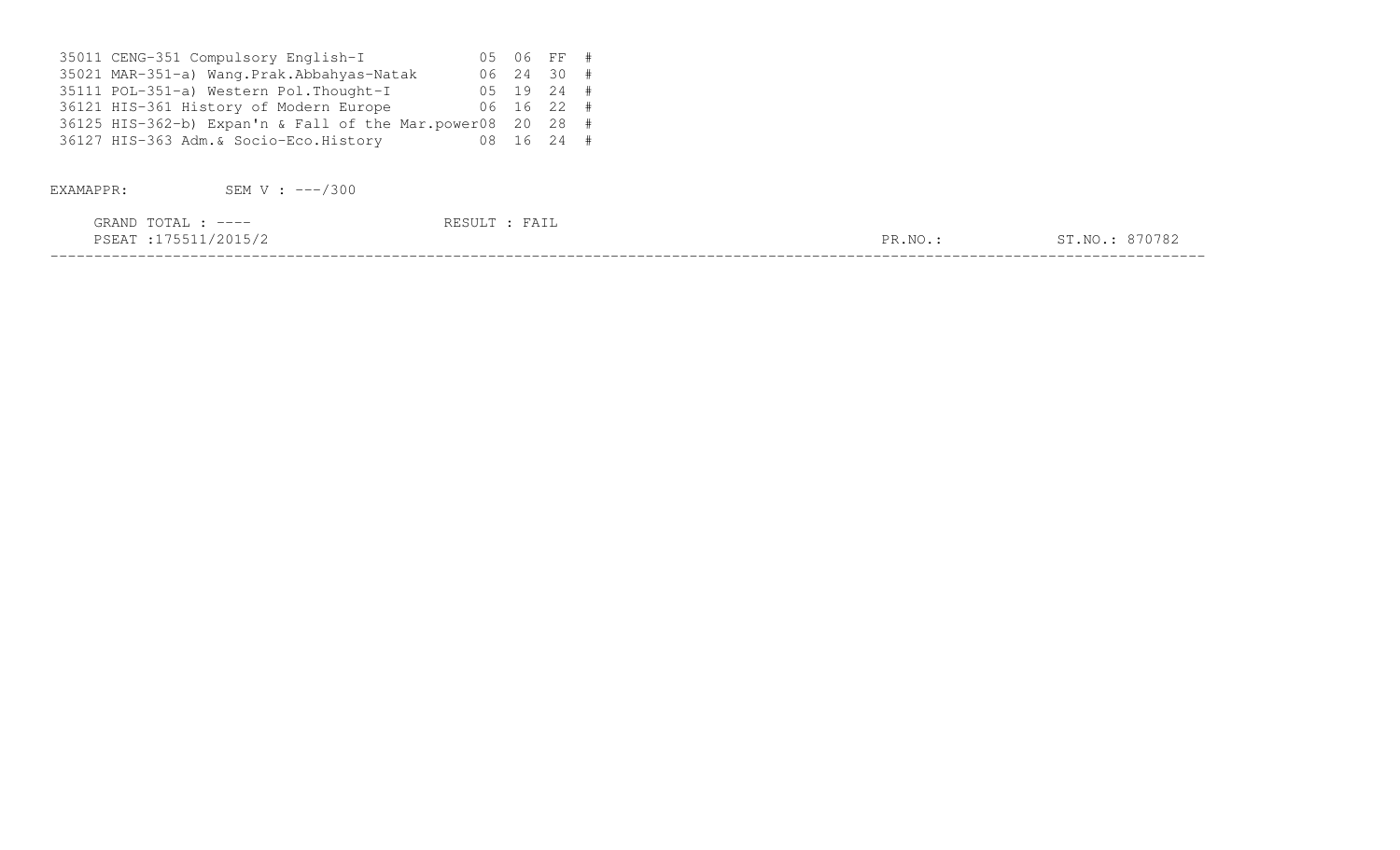| Code | Subject | | | | |
|---|---|---|---|---|---|
| 35011 | CENG-351 Compulsory English-I | 05 | 06 | FF | # |
| 35021 | MAR-351-a) Wang.Prak.Abbahyas-Natak | 06 | 24 | 30 | # |
| 35111 | POL-351-a) Western Pol.Thought-I | 05 | 19 | 24 | # |
| 36121 | HIS-361 History of Modern Europe | 06 | 16 | 22 | # |
| 36125 | HIS-362-b) Expan'n & Fall of the Mar.power | 08 | 20 | 28 | # |
| 36127 | HIS-363 Adm.& Socio-Eco.History | 08 | 16 | 24 | # |

EXAMAPPR: SEM V : ---/300

GRAND TOTAL : ---- RESULT : FAIL

PSEAT :175511/2015/2 PR.NO.: ST.NO.: 870782

---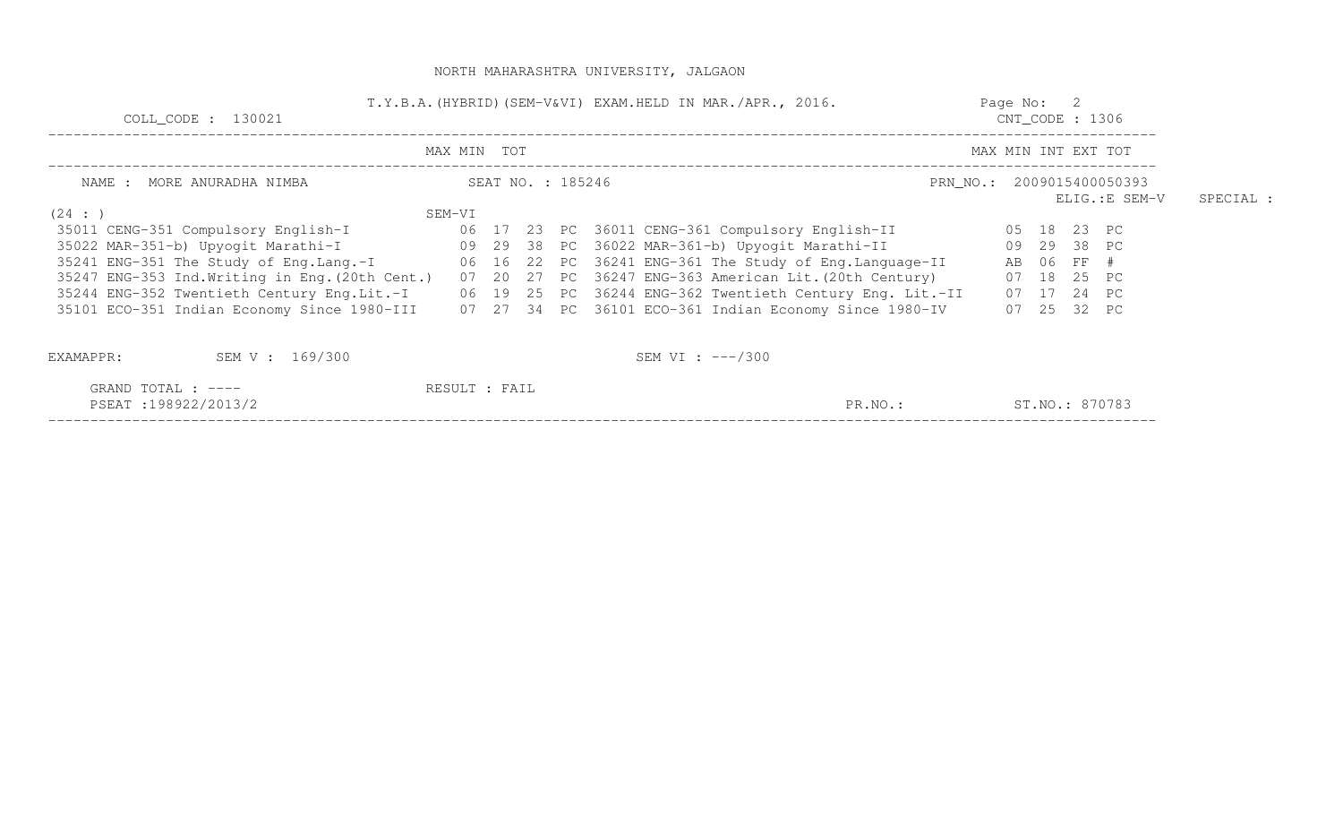NORTH MAHARASHTRA UNIVERSITY, JALGAON

T.Y.B.A.(HYBRID)(SEM-V&VI) EXAM.HELD IN MAR./APR., 2016.

COLL_CODE : 130021 | Page No: 2 | CNT_CODE : 1306

NAME : MORE ANURADHA NIMBA | SEAT NO. : 185246 | PRN_NO.: 2009015400050393 | ELIG.:E SEM-V | SPECIAL :

(24 : )

| SEM-V Subject | MAX | MIN | TOT | | SEM-VI Subject | MAX | MIN | INT | EXT | TOT |
|---|---|---|---|---|---|---|---|---|---|---|
| 35011 CENG-351 Compulsory English-I | 06 | 17 | 23 | PC | 36011 CENG-361 Compulsory English-II | 05 | 18 | 23 | PC | |
| 35022 MAR-351-b) Upyogit Marathi-I | 09 | 29 | 38 | PC | 36022 MAR-361-b) Upyogit Marathi-II | 09 | 29 | 38 | PC | |
| 35241 ENG-351 The Study of Eng.Lang.-I | 06 | 16 | 22 | PC | 36241 ENG-361 The Study of Eng.Language-II | AB | 06 | FF | # | |
| 35247 ENG-353 Ind.Writing in Eng.(20th Cent.) | 07 | 20 | 27 | PC | 36247 ENG-363 American Lit.(20th Century) | 07 | 18 | 25 | PC | |
| 35244 ENG-352 Twentieth Century Eng.Lit.-I | 06 | 19 | 25 | PC | 36244 ENG-362 Twentieth Century Eng. Lit.-II | 07 | 17 | 24 | PC | |
| 35101 ECO-351 Indian Economy Since 1980-III | 07 | 27 | 34 | PC | 36101 ECO-361 Indian Economy Since 1980-IV | 07 | 25 | 32 | PC | |

EXAMAPPR: SEM V : 169/300 SEM VI : ---/300

GRAND TOTAL : ---- RESULT : FAIL

PSEAT :198922/2013/2 PR.NO.: ST.NO.: 870783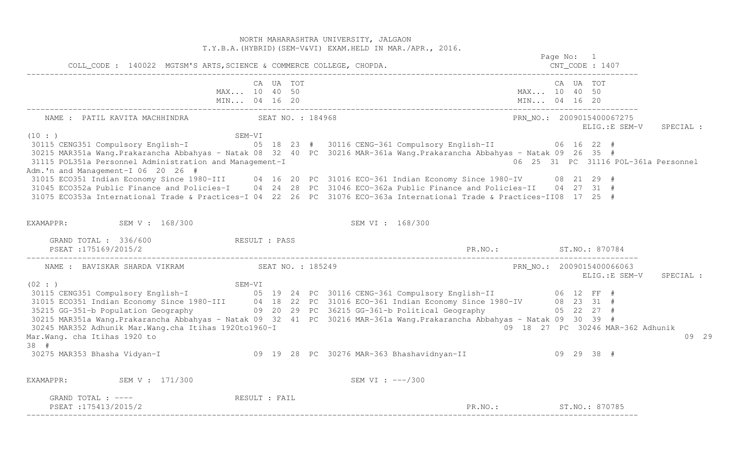NORTH MAHARASHTRA UNIVERSITY, JALGAON
T.Y.B.A.(HYBRID)(SEM-V&VI) EXAM.HELD IN MAR./APR., 2016.

Page No: 1

COLL_CODE : 140022 MGTSM'S ARTS,SCIENCE & COMMERCE COLLEGE, CHOPDA. CNT_CODE : 1407

| | CA | UA | TOT | | CA | UA | TOT |
|---|---|---|---|---|---|---|---|
| MAX... | 10 | 40 | 50 | MAX... | 10 | 40 | 50 |
| MIN... | 04 | 16 | 20 | MIN... | 04 | 16 | 20 |

NAME : PATIL KAVITA MACHHINDRA SEAT NO. : 184968 PRN_NO.: 2009015400067275
ELIG.:E SEM-V SPECIAL :

(10 : ) SEM-VI

| SEM-V Subject | CA | UA | TOT | | SEM-VI Subject | CA | UA | TOT | |
|---|---|---|---|---|---|---|---|---|---|
| 30115 CENG351 Compulsory English-I | 05 | 18 | 23 | # | 30116 CENG-361 Compulsory English-II | 06 | 16 | 22 | # |
| 30215 MAR351a Wang.Prakarancha Abbahyas - Natak | 08 | 32 | 40 | PC | 30216 MAR-361a Wang.Prakarancha Abbahyas - Natak | 09 | 26 | 35 | # |
| 31115 POL351a Personnel Administration and Management-I | 06 | 25 | 31 | PC | 31116 POL-361a Personnel Adm.'n and Management-I | 06 | 20 | 26 | # |
| 31015 ECO351 Indian Economy Since 1980-III | 04 | 16 | 20 | PC | 31016 ECO-361 Indian Economy Since 1980-IV | 08 | 21 | 29 | # |
| 31045 ECO352a Public Finance and Policies-I | 04 | 24 | 28 | PC | 31046 ECO-362a Public Finance and Policies-II | 04 | 27 | 31 | # |
| 31075 ECO353a International Trade & Practices-I | 04 | 22 | 26 | PC | 31076 ECO-363a International Trade & Practices-II | 08 | 17 | 25 | # |

EXAMAPPR: SEM V : 168/300 SEM VI : 168/300

GRAND TOTAL : 336/600 RESULT : PASS
PSEAT :175169/2015/2 PR.NO.: ST.NO.: 870784

NAME : BAVISKAR SHARDA VIKRAM SEAT NO. : 185249 PRN_NO.: 2009015400066063
ELIG.:E SEM-V SPECIAL :

(02 : ) SEM-VI

| SEM-V Subject | CA | UA | TOT | | SEM-VI Subject | CA | UA | TOT | |
|---|---|---|---|---|---|---|---|---|---|
| 30115 CENG351 Compulsory English-I | 05 | 19 | 24 | PC | 30116 CENG-361 Compulsory English-II | 06 | 12 | FF | # |
| 31015 ECO351 Indian Economy Since 1980-III | 04 | 18 | 22 | PC | 31016 ECO-361 Indian Economy Since 1980-IV | 08 | 23 | 31 | # |
| 35215 GG-351-b Population Geography | 09 | 20 | 29 | PC | 36215 GG-361-b Political Geography | 05 | 22 | 27 | # |
| 30215 MAR351a Wang.Prakarancha Abbahyas - Natak | 09 | 32 | 41 | PC | 30216 MAR-361a Wang.Prakarancha Abbahyas - Natak | 09 | 30 | 39 | # |
| 30245 MAR352 Adhunik Mar.Wang.cha Itihas 1920to1960-I | 09 | 18 | 27 | PC | 30246 MAR-362 Adhunik Mar.Wang. cha Itihas 1920 to | 09 | 29 | 38 | # |
| 30275 MAR353 Bhasha Vidyan-I | 09 | 19 | 28 | PC | 30276 MAR-363 Bhashavidnyan-II | 09 | 29 | 38 | # |

EXAMAPPR: SEM V : 171/300 SEM VI : ---/300

GRAND TOTAL : ---- RESULT : FAIL
PSEAT :175413/2015/2 PR.NO.: ST.NO.: 870785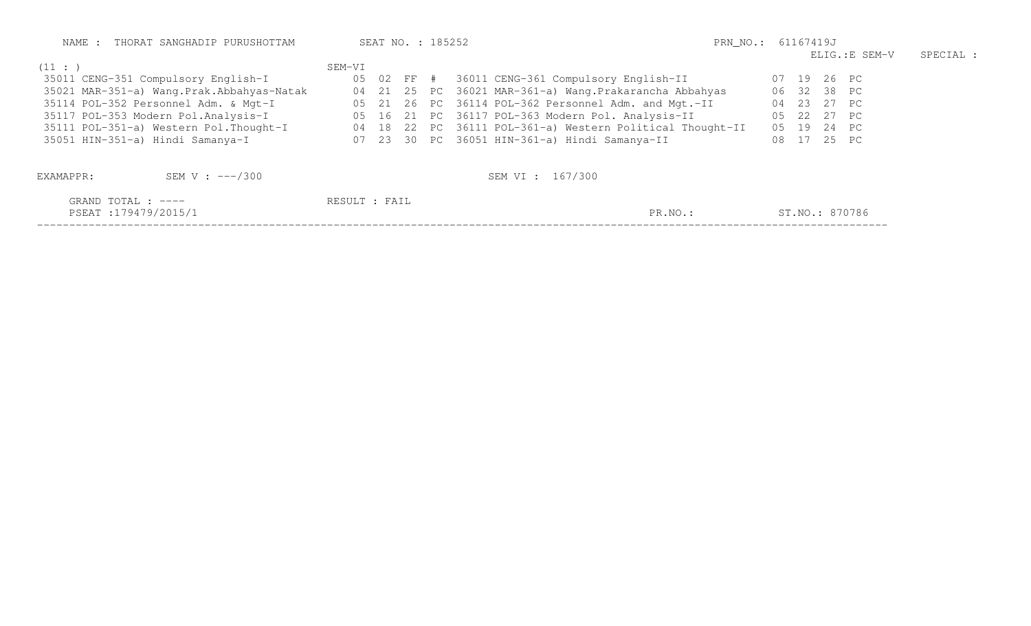NAME : THORAT SANGHADIP PURUSHOTTAM SEAT NO. : 185252 PRN_NO.: 61167419J

ELIG.:E SEM-V SPECIAL :

(11 : ) SEM-VI

| Course | | | | | Course | | | | |
|---|---|---|---|---|---|---|---|---|---|
| 35011 CENG-351 Compulsory English-I | 05 | 02 | FF | # | 36011 CENG-361 Compulsory English-II | 07 | 19 | 26 | PC |
| 35021 MAR-351-a) Wang.Prak.Abbahyas-Natak | 04 | 21 | 25 | PC | 36021 MAR-361-a) Wang.Prakarancha Abbahyas | 06 | 32 | 38 | PC |
| 35114 POL-352 Personnel Adm. & Mgt-I | 05 | 21 | 26 | PC | 36114 POL-362 Personnel Adm. and Mgt.-II | 04 | 23 | 27 | PC |
| 35117 POL-353 Modern Pol.Analysis-I | 05 | 16 | 21 | PC | 36117 POL-363 Modern Pol. Analysis-II | 05 | 22 | 27 | PC |
| 35111 POL-351-a) Western Pol.Thought-I | 04 | 18 | 22 | PC | 36111 POL-361-a) Western Political Thought-II | 05 | 19 | 24 | PC |
| 35051 HIN-351-a) Hindi Samanya-I | 07 | 23 | 30 | PC | 36051 HIN-361-a) Hindi Samanya-II | 08 | 17 | 25 | PC |

EXAMAPPR: SEM V : ---/300 SEM VI : 167/300

GRAND TOTAL : ---- RESULT : FAIL

PSEAT :179479/2015/1 PR.NO.: ST.NO.: 870786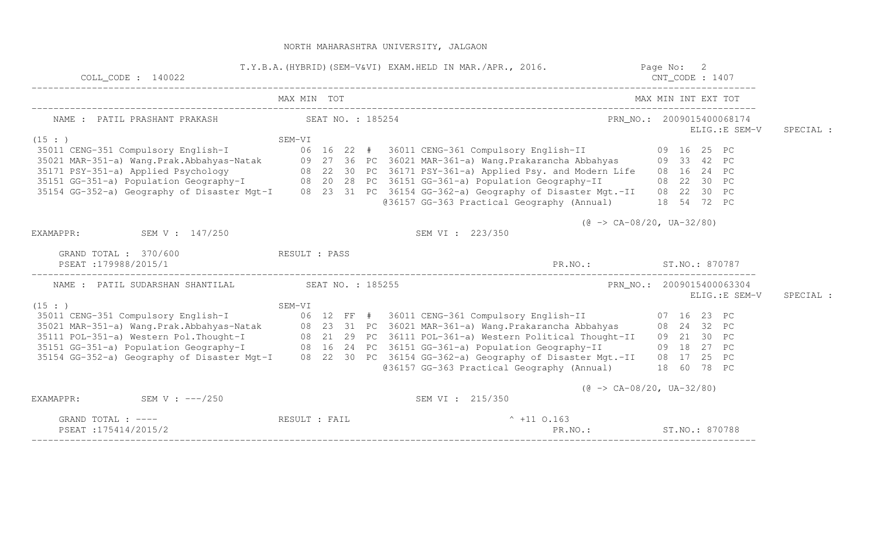NORTH MAHARASHTRA UNIVERSITY, JALGAON

T.Y.B.A.(HYBRID)(SEM-V&VI) EXAM.HELD IN MAR./APR., 2016.

COLL_CODE : 140022 | CNT_CODE : 1407

---

NAME : PATIL PRASHANT PRAKASH | SEAT NO. : 185254 | PRN_NO.: 2009015400068174 | ELIG.:E SEM-V | SPECIAL :

(15 : )

| SEM-V Subject | MAX | MIN | TOT | | SEM-VI Subject | INT | EXT | TOT | |
|---|---|---|---|---|---|---|---|---|---|
| 35011 CENG-351 Compulsory English-I | 06 | 16 | 22 | # | 36011 CENG-361 Compulsory English-II | 09 | 16 | 25 | PC |
| 35021 MAR-351-a) Wang.Prak.Abbahyas-Natak | 09 | 27 | 36 | PC | 36021 MAR-361-a) Wang.Prakarancha Abbahyas | 09 | 33 | 42 | PC |
| 35171 PSY-351-a) Applied Psychology | 08 | 22 | 30 | PC | 36171 PSY-361-a) Applied Psy. and Modern Life | 08 | 16 | 24 | PC |
| 35151 GG-351-a) Population Geography-I | 08 | 20 | 28 | PC | 36151 GG-361-a) Population Geography-II | 08 | 22 | 30 | PC |
| 35154 GG-352-a) Geography of Disaster Mgt-I | 08 | 23 | 31 | PC | 36154 GG-362-a) Geography of Disaster Mgt.-II | 08 | 22 | 30 | PC |
| | | | | | @36157 GG-363 Practical Geography (Annual) | 18 | 54 | 72 | PC |

(@ -> CA-08/20, UA-32/80)

EXAMAPPR: SEM V : 147/250 | SEM VI : 223/350

GRAND TOTAL : 370/600 | RESULT : PASS

PSEAT :179988/2015/1 | PR.NO.: | ST.NO.: 870787

---

NAME : PATIL SUDARSHAN SHANTILAL | SEAT NO. : 185255 | PRN_NO.: 2009015400063304 | ELIG.:E SEM-V | SPECIAL :

(15 : )

| SEM-V Subject | MAX | MIN | TOT | | SEM-VI Subject | INT | EXT | TOT | |
|---|---|---|---|---|---|---|---|---|---|
| 35011 CENG-351 Compulsory English-I | 06 | 12 | FF | # | 36011 CENG-361 Compulsory English-II | 07 | 16 | 23 | PC |
| 35021 MAR-351-a) Wang.Prak.Abbahyas-Natak | 08 | 23 | 31 | PC | 36021 MAR-361-a) Wang.Prakarancha Abbahyas | 08 | 24 | 32 | PC |
| 35111 POL-351-a) Western Pol.Thought-I | 08 | 21 | 29 | PC | 36111 POL-361-a) Western Political Thought-II | 09 | 21 | 30 | PC |
| 35151 GG-351-a) Population Geography-I | 08 | 16 | 24 | PC | 36151 GG-361-a) Population Geography-II | 09 | 18 | 27 | PC |
| 35154 GG-352-a) Geography of Disaster Mgt-I | 08 | 22 | 30 | PC | 36154 GG-362-a) Geography of Disaster Mgt.-II | 08 | 17 | 25 | PC |
| | | | | | @36157 GG-363 Practical Geography (Annual) | 18 | 60 | 78 | PC |

(@ -> CA-08/20, UA-32/80)

EXAMAPPR: SEM V : ---/250 | SEM VI : 215/350

GRAND TOTAL : ---- | RESULT : FAIL | ^ +11 O.163

PSEAT :175414/2015/2 | PR.NO.: | ST.NO.: 870788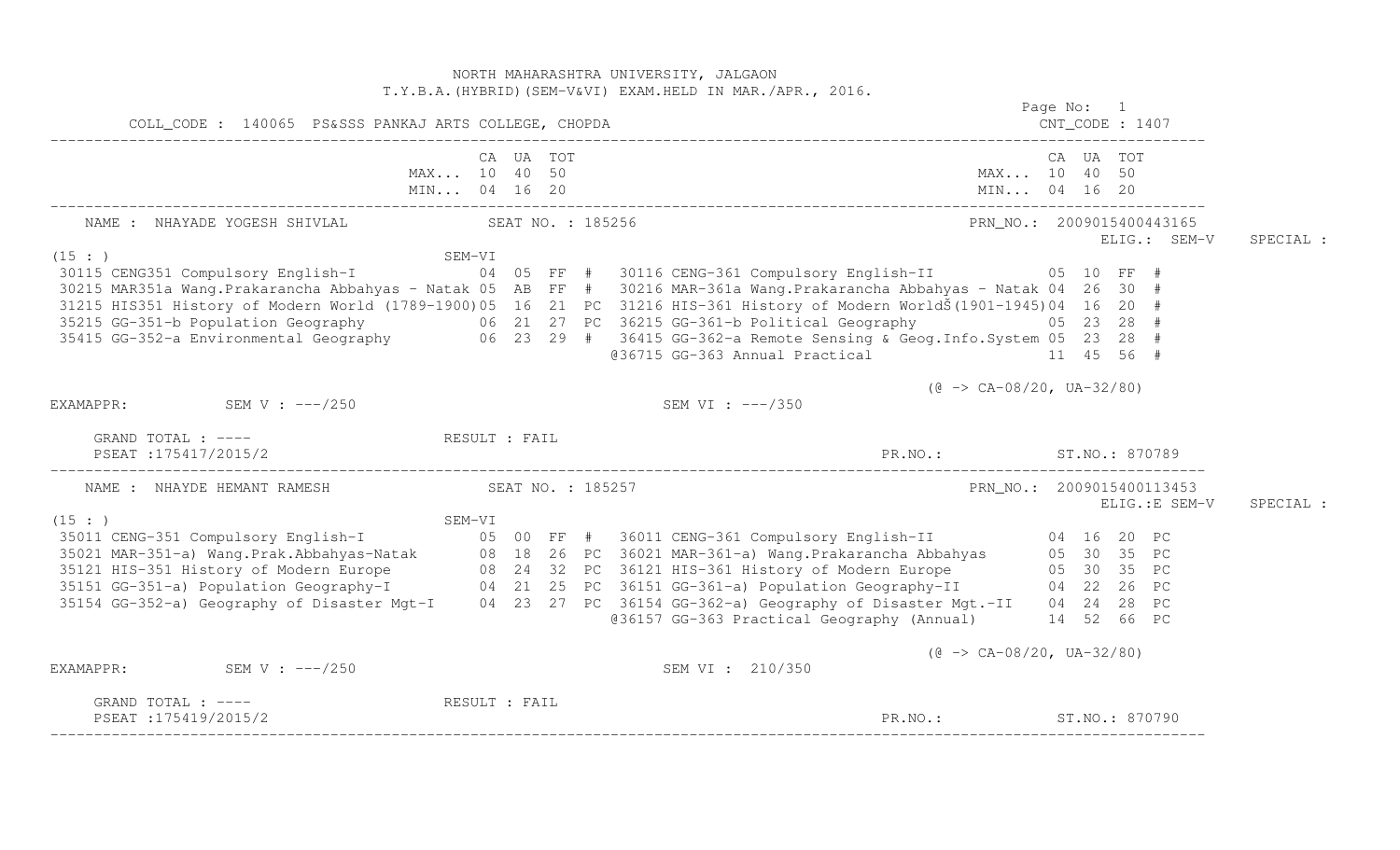NORTH MAHARASHTRA UNIVERSITY, JALGAON
T.Y.B.A.(HYBRID)(SEM-V&VI) EXAM.HELD IN MAR./APR., 2016.

Page No: 1

COLL_CODE : 140065 PS&SSS PANKAJ ARTS COLLEGE, CHOPDA CNT_CODE : 1407

```
                          CA  UA  TOT                                        CA  UA  TOT
                   MAX... 10  40  50                                  MAX... 10  40  50
                   MIN... 04  16  20                                  MIN... 04  16  20
```

---

NAME : NHAYADE YOGESH SHIVLAL SEAT NO. : 185256 PRN_NO.: 2009015400443165
ELIG.: SEM-V SPECIAL :

```
(15 : )                              SEM-VI
30115 CENG351 Compulsory English-I             04 05 FF #  30116 CENG-361 Compulsory English-II            05 10 FF #
30215 MAR351a Wang.Prakarancha Abbahyas - Natak 05 AB FF #  30216 MAR-361a Wang.Prakarancha Abbahyas - Natak 04 26 30 #
31215 HIS351 History of Modern World (1789-1900)05 16 21 PC  31216 HIS-361 History of Modern WorldŠ(1901-1945)04 16 20 #
35215 GG-351-b Population Geography            06 21 27 PC  36215 GG-361-b Political Geography             05 23 28 #
35415 GG-352-a Environmental Geography         06 23 29 #  36415 GG-362-a Remote Sensing & Geog.Info.System 05 23 28 #
                                                           @36715 GG-363 Annual Practical                   11 45 56 #
```

(@ -> CA-08/20, UA-32/80)

EXAMAPPR: SEM V : ---/250 SEM VI : ---/350

GRAND TOTAL : ---- RESULT : FAIL
PSEAT :175417/2015/2 PR.NO.: ST.NO.: 870789

---

NAME : NHAYDE HEMANT RAMESH SEAT NO. : 185257 PRN_NO.: 2009015400113453
ELIG.:E SEM-V SPECIAL :

```
(15 : )                              SEM-VI
35011 CENG-351 Compulsory English-I            05 00 FF #  36011 CENG-361 Compulsory English-II            04 16 20 PC
35021 MAR-351-a) Wang.Prak.Abbahyas-Natak      08 18 26 PC  36021 MAR-361-a) Wang.Prakarancha Abbahyas      05 30 35 PC
35121 HIS-351 History of Modern Europe         08 24 32 PC  36121 HIS-361 History of Modern Europe          05 30 35 PC
35151 GG-351-a) Population Geography-I         04 21 25 PC  36151 GG-361-a) Population Geography-II         04 22 26 PC
35154 GG-352-a) Geography of Disaster Mgt-I    04 23 27 PC  36154 GG-362-a) Geography of Disaster Mgt.-II   04 24 28 PC
                                                           @36157 GG-363 Practical Geography (Annual)        14 52 66 PC
```

(@ -> CA-08/20, UA-32/80)

EXAMAPPR: SEM V : ---/250 SEM VI : 210/350

GRAND TOTAL : ---- RESULT : FAIL
PSEAT :175419/2015/2 PR.NO.: ST.NO.: 870790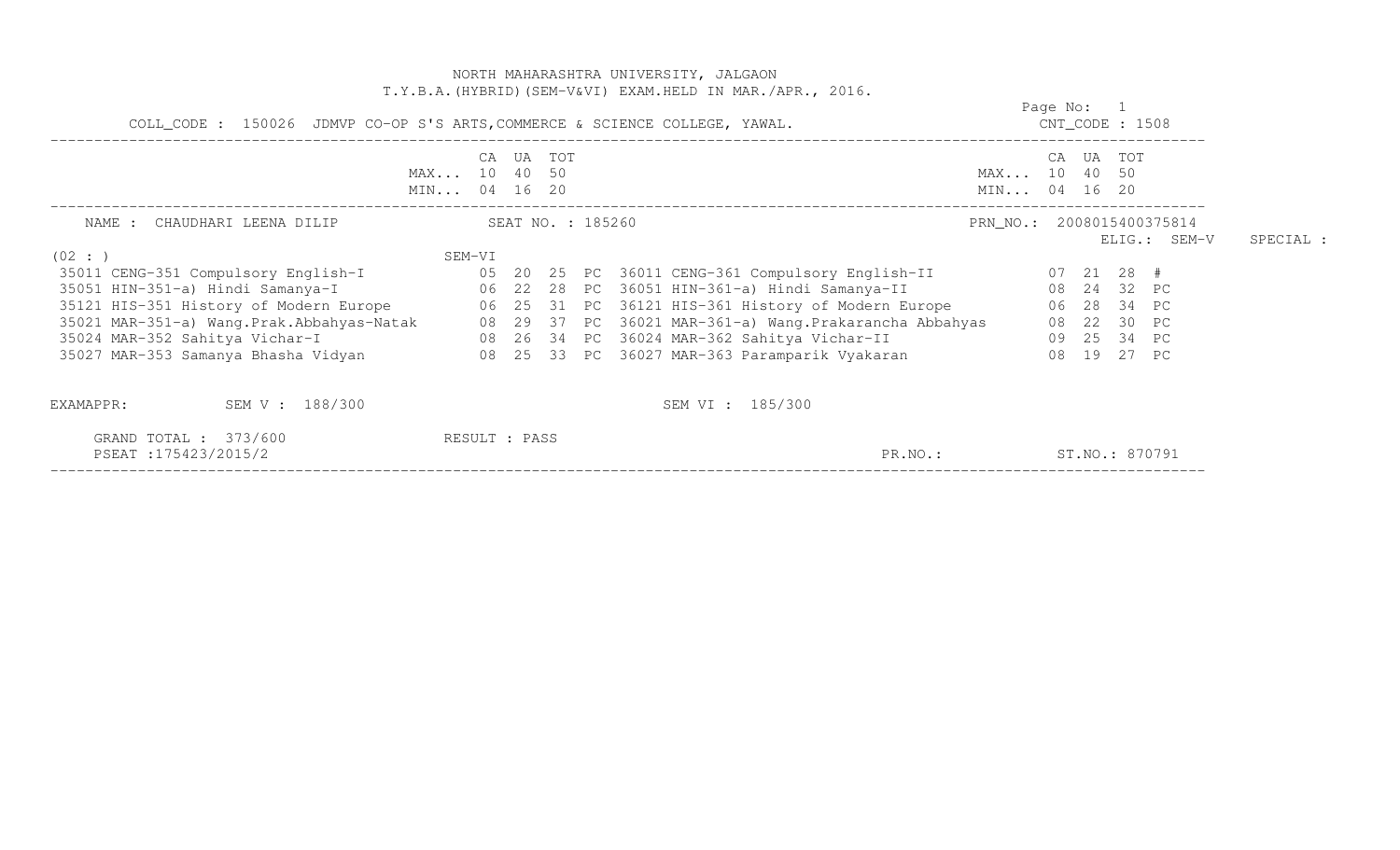NORTH MAHARASHTRA UNIVERSITY, JALGAON
T.Y.B.A.(HYBRID)(SEM-V&VI) EXAM.HELD IN MAR./APR., 2016.

Page No: 1

COLL_CODE : 150026 JDMVP CO-OP S'S ARTS,COMMERCE & SCIENCE COLLEGE, YAWAL. CNT_CODE : 1508

| | CA | UA | TOT | | | CA | UA | TOT | |
|---|---|---|---|---|---|---|---|---|---|
| MAX... | 10 | 40 | 50 | | MAX... | 10 | 40 | 50 | |
| MIN... | 04 | 16 | 20 | | MIN... | 04 | 16 | 20 | |

NAME : CHAUDHARI LEENA DILIP SEAT NO. : 185260 PRN_NO.: 2008015400375814

ELIG.: SEM-V SPECIAL :

(02 : ) SEM-VI

| SEM-V Subject | CA | UA | TOT | | SEM-VI Subject | CA | UA | TOT | |
|---|---|---|---|---|---|---|---|---|---|
| 35011 CENG-351 Compulsory English-I | 05 | 20 | 25 | PC | 36011 CENG-361 Compulsory English-II | 07 | 21 | 28 | # |
| 35051 HIN-351-a) Hindi Samanya-I | 06 | 22 | 28 | PC | 36051 HIN-361-a) Hindi Samanya-II | 08 | 24 | 32 | PC |
| 35121 HIS-351 History of Modern Europe | 06 | 25 | 31 | PC | 36121 HIS-361 History of Modern Europe | 06 | 28 | 34 | PC |
| 35021 MAR-351-a) Wang.Prak.Abbahyas-Natak | 08 | 29 | 37 | PC | 36021 MAR-361-a) Wang.Prakarancha Abbahyas | 08 | 22 | 30 | PC |
| 35024 MAR-352 Sahitya Vichar-I | 08 | 26 | 34 | PC | 36024 MAR-362 Sahitya Vichar-II | 09 | 25 | 34 | PC |
| 35027 MAR-353 Samanya Bhasha Vidyan | 08 | 25 | 33 | PC | 36027 MAR-363 Paramparik Vyakaran | 08 | 19 | 27 | PC |

EXAMAPPR: SEM V : 188/300 SEM VI : 185/300

GRAND TOTAL : 373/600 RESULT : PASS

PSEAT :175423/2015/2 PR.NO.: ST.NO.: 870791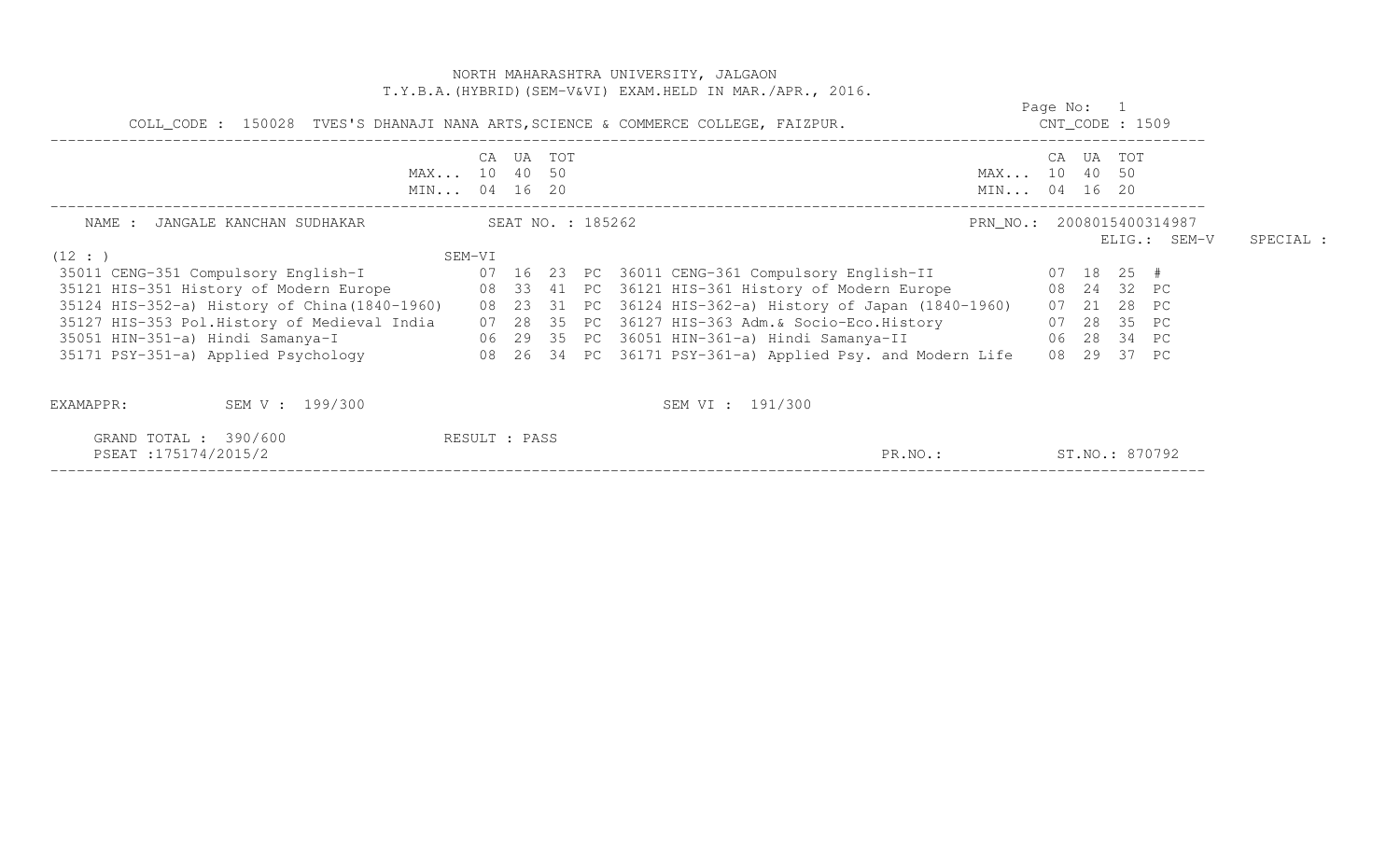NORTH MAHARASHTRA UNIVERSITY, JALGAON
T.Y.B.A.(HYBRID)(SEM-V&VI) EXAM.HELD IN MAR./APR., 2016.

Page No: 1

COLL_CODE : 150028 TVES'S DHANAJI NANA ARTS,SCIENCE & COMMERCE COLLEGE, FAIZPUR. CNT_CODE : 1509

| | CA | UA | TOT | | | CA | UA | TOT | |
|---|---|---|---|---|---|---|---|---|---|
| MAX... | 10 | 40 | 50 | | MAX... | 10 | 40 | 50 | |
| MIN... | 04 | 16 | 20 | | MIN... | 04 | 16 | 20 | |

NAME : JANGALE KANCHAN SUDHAKAR SEAT NO. : 185262 PRN_NO.: 2008015400314987

ELIG.: SEM-V SPECIAL :

(12 : ) SEM-VI

| SEM-V Subject | CA | UA | TOT | | SEM-VI Subject | CA | UA | TOT | |
|---|---|---|---|---|---|---|---|---|---|
| 35011 CENG-351 Compulsory English-I | 07 | 16 | 23 | PC | 36011 CENG-361 Compulsory English-II | 07 | 18 | 25 | # |
| 35121 HIS-351 History of Modern Europe | 08 | 33 | 41 | PC | 36121 HIS-361 History of Modern Europe | 08 | 24 | 32 | PC |
| 35124 HIS-352-a) History of China(1840-1960) | 08 | 23 | 31 | PC | 36124 HIS-362-a) History of Japan (1840-1960) | 07 | 21 | 28 | PC |
| 35127 HIS-353 Pol.History of Medieval India | 07 | 28 | 35 | PC | 36127 HIS-363 Adm.& Socio-Eco.History | 07 | 28 | 35 | PC |
| 35051 HIN-351-a) Hindi Samanya-I | 06 | 29 | 35 | PC | 36051 HIN-361-a) Hindi Samanya-II | 06 | 28 | 34 | PC |
| 35171 PSY-351-a) Applied Psychology | 08 | 26 | 34 | PC | 36171 PSY-361-a) Applied Psy. and Modern Life | 08 | 29 | 37 | PC |

EXAMAPPR: SEM V : 199/300 SEM VI : 191/300

GRAND TOTAL : 390/600 RESULT : PASS

PSEAT :175174/2015/2 PR.NO.: ST.NO.: 870792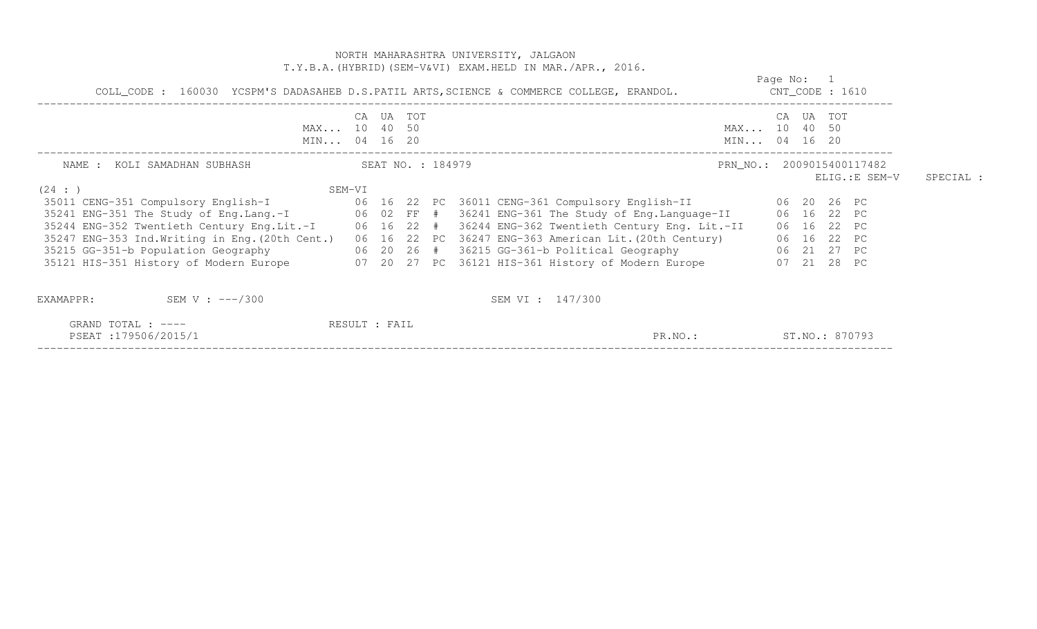NORTH MAHARASHTRA UNIVERSITY, JALGAON
T.Y.B.A.(HYBRID)(SEM-V&VI) EXAM.HELD IN MAR./APR., 2016.

Page No: 1

COLL_CODE : 160030 YCSPM'S DADASAHEB D.S.PATIL ARTS,SCIENCE & COMMERCE COLLEGE, ERANDOL. CNT_CODE : 1610

| | CA | UA | TOT | | | CA | UA | TOT | |
|---|---|---|---|---|---|---|---|---|---|
| MAX... | 10 | 40 | 50 | | MAX... | 10 | 40 | 50 | |
| MIN... | 04 | 16 | 20 | | MIN... | 04 | 16 | 20 | |

NAME : KOLI SAMADHAN SUBHASH SEAT NO. : 184979 PRN_NO.: 2009015400117482

ELIG.:E SEM-V SPECIAL :

(24 : ) SEM-VI

| SEM-V Subject | CA | UA | TOT | | SEM-VI Subject | CA | UA | TOT | |
|---|---|---|---|---|---|---|---|---|---|
| 35011 CENG-351 Compulsory English-I | 06 | 16 | 22 | PC | 36011 CENG-361 Compulsory English-II | 06 | 20 | 26 | PC |
| 35241 ENG-351 The Study of Eng.Lang.-I | 06 | 02 | FF | # | 36241 ENG-361 The Study of Eng.Language-II | 06 | 16 | 22 | PC |
| 35244 ENG-352 Twentieth Century Eng.Lit.-I | 06 | 16 | 22 | # | 36244 ENG-362 Twentieth Century Eng. Lit.-II | 06 | 16 | 22 | PC |
| 35247 ENG-353 Ind.Writing in Eng.(20th Cent.) | 06 | 16 | 22 | PC | 36247 ENG-363 American Lit.(20th Century) | 06 | 16 | 22 | PC |
| 35215 GG-351-b Population Geography | 06 | 20 | 26 | # | 36215 GG-361-b Political Geography | 06 | 21 | 27 | PC |
| 35121 HIS-351 History of Modern Europe | 07 | 20 | 27 | PC | 36121 HIS-361 History of Modern Europe | 07 | 21 | 28 | PC |

EXAMAPPR: SEM V : ---/300 SEM VI : 147/300

GRAND TOTAL : ---- RESULT : FAIL

PSEAT :179506/2015/1 PR.NO.: ST.NO.: 870793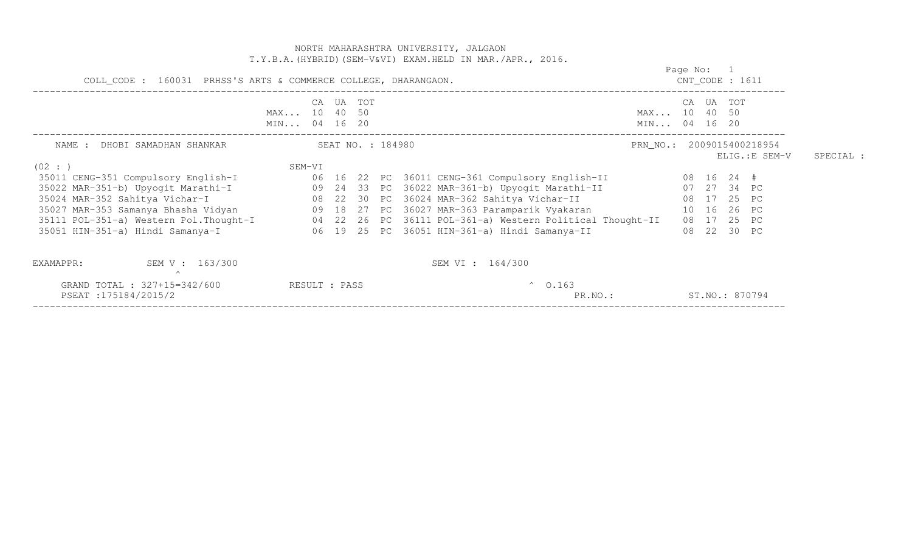NORTH MAHARASHTRA UNIVERSITY, JALGAON

T.Y.B.A.(HYBRID)(SEM-V&VI) EXAM.HELD IN MAR./APR., 2016.

Page No: 1

COLL_CODE : 160031 PRHSS'S ARTS & COMMERCE COLLEGE, DHARANGAON. CNT_CODE : 1611

| | CA | UA | TOT | | | CA | UA | TOT |
|---|---|---|---|---|---|---|---|---|
| MAX... | 10 | 40 | 50 | | MAX... | 10 | 40 | 50 |
| MIN... | 04 | 16 | 20 | | MIN... | 04 | 16 | 20 |

NAME : DHOBI SAMADHAN SHANKAR SEAT NO. : 184980 PRN_NO.: 2009015400218954

ELIG.:E SEM-V SPECIAL :

(02 : ) SEM-VI

| Subject (SEM-V) | CA | UA | TOT | | Subject (SEM-VI) | CA | UA | TOT | |
|---|---|---|---|---|---|---|---|---|---|
| 35011 CENG-351 Compulsory English-I | 06 | 16 | 22 | PC | 36011 CENG-361 Compulsory English-II | 08 | 16 | 24 | # |
| 35022 MAR-351-b) Upyogit Marathi-I | 09 | 24 | 33 | PC | 36022 MAR-361-b) Upyogit Marathi-II | 07 | 27 | 34 | PC |
| 35024 MAR-352 Sahitya Vichar-I | 08 | 22 | 30 | PC | 36024 MAR-362 Sahitya Vichar-II | 08 | 17 | 25 | PC |
| 35027 MAR-353 Samanya Bhasha Vidyan | 09 | 18 | 27 | PC | 36027 MAR-363 Paramparik Vyakaran | 10 | 16 | 26 | PC |
| 35111 POL-351-a) Western Pol.Thought-I | 04 | 22 | 26 | PC | 36111 POL-361-a) Western Political Thought-II | 08 | 17 | 25 | PC |
| 35051 HIN-351-a) Hindi Samanya-I | 06 | 19 | 25 | PC | 36051 HIN-361-a) Hindi Samanya-II | 08 | 22 | 30 | PC |

EXAMAPPR: SEM V : 163/300 SEM VI : 164/300

^

GRAND TOTAL : 327+15=342/600 RESULT : PASS ^ O.163

PSEAT :175184/2015/2 PR.NO.: ST.NO.: 870794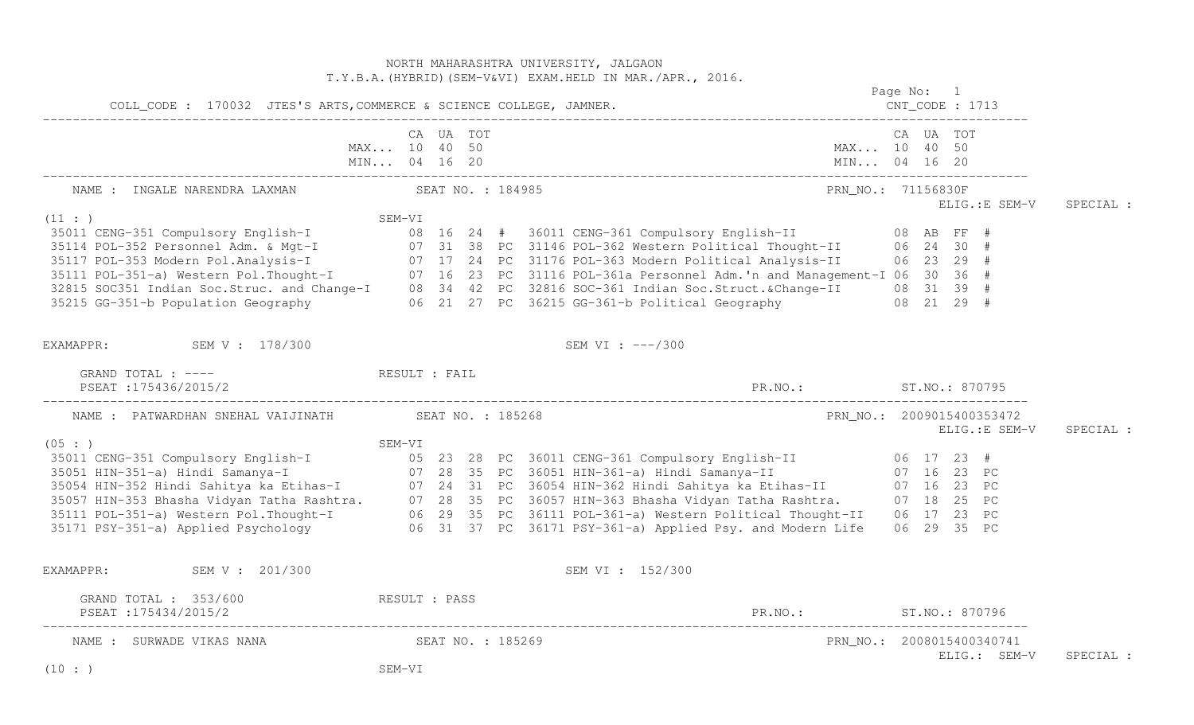NORTH MAHARASHTRA UNIVERSITY, JALGAON
T.Y.B.A.(HYBRID)(SEM-V&VI) EXAM.HELD IN MAR./APR., 2016.

Page No: 1

COLL_CODE : 170032 JTES'S ARTS,COMMERCE & SCIENCE COLLEGE, JAMNER. CNT_CODE : 1713

| | CA | UA | TOT | | | CA | UA | TOT | |
|---|---|---|---|---|---|---|---|---|---|
| MAX... | 10 | 40 | 50 | | MAX... | 10 | 40 | 50 | |
| MIN... | 04 | 16 | 20 | | MIN... | 04 | 16 | 20 | |

NAME : INGALE NARENDRA LAXMAN SEAT NO. : 184985 PRN_NO.: 71156830F
ELIG.:E SEM-V SPECIAL :

(11 : ) SEM-VI

| SEM-V Subject | CA | UA | TOT | | SEM-VI Subject | CA | UA | TOT | |
|---|---|---|---|---|---|---|---|---|---|
| 35011 CENG-351 Compulsory English-I | 08 | 16 | 24 | # | 36011 CENG-361 Compulsory English-II | 08 | AB | FF | # |
| 35114 POL-352 Personnel Adm. & Mgt-I | 07 | 31 | 38 | PC | 31146 POL-362 Western Political Thought-II | 06 | 24 | 30 | # |
| 35117 POL-353 Modern Pol.Analysis-I | 07 | 17 | 24 | PC | 31176 POL-363 Modern Political Analysis-II | 06 | 23 | 29 | # |
| 35111 POL-351-a) Western Pol.Thought-I | 07 | 16 | 23 | PC | 31116 POL-361a Personnel Adm.'n and Management-I | 06 | 30 | 36 | # |
| 32815 SOC351 Indian Soc.Struc. and Change-I | 08 | 34 | 42 | PC | 32816 SOC-361 Indian Soc.Struct.&Change-II | 08 | 31 | 39 | # |
| 35215 GG-351-b Population Geography | 06 | 21 | 27 | PC | 36215 GG-361-b Political Geography | 08 | 21 | 29 | # |

EXAMAPPR: SEM V : 178/300 SEM VI : ---/300

GRAND TOTAL : ---- RESULT : FAIL
PSEAT :175436/2015/2 PR.NO.: ST.NO.: 870795

NAME : PATWARDHAN SNEHAL VAIJINATH SEAT NO. : 185268 PRN_NO.: 2009015400353472
ELIG.:E SEM-V SPECIAL :

(05 : ) SEM-VI

| SEM-V Subject | CA | UA | TOT | | SEM-VI Subject | CA | UA | TOT | |
|---|---|---|---|---|---|---|---|---|---|
| 35011 CENG-351 Compulsory English-I | 05 | 23 | 28 | PC | 36011 CENG-361 Compulsory English-II | 06 | 17 | 23 | # |
| 35051 HIN-351-a) Hindi Samanya-I | 07 | 28 | 35 | PC | 36051 HIN-361-a) Hindi Samanya-II | 07 | 16 | 23 | PC |
| 35054 HIN-352 Hindi Sahitya ka Etihas-I | 07 | 24 | 31 | PC | 36054 HIN-362 Hindi Sahitya ka Etihas-II | 07 | 16 | 23 | PC |
| 35057 HIN-353 Bhasha Vidyan Tatha Rashtra. | 07 | 28 | 35 | PC | 36057 HIN-363 Bhasha Vidyan Tatha Rashtra. | 07 | 18 | 25 | PC |
| 35111 POL-351-a) Western Pol.Thought-I | 06 | 29 | 35 | PC | 36111 POL-361-a) Western Political Thought-II | 06 | 17 | 23 | PC |
| 35171 PSY-351-a) Applied Psychology | 06 | 31 | 37 | PC | 36171 PSY-361-a) Applied Psy. and Modern Life | 06 | 29 | 35 | PC |

EXAMAPPR: SEM V : 201/300 SEM VI : 152/300

GRAND TOTAL : 353/600 RESULT : PASS
PSEAT :175434/2015/2 PR.NO.: ST.NO.: 870796

NAME : SURWADE VIKAS NANA SEAT NO. : 185269 PRN_NO.: 2008015400340741
ELIG.: SEM-V SPECIAL :

(10 : ) SEM-VI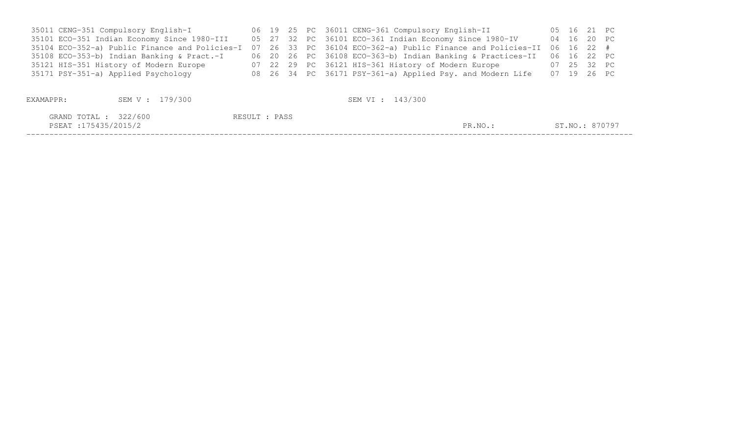| Code | Subject | | | | | Code | Subject | | | | |
|---|---|---|---|---|---|---|---|---|---|---|---|
| 35011 | CENG-351 Compulsory English-I | 06 | 19 | 25 | PC | 36011 | CENG-361 Compulsory English-II | 05 | 16 | 21 | PC |
| 35101 | ECO-351 Indian Economy Since 1980-III | 05 | 27 | 32 | PC | 36101 | ECO-361 Indian Economy Since 1980-IV | 04 | 16 | 20 | PC |
| 35104 | ECO-352-a) Public Finance and Policies-I | 07 | 26 | 33 | PC | 36104 | ECO-362-a) Public Finance and Policies-II | 06 | 16 | 22 | # |
| 35108 | ECO-353-b) Indian Banking & Pract.-I | 06 | 20 | 26 | PC | 36108 | ECO-363-b) Indian Banking & Practices-II | 06 | 16 | 22 | PC |
| 35121 | HIS-351 History of Modern Europe | 07 | 22 | 29 | PC | 36121 | HIS-361 History of Modern Europe | 07 | 25 | 32 | PC |
| 35171 | PSY-351-a) Applied Psychology | 08 | 26 | 34 | PC | 36171 | PSY-361-a) Applied Psy. and Modern Life | 07 | 19 | 26 | PC |

EXAMAPPR: SEM V : 179/300 SEM VI : 143/300

GRAND TOTAL : 322/600 RESULT : PASS

PSEAT :175435/2015/2 PR.NO.: ST.NO.: 870797

---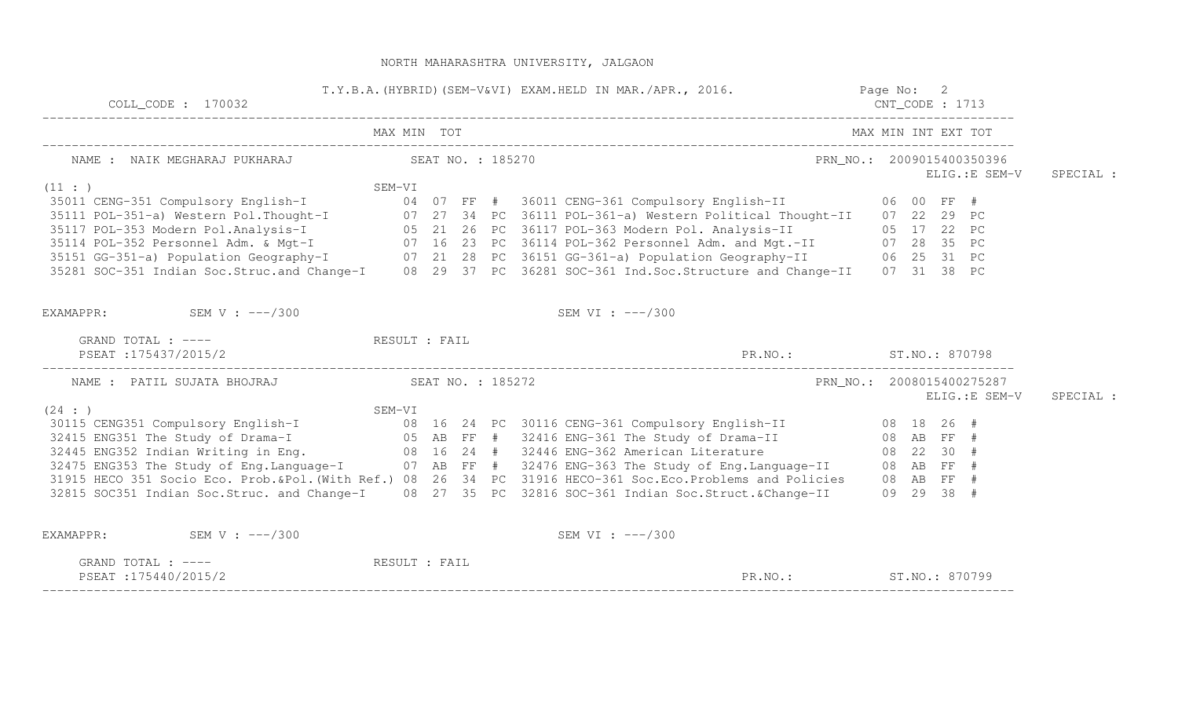NORTH MAHARASHTRA UNIVERSITY, JALGAON

T.Y.B.A.(HYBRID)(SEM-V&VI) EXAM.HELD IN MAR./APR., 2016.

COLL_CODE : 170032 CNT_CODE : 1713

---

**NAME : NAIK MEGHARAJ PUKHARAJ** SEAT NO. : 185270 PRN_NO.: 2009015400350396
ELIG.:E SEM-V SPECIAL :

(11 : )

| SEM-V Course | MAX | MIN | TOT | | SEM-VI Course | MAX | MIN/INT | EXT | TOT |
|---|---|---|---|---|---|---|---|---|---|
| 35011 CENG-351 Compulsory English-I | 04 | 07 | FF | # | 36011 CENG-361 Compulsory English-II | 06 | 00 | FF | # |
| 35111 POL-351-a) Western Pol.Thought-I | 07 | 27 | 34 | PC | 36111 POL-361-a) Western Political Thought-II | 07 | 22 | 29 | PC |
| 35117 POL-353 Modern Pol.Analysis-I | 05 | 21 | 26 | PC | 36117 POL-363 Modern Pol. Analysis-II | 05 | 17 | 22 | PC |
| 35114 POL-352 Personnel Adm. & Mgt-I | 07 | 16 | 23 | PC | 36114 POL-362 Personnel Adm. and Mgt.-II | 07 | 28 | 35 | PC |
| 35151 GG-351-a) Population Geography-I | 07 | 21 | 28 | PC | 36151 GG-361-a) Population Geography-II | 06 | 25 | 31 | PC |
| 35281 SOC-351 Indian Soc.Struc.and Change-I | 08 | 29 | 37 | PC | 36281 SOC-361 Ind.Soc.Structure and Change-II | 07 | 31 | 38 | PC |

EXAMAPPR: SEM V : ---/300 SEM VI : ---/300

GRAND TOTAL : ---- RESULT : FAIL

PSEAT :175437/2015/2 PR.NO.: ST.NO.: 870798

---

**NAME : PATIL SUJATA BHOJRAJ** SEAT NO. : 185272 PRN_NO.: 2008015400275287
ELIG.:E SEM-V SPECIAL :

(24 : )

| SEM-V Course | MAX | MIN | TOT | | SEM-VI Course | MAX | MIN/INT | EXT | TOT |
|---|---|---|---|---|---|---|---|---|---|
| 30115 CENG351 Compulsory English-I | 08 | 16 | 24 | PC | 30116 CENG-361 Compulsory English-II | 08 | 18 | 26 | # |
| 32415 ENG351 The Study of Drama-I | 05 | AB | FF | # | 32416 ENG-361 The Study of Drama-II | 08 | AB | FF | # |
| 32445 ENG352 Indian Writing in Eng. | 08 | 16 | 24 | # | 32446 ENG-362 American Literature | 08 | 22 | 30 | # |
| 32475 ENG353 The Study of Eng.Language-I | 07 | AB | FF | # | 32476 ENG-363 The Study of Eng.Language-II | 08 | AB | FF | # |
| 31915 HECO 351 Socio Eco. Prob.&Pol.(With Ref.) | 08 | 26 | 34 | PC | 31916 HECO-361 Soc.Eco.Problems and Policies | 08 | AB | FF | # |
| 32815 SOC351 Indian Soc.Struc. and Change-I | 08 | 27 | 35 | PC | 32816 SOC-361 Indian Soc.Struct.&Change-II | 09 | 29 | 38 | # |

EXAMAPPR: SEM V : ---/300 SEM VI : ---/300

GRAND TOTAL : ---- RESULT : FAIL

PSEAT :175440/2015/2 PR.NO.: ST.NO.: 870799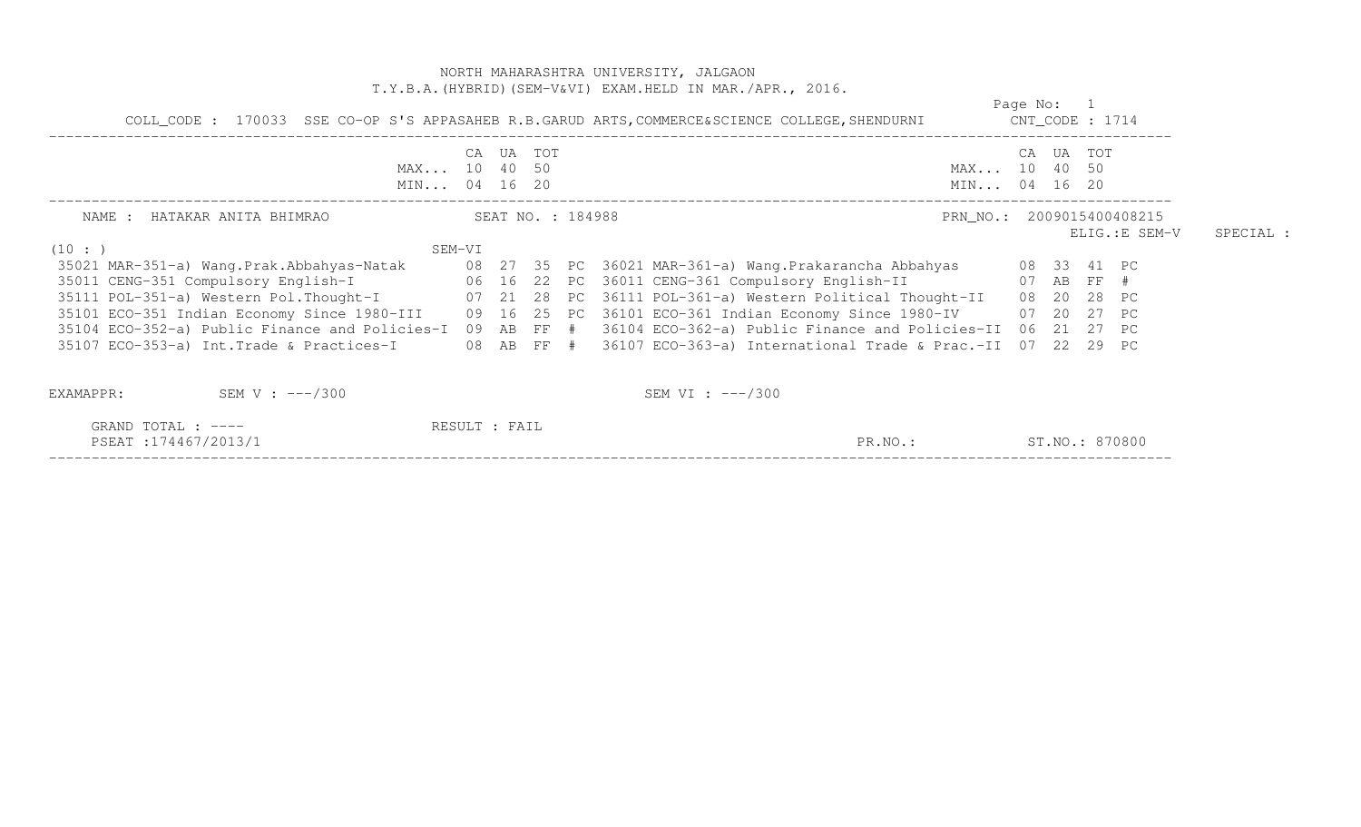NORTH MAHARASHTRA UNIVERSITY, JALGAON
T.Y.B.A.(HYBRID)(SEM-V&VI) EXAM.HELD IN MAR./APR., 2016.

COLL_CODE : 170033 SSE CO-OP S'S APPASAHEB R.B.GARUD ARTS,COMMERCE&SCIENCE COLLEGE,SHENDURNI CNT_CODE : 1714

| | CA | UA | TOT | | | CA | UA | TOT | |
|---|---|---|---|---|---|---|---|---|---|
| MAX... | 10 | 40 | 50 | | MAX... | 10 | 40 | 50 | |
| MIN... | 04 | 16 | 20 | | MIN... | 04 | 16 | 20 | |

NAME : HATAKAR ANITA BHIMRAO SEAT NO. : 184988 PRN_NO.: 2009015400408215

ELIG.:E SEM-V SPECIAL :

(10 : ) SEM-VI

| SEM-V Subject | CA | UA | TOT | | SEM-VI Subject | CA | UA | TOT | |
|---|---|---|---|---|---|---|---|---|---|
| 35021 MAR-351-a) Wang.Prak.Abbahyas-Natak | 08 | 27 | 35 | PC | 36021 MAR-361-a) Wang.Prakarancha Abbahyas | 08 | 33 | 41 | PC |
| 35011 CENG-351 Compulsory English-I | 06 | 16 | 22 | PC | 36011 CENG-361 Compulsory English-II | 07 | AB | FF | # |
| 35111 POL-351-a) Western Pol.Thought-I | 07 | 21 | 28 | PC | 36111 POL-361-a) Western Political Thought-II | 08 | 20 | 28 | PC |
| 35101 ECO-351 Indian Economy Since 1980-III | 09 | 16 | 25 | PC | 36101 ECO-361 Indian Economy Since 1980-IV | 07 | 20 | 27 | PC |
| 35104 ECO-352-a) Public Finance and Policies-I | 09 | AB | FF | # | 36104 ECO-362-a) Public Finance and Policies-II | 06 | 21 | 27 | PC |
| 35107 ECO-353-a) Int.Trade & Practices-I | 08 | AB | FF | # | 36107 ECO-363-a) International Trade & Prac.-II | 07 | 22 | 29 | PC |

EXAMAPPR: SEM V : ---/300 SEM VI : ---/300

GRAND TOTAL : ---- RESULT : FAIL

PSEAT :174467/2013/1 PR.NO.: ST.NO.: 870800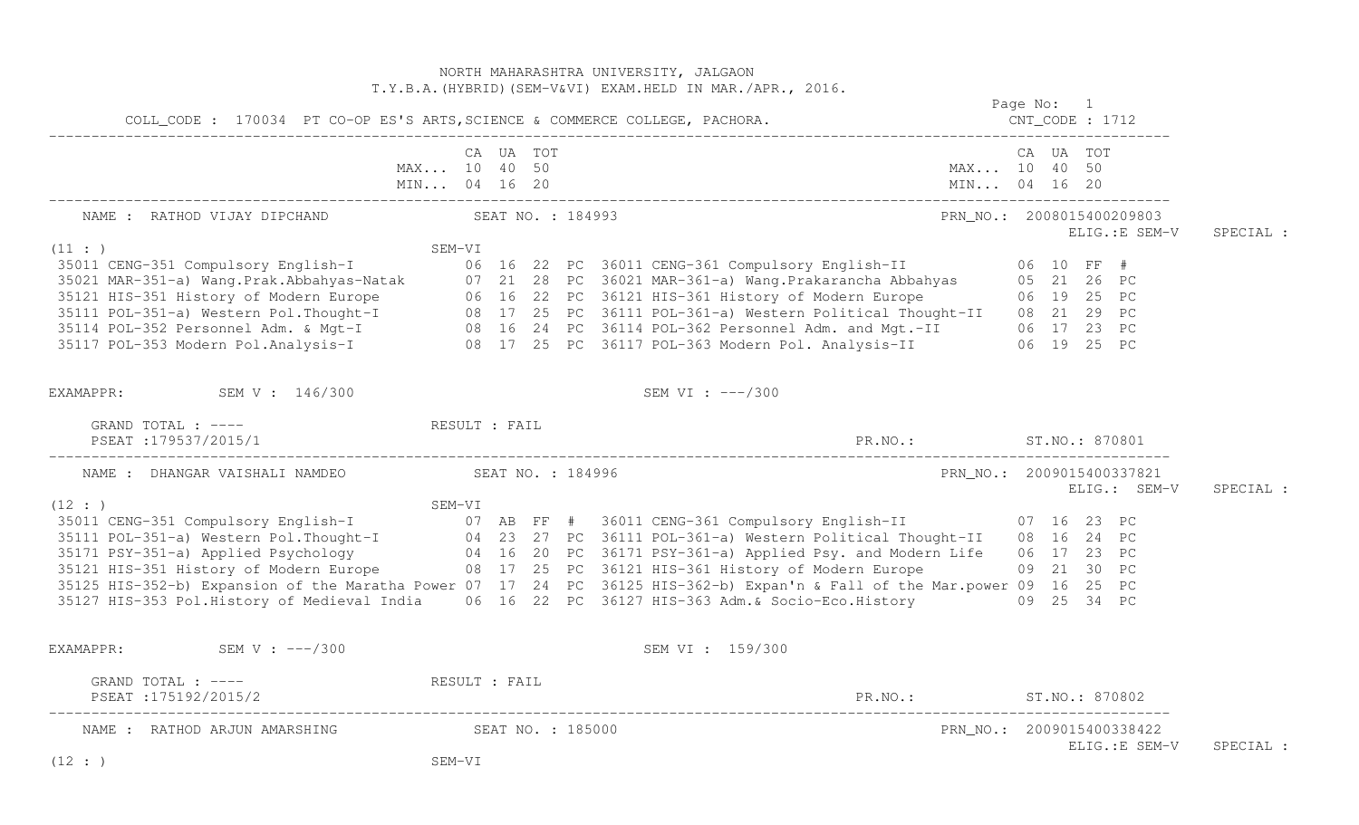NORTH MAHARASHTRA UNIVERSITY, JALGAON
T.Y.B.A.(HYBRID)(SEM-V&VI) EXAM.HELD IN MAR./APR., 2016.

COLL_CODE : 170034 PT CO-OP ES'S ARTS,SCIENCE & COMMERCE COLLEGE, PACHORA. CNT_CODE : 1712

| | CA | UA | TOT | | CA | UA | TOT |
|---|---|---|---|---|---|---|---|
| MAX... | 10 | 40 | 50 | MAX... | 10 | 40 | 50 |
| MIN... | 04 | 16 | 20 | MIN... | 04 | 16 | 20 |

NAME : RATHOD VIJAY DIPCHAND SEAT NO. : 184993 PRN_NO.: 2008015400209803
ELIG.:E SEM-V SPECIAL :

(11 : ) SEM-VI

| SEM-V Subject | CA | UA | TOT | | SEM-VI Subject | CA | UA | TOT | |
|---|---|---|---|---|---|---|---|---|---|
| 35011 CENG-351 Compulsory English-I | 06 | 16 | 22 | PC | 36011 CENG-361 Compulsory English-II | 06 | 10 | FF | # |
| 35021 MAR-351-a) Wang.Prak.Abbahyas-Natak | 07 | 21 | 28 | PC | 36021 MAR-361-a) Wang.Prakarancha Abbahyas | 05 | 21 | 26 | PC |
| 35121 HIS-351 History of Modern Europe | 06 | 16 | 22 | PC | 36121 HIS-361 History of Modern Europe | 06 | 19 | 25 | PC |
| 35111 POL-351-a) Western Pol.Thought-I | 08 | 17 | 25 | PC | 36111 POL-361-a) Western Political Thought-II | 08 | 21 | 29 | PC |
| 35114 POL-352 Personnel Adm. & Mgt-I | 08 | 16 | 24 | PC | 36114 POL-362 Personnel Adm. and Mgt.-II | 06 | 17 | 23 | PC |
| 35117 POL-353 Modern Pol.Analysis-I | 08 | 17 | 25 | PC | 36117 POL-363 Modern Pol. Analysis-II | 06 | 19 | 25 | PC |

EXAMAPPR: SEM V : 146/300 SEM VI : ---/300

GRAND TOTAL : ---- RESULT : FAIL
PSEAT :179537/2015/1 PR.NO.: ST.NO.: 870801

NAME : DHANGAR VAISHALI NAMDEO SEAT NO. : 184996 PRN_NO.: 2009015400337821
ELIG.: SEM-V SPECIAL :

(12 : ) SEM-VI

| SEM-V Subject | CA | UA | TOT | | SEM-VI Subject | CA | UA | TOT | |
|---|---|---|---|---|---|---|---|---|---|
| 35011 CENG-351 Compulsory English-I | 07 | AB | FF | # | 36011 CENG-361 Compulsory English-II | 07 | 16 | 23 | PC |
| 35111 POL-351-a) Western Pol.Thought-I | 04 | 23 | 27 | PC | 36111 POL-361-a) Western Political Thought-II | 08 | 16 | 24 | PC |
| 35171 PSY-351-a) Applied Psychology | 04 | 16 | 20 | PC | 36171 PSY-361-a) Applied Psy. and Modern Life | 06 | 17 | 23 | PC |
| 35121 HIS-351 History of Modern Europe | 08 | 17 | 25 | PC | 36121 HIS-361 History of Modern Europe | 09 | 21 | 30 | PC |
| 35125 HIS-352-b) Expansion of the Maratha Power | 07 | 17 | 24 | PC | 36125 HIS-362-b) Expan'n & Fall of the Mar.power | 09 | 16 | 25 | PC |
| 35127 HIS-353 Pol.History of Medieval India | 06 | 16 | 22 | PC | 36127 HIS-363 Adm.& Socio-Eco.History | 09 | 25 | 34 | PC |

EXAMAPPR: SEM V : ---/300 SEM VI : 159/300

GRAND TOTAL : ---- RESULT : FAIL
PSEAT :175192/2015/2 PR.NO.: ST.NO.: 870802

NAME : RATHOD ARJUN AMARSHING SEAT NO. : 185000 PRN_NO.: 2009015400338422
ELIG.:E SEM-V SPECIAL :

(12 : ) SEM-VI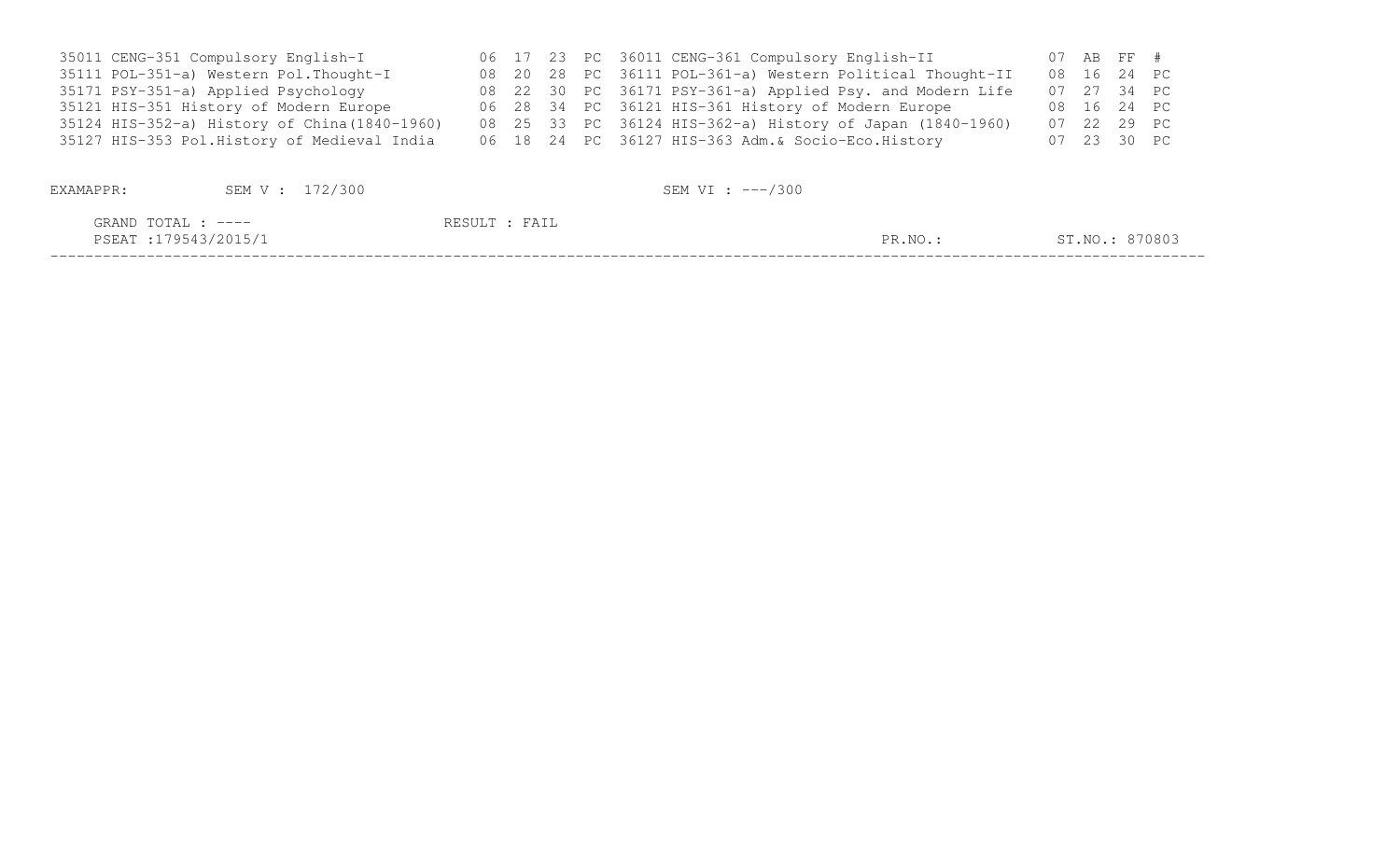| Code | Subject | | | | | Code | Subject | | | | |
|---|---|---|---|---|---|---|---|---|---|---|---|
| 35011 | CENG-351 Compulsory English-I | 06 | 17 | 23 | PC | 36011 | CENG-361 Compulsory English-II | 07 | AB | FF | # |
| 35111 | POL-351-a) Western Pol.Thought-I | 08 | 20 | 28 | PC | 36111 | POL-361-a) Western Political Thought-II | 08 | 16 | 24 | PC |
| 35171 | PSY-351-a) Applied Psychology | 08 | 22 | 30 | PC | 36171 | PSY-361-a) Applied Psy. and Modern Life | 07 | 27 | 34 | PC |
| 35121 | HIS-351 History of Modern Europe | 06 | 28 | 34 | PC | 36121 | HIS-361 History of Modern Europe | 08 | 16 | 24 | PC |
| 35124 | HIS-352-a) History of China(1840-1960) | 08 | 25 | 33 | PC | 36124 | HIS-362-a) History of Japan (1840-1960) | 07 | 22 | 29 | PC |
| 35127 | HIS-353 Pol.History of Medieval India | 06 | 18 | 24 | PC | 36127 | HIS-363 Adm.& Socio-Eco.History | 07 | 23 | 30 | PC |

EXAMAPPR: SEM V : 172/300 SEM VI : ---/300

GRAND TOTAL : ---- RESULT : FAIL

PSEAT :179543/2015/1 PR.NO.: ST.NO.: 870803

---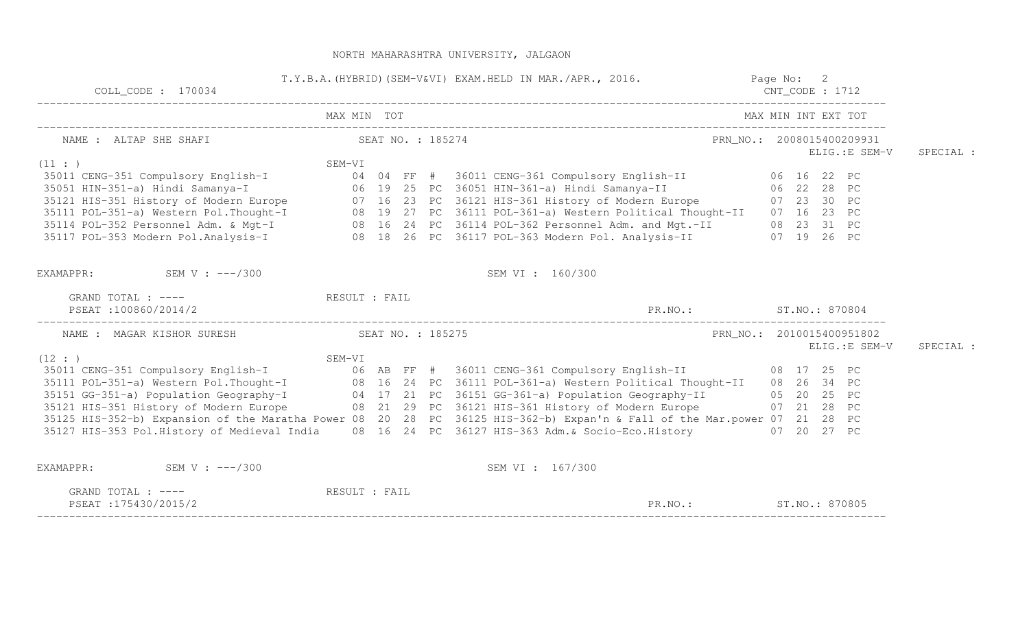NORTH MAHARASHTRA UNIVERSITY, JALGAON

T.Y.B.A.(HYBRID)(SEM-V&VI) EXAM.HELD IN MAR./APR., 2016.

COLL_CODE : 170034 | CNT_CODE : 1712

---

**NAME : ALTAP SHE SHAFI** | SEAT NO. : 185274 | PRN_NO.: 2008015400209931 | ELIG.:E SEM-V | SPECIAL :

(11 : )

| SEM-V Subject | MAX | MIN | TOT | | SEM-VI Subject | MAX (INT) | MIN (EXT) | TOT | |
|---|---|---|---|---|---|---|---|---|---|
| 35011 CENG-351 Compulsory English-I | 04 | 04 | FF | # | 36011 CENG-361 Compulsory English-II | 06 | 16 | 22 | PC |
| 35051 HIN-351-a) Hindi Samanya-I | 06 | 19 | 25 | PC | 36051 HIN-361-a) Hindi Samanya-II | 06 | 22 | 28 | PC |
| 35121 HIS-351 History of Modern Europe | 07 | 16 | 23 | PC | 36121 HIS-361 History of Modern Europe | 07 | 23 | 30 | PC |
| 35111 POL-351-a) Western Pol.Thought-I | 08 | 19 | 27 | PC | 36111 POL-361-a) Western Political Thought-II | 07 | 16 | 23 | PC |
| 35114 POL-352 Personnel Adm. & Mgt-I | 08 | 16 | 24 | PC | 36114 POL-362 Personnel Adm. and Mgt.-II | 08 | 23 | 31 | PC |
| 35117 POL-353 Modern Pol.Analysis-I | 08 | 18 | 26 | PC | 36117 POL-363 Modern Pol. Analysis-II | 07 | 19 | 26 | PC |

EXAMAPPR: SEM V : ---/300 SEM VI : 160/300

GRAND TOTAL : ---- RESULT : FAIL

PSEAT :100860/2014/2 PR.NO.: ST.NO.: 870804

---

**NAME : MAGAR KISHOR SURESH** | SEAT NO. : 185275 | PRN_NO.: 2010015400951802 | ELIG.:E SEM-V | SPECIAL :

(12 : )

| SEM-V Subject | MAX | MIN | TOT | | SEM-VI Subject | MAX (INT) | MIN (EXT) | TOT | |
|---|---|---|---|---|---|---|---|---|---|
| 35011 CENG-351 Compulsory English-I | 06 | AB | FF | # | 36011 CENG-361 Compulsory English-II | 08 | 17 | 25 | PC |
| 35111 POL-351-a) Western Pol.Thought-I | 08 | 16 | 24 | PC | 36111 POL-361-a) Western Political Thought-II | 08 | 26 | 34 | PC |
| 35151 GG-351-a) Population Geography-I | 04 | 17 | 21 | PC | 36151 GG-361-a) Population Geography-II | 05 | 20 | 25 | PC |
| 35121 HIS-351 History of Modern Europe | 08 | 21 | 29 | PC | 36121 HIS-361 History of Modern Europe | 07 | 21 | 28 | PC |
| 35125 HIS-352-b) Expansion of the Maratha Power | 08 | 20 | 28 | PC | 36125 HIS-362-b) Expan'n & Fall of the Mar.power | 07 | 21 | 28 | PC |
| 35127 HIS-353 Pol.History of Medieval India | 08 | 16 | 24 | PC | 36127 HIS-363 Adm.& Socio-Eco.History | 07 | 20 | 27 | PC |

EXAMAPPR: SEM V : ---/300 SEM VI : 167/300

GRAND TOTAL : ---- RESULT : FAIL

PSEAT :175430/2015/2 PR.NO.: ST.NO.: 870805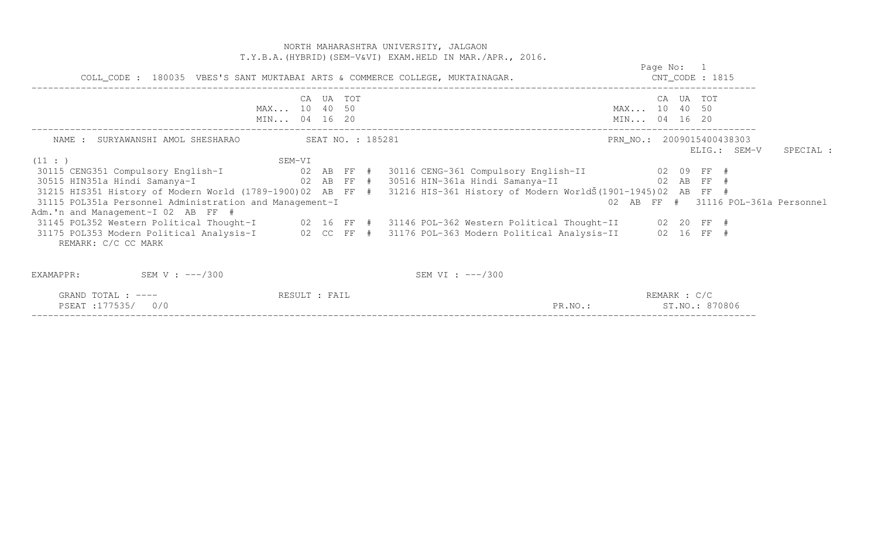NORTH MAHARASHTRA UNIVERSITY, JALGAON
T.Y.B.A.(HYBRID)(SEM-V&VI) EXAM.HELD IN MAR./APR., 2016.

Page No: 1

COLL_CODE : 180035 VBES'S SANT MUKTABAI ARTS & COMMERCE COLLEGE, MUKTAINAGAR. CNT_CODE : 1815

| | CA | UA | TOT |
|---|---|---|---|
| MAX... | 10 | 40 | 50 |
| MIN... | 04 | 16 | 20 |

NAME : SURYAWANSHI AMOL SHESHARAO SEAT NO. : 185281 PRN_NO.: 2009015400438303

ELIG.: SEM-V SPECIAL :

(11 : ) SEM-VI

| Code | Subject | CA | UA | TOT | | Code | Subject | CA | UA | TOT | |
|---|---|---|---|---|---|---|---|---|---|---|---|
| 30115 | CENG351 Compulsory English-I | 02 | AB | FF | # | 30116 | CENG-361 Compulsory English-II | 02 | 09 | FF | # |
| 30515 | HIN351a Hindi Samanya-I | 02 | AB | FF | # | 30516 | HIN-361a Hindi Samanya-II | 02 | AB | FF | # |
| 31215 | HIS351 History of Modern World (1789-1900) | 02 | AB | FF | # | 31216 | HIS-361 History of Modern WorldŠ(1901-1945) | 02 | AB | FF | # |
| 31115 | POL351a Personnel Administration and Management-I | 02 | AB | FF | # | 31116 | POL-361a Personnel Adm.'n and Management-I | 02 | AB | FF | # |
| 31145 | POL352 Western Political Thought-I | 02 | 16 | FF | # | 31146 | POL-362 Western Political Thought-II | 02 | 20 | FF | # |
| 31175 | POL353 Modern Political Analysis-I | 02 | CC | FF | # | 31176 | POL-363 Modern Political Analysis-II | 02 | 16 | FF | # |

REMARK: C/C CC MARK

EXAMAPPR: SEM V : ---/300 SEM VI : ---/300

GRAND TOTAL : ---- RESULT : FAIL REMARK : C/C

PSEAT :177535/ 0/0 PR.NO.: ST.NO.: 870806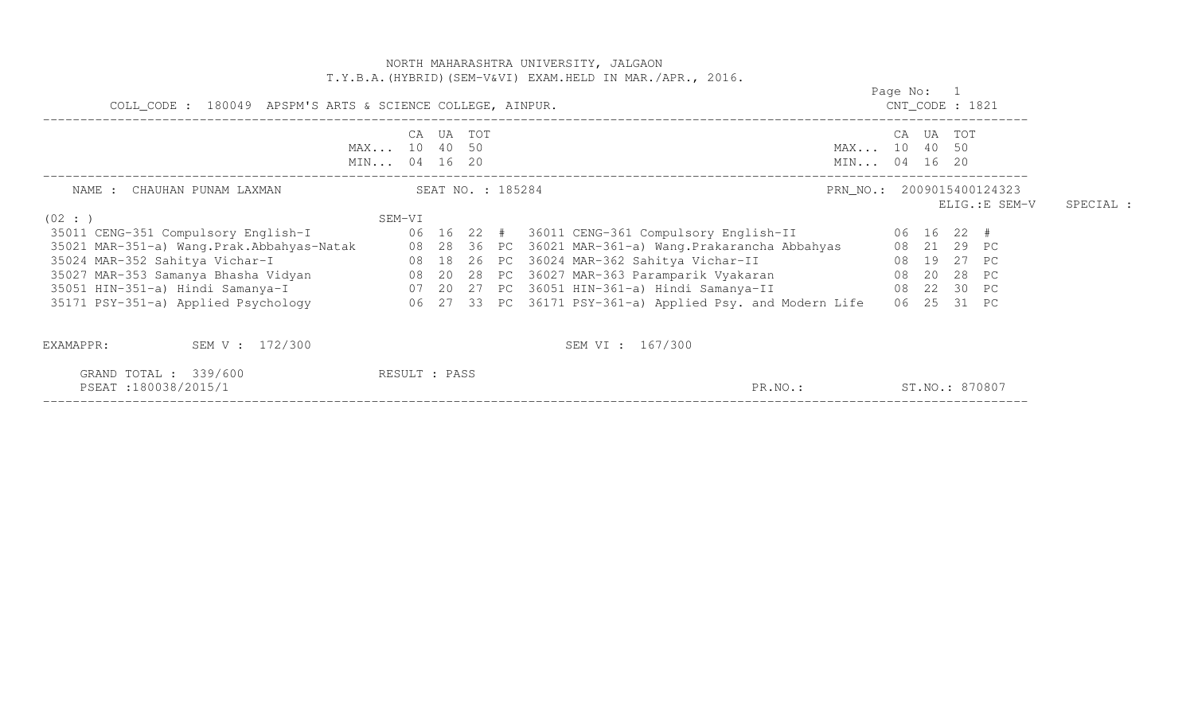NORTH MAHARASHTRA UNIVERSITY, JALGAON
T.Y.B.A.(HYBRID)(SEM-V&VI) EXAM.HELD IN MAR./APR., 2016.

Page No: 1

COLL_CODE : 180049 APSPM'S ARTS & SCIENCE COLLEGE, AINPUR. CNT_CODE : 1821

| | CA | UA | TOT | | | | CA | UA | TOT | |
|---|---|---|---|---|---|---|---|---|---|---|
| MAX... | 10 | 40 | 50 | | | MAX... | 10 | 40 | 50 | |
| MIN... | 04 | 16 | 20 | | | MIN... | 04 | 16 | 20 | |

NAME : CHAUHAN PUNAM LAXMAN SEAT NO. : 185284 PRN_NO.: 2009015400124323

ELIG.:E SEM-V SPECIAL :

(02 : ) SEM-VI

| Subject | CA | UA | TOT | | Subject | CA | UA | TOT | |
|---|---|---|---|---|---|---|---|---|---|
| 35011 CENG-351 Compulsory English-I | 06 | 16 | 22 | # | 36011 CENG-361 Compulsory English-II | 06 | 16 | 22 | # |
| 35021 MAR-351-a) Wang.Prak.Abbahyas-Natak | 08 | 28 | 36 | PC | 36021 MAR-361-a) Wang.Prakarancha Abbahyas | 08 | 21 | 29 | PC |
| 35024 MAR-352 Sahitya Vichar-I | 08 | 18 | 26 | PC | 36024 MAR-362 Sahitya Vichar-II | 08 | 19 | 27 | PC |
| 35027 MAR-353 Samanya Bhasha Vidyan | 08 | 20 | 28 | PC | 36027 MAR-363 Paramparik Vyakaran | 08 | 20 | 28 | PC |
| 35051 HIN-351-a) Hindi Samanya-I | 07 | 20 | 27 | PC | 36051 HIN-361-a) Hindi Samanya-II | 08 | 22 | 30 | PC |
| 35171 PSY-351-a) Applied Psychology | 06 | 27 | 33 | PC | 36171 PSY-361-a) Applied Psy. and Modern Life | 06 | 25 | 31 | PC |

EXAMAPPR: SEM V : 172/300 SEM VI : 167/300

GRAND TOTAL : 339/600 RESULT : PASS

PSEAT :180038/2015/1 PR.NO.: ST.NO.: 870807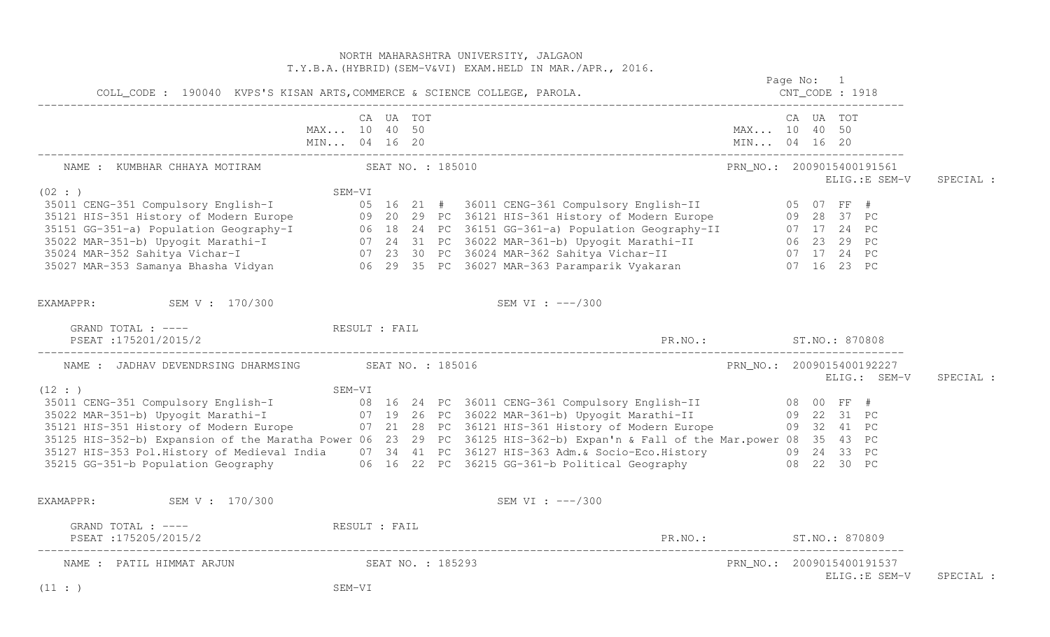NORTH MAHARASHTRA UNIVERSITY, JALGAON
T.Y.B.A.(HYBRID)(SEM-V&VI) EXAM.HELD IN MAR./APR., 2016.

COLL_CODE : 190040 KVPS'S KISAN ARTS,COMMERCE & SCIENCE COLLEGE, PAROLA. CNT_CODE : 1918

| | CA | UA | TOT | | | CA | UA | TOT | |
|---|---|---|---|---|---|---|---|---|---|
| MAX... | 10 | 40 | 50 | | MAX... | 10 | 40 | 50 | |
| MIN... | 04 | 16 | 20 | | MIN... | 04 | 16 | 20 | |

NAME : KUMBHAR CHHAYA MOTIRAM SEAT NO. : 185010 PRN_NO.: 2009015400191561
ELIG.:E SEM-V SPECIAL :

(02 : ) SEM-VI

| SEM-V Subject | CA | UA | TOT | | SEM-VI Subject | CA | UA | TOT | |
|---|---|---|---|---|---|---|---|---|---|
| 35011 CENG-351 Compulsory English-I | 05 | 16 | 21 | # | 36011 CENG-361 Compulsory English-II | 05 | 07 | FF | # |
| 35121 HIS-351 History of Modern Europe | 09 | 20 | 29 | PC | 36121 HIS-361 History of Modern Europe | 09 | 28 | 37 | PC |
| 35151 GG-351-a) Population Geography-I | 06 | 18 | 24 | PC | 36151 GG-361-a) Population Geography-II | 07 | 17 | 24 | PC |
| 35022 MAR-351-b) Upyogit Marathi-I | 07 | 24 | 31 | PC | 36022 MAR-361-b) Upyogit Marathi-II | 06 | 23 | 29 | PC |
| 35024 MAR-352 Sahitya Vichar-I | 07 | 23 | 30 | PC | 36024 MAR-362 Sahitya Vichar-II | 07 | 17 | 24 | PC |
| 35027 MAR-353 Samanya Bhasha Vidyan | 06 | 29 | 35 | PC | 36027 MAR-363 Paramparik Vyakaran | 07 | 16 | 23 | PC |

EXAMAPPR: SEM V : 170/300 SEM VI : ---/300

GRAND TOTAL : ---- RESULT : FAIL
PSEAT :175201/2015/2 PR.NO.: ST.NO.: 870808

NAME : JADHAV DEVENDRSING DHARMSING SEAT NO. : 185016 PRN_NO.: 2009015400192227
ELIG.: SEM-V SPECIAL :

(12 : ) SEM-VI

| SEM-V Subject | CA | UA | TOT | | SEM-VI Subject | CA | UA | TOT | |
|---|---|---|---|---|---|---|---|---|---|
| 35011 CENG-351 Compulsory English-I | 08 | 16 | 24 | PC | 36011 CENG-361 Compulsory English-II | 08 | 00 | FF | # |
| 35022 MAR-351-b) Upyogit Marathi-I | 07 | 19 | 26 | PC | 36022 MAR-361-b) Upyogit Marathi-II | 09 | 22 | 31 | PC |
| 35121 HIS-351 History of Modern Europe | 07 | 21 | 28 | PC | 36121 HIS-361 History of Modern Europe | 09 | 32 | 41 | PC |
| 35125 HIS-352-b) Expansion of the Maratha Power | 06 | 23 | 29 | PC | 36125 HIS-362-b) Expan'n & Fall of the Mar.power | 08 | 35 | 43 | PC |
| 35127 HIS-353 Pol.History of Medieval India | 07 | 34 | 41 | PC | 36127 HIS-363 Adm.& Socio-Eco.History | 09 | 24 | 33 | PC |
| 35215 GG-351-b Population Geography | 06 | 16 | 22 | PC | 36215 GG-361-b Political Geography | 08 | 22 | 30 | PC |

EXAMAPPR: SEM V : 170/300 SEM VI : ---/300

GRAND TOTAL : ---- RESULT : FAIL
PSEAT :175205/2015/2 PR.NO.: ST.NO.: 870809

NAME : PATIL HIMMAT ARJUN SEAT NO. : 185293 PRN_NO.: 2009015400191537
ELIG.:E SEM-V SPECIAL :

(11 : ) SEM-VI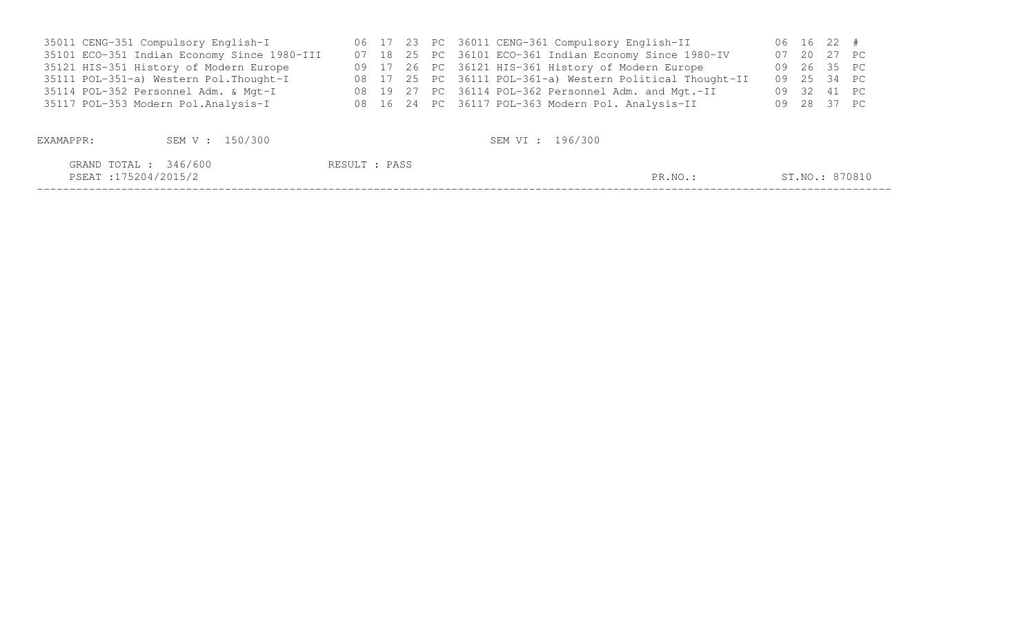| Code | Subject | | | | | Code | Subject | | | | |
|---|---|---|---|---|---|---|---|---|---|---|---|
| 35011 | CENG-351 Compulsory English-I | 06 | 17 | 23 | PC | 36011 | CENG-361 Compulsory English-II | 06 | 16 | 22 | # |
| 35101 | ECO-351 Indian Economy Since 1980-III | 07 | 18 | 25 | PC | 36101 | ECO-361 Indian Economy Since 1980-IV | 07 | 20 | 27 | PC |
| 35121 | HIS-351 History of Modern Europe | 09 | 17 | 26 | PC | 36121 | HIS-361 History of Modern Europe | 09 | 26 | 35 | PC |
| 35111 | POL-351-a) Western Pol.Thought-I | 08 | 17 | 25 | PC | 36111 | POL-361-a) Western Political Thought-II | 09 | 25 | 34 | PC |
| 35114 | POL-352 Personnel Adm. & Mgt-I | 08 | 19 | 27 | PC | 36114 | POL-362 Personnel Adm. and Mgt.-II | 09 | 32 | 41 | PC |
| 35117 | POL-353 Modern Pol.Analysis-I | 08 | 16 | 24 | PC | 36117 | POL-363 Modern Pol. Analysis-II | 09 | 28 | 37 | PC |

EXAMAPPR: SEM V : 150/300 SEM VI : 196/300

GRAND TOTAL : 346/600 RESULT : PASS

PSEAT :175204/2015/2 PR.NO.: ST.NO.: 870810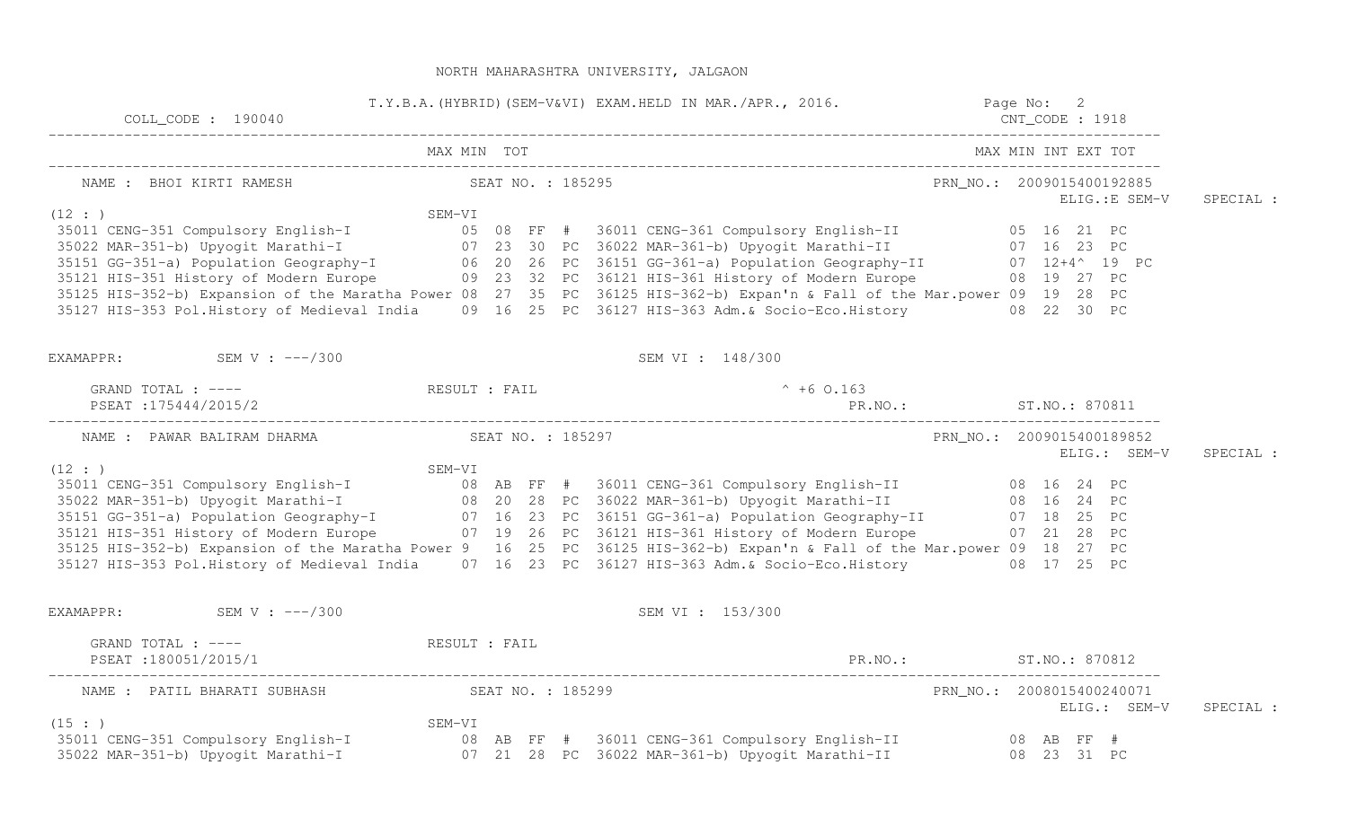# NORTH MAHARASHTRA UNIVERSITY, JALGAON

T.Y.B.A.(HYBRID)(SEM-V&VI) EXAM.HELD IN MAR./APR., 2016.

COLL_CODE : 190040 | CNT_CODE : 1918

---

NAME : BHOI KIRTI RAMESH | SEAT NO. : 185295 | PRN_NO.: 2009015400192885 | ELIG.:E SEM-V | SPECIAL :

(12 : )

| SEM-V | MAX | MIN | TOT | | SEM-VI | MAX | MIN | INT | EXT | TOT |
|---|---|---|---|---|---|---|---|---|---|---|
| 35011 CENG-351 Compulsory English-I | 05 | 08 | FF | # | 36011 CENG-361 Compulsory English-II | 05 | 16 | 21 | PC | |
| 35022 MAR-351-b) Upyogit Marathi-I | 07 | 23 | 30 | PC | 36022 MAR-361-b) Upyogit Marathi-II | 07 | 16 | 23 | PC | |
| 35151 GG-351-a) Population Geography-I | 06 | 20 | 26 | PC | 36151 GG-361-a) Population Geography-II | 07 | 12+4^ | 19 | PC | |
| 35121 HIS-351 History of Modern Europe | 09 | 23 | 32 | PC | 36121 HIS-361 History of Modern Europe | 08 | 19 | 27 | PC | |
| 35125 HIS-352-b) Expansion of the Maratha Power | 08 | 27 | 35 | PC | 36125 HIS-362-b) Expan'n & Fall of the Mar.power | 09 | 19 | 28 | PC | |
| 35127 HIS-353 Pol.History of Medieval India | 09 | 16 | 25 | PC | 36127 HIS-363 Adm.& Socio-Eco.History | 08 | 22 | 30 | PC | |

EXAMAPPR: SEM V : ---/300 SEM VI : 148/300

GRAND TOTAL : ---- RESULT : FAIL ^ +6 O.163

PSEAT :175444/2015/2 PR.NO.: ST.NO.: 870811

---

NAME : PAWAR BALIRAM DHARMA | SEAT NO. : 185297 | PRN_NO.: 2009015400189852 | ELIG.: SEM-V | SPECIAL :

(12 : )

| SEM-V | MAX | MIN | TOT | | SEM-VI | MAX | MIN | INT | EXT | TOT |
|---|---|---|---|---|---|---|---|---|---|---|
| 35011 CENG-351 Compulsory English-I | 08 | AB | FF | # | 36011 CENG-361 Compulsory English-II | 08 | 16 | 24 | PC | |
| 35022 MAR-351-b) Upyogit Marathi-I | 08 | 20 | 28 | PC | 36022 MAR-361-b) Upyogit Marathi-II | 08 | 16 | 24 | PC | |
| 35151 GG-351-a) Population Geography-I | 07 | 16 | 23 | PC | 36151 GG-361-a) Population Geography-II | 07 | 18 | 25 | PC | |
| 35121 HIS-351 History of Modern Europe | 07 | 19 | 26 | PC | 36121 HIS-361 History of Modern Europe | 07 | 21 | 28 | PC | |
| 35125 HIS-352-b) Expansion of the Maratha Power | 9 | 16 | 25 | PC | 36125 HIS-362-b) Expan'n & Fall of the Mar.power | 09 | 18 | 27 | PC | |
| 35127 HIS-353 Pol.History of Medieval India | 07 | 16 | 23 | PC | 36127 HIS-363 Adm.& Socio-Eco.History | 08 | 17 | 25 | PC | |

EXAMAPPR: SEM V : ---/300 SEM VI : 153/300

GRAND TOTAL : ---- RESULT : FAIL

PSEAT :180051/2015/1 PR.NO.: ST.NO.: 870812

---

NAME : PATIL BHARATI SUBHASH | SEAT NO. : 185299 | PRN_NO.: 2008015400240071 | ELIG.: SEM-V | SPECIAL :

(15 : )

| SEM-V | MAX | MIN | TOT | | SEM-VI | MAX | MIN | INT | EXT | TOT |
|---|---|---|---|---|---|---|---|---|---|---|
| 35011 CENG-351 Compulsory English-I | 08 | AB | FF | # | 36011 CENG-361 Compulsory English-II | 08 | AB | FF | # | |
| 35022 MAR-351-b) Upyogit Marathi-I | 07 | 21 | 28 | PC | 36022 MAR-361-b) Upyogit Marathi-II | 08 | 23 | 31 | PC | |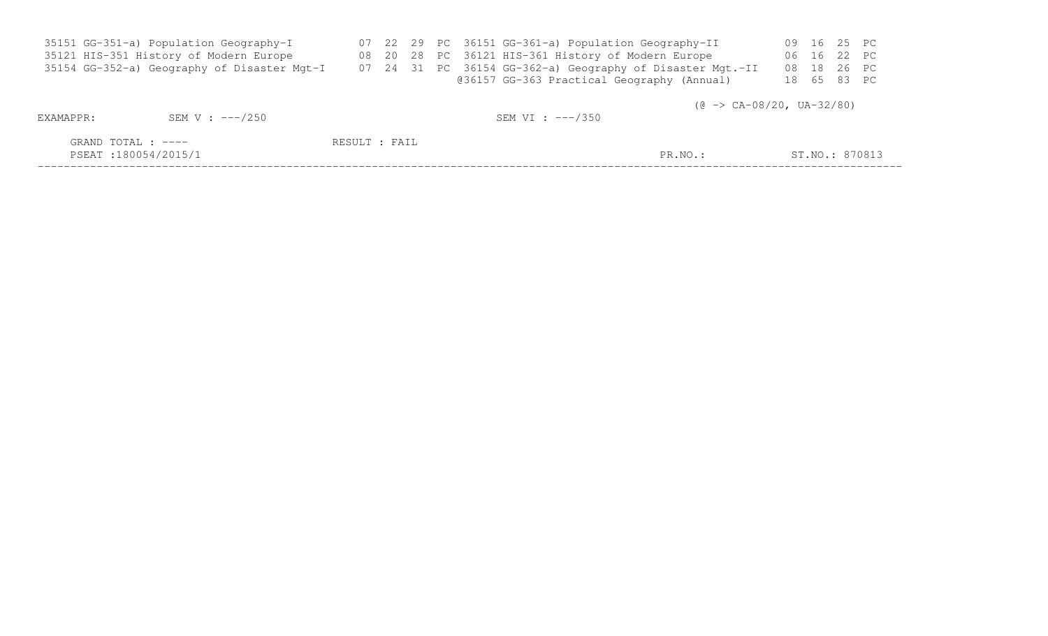| Code | Subject | | | | | Code | Subject | | | | |
|---|---|---|---|---|---|---|---|---|---|---|---|
| 35151 | GG-351-a) Population Geography-I | 07 | 22 | 29 | PC | 36151 | GG-361-a) Population Geography-II | 09 | 16 | 25 | PC |
| 35121 | HIS-351 History of Modern Europe | 08 | 20 | 28 | PC | 36121 | HIS-361 History of Modern Europe | 06 | 16 | 22 | PC |
| 35154 | GG-352-a) Geography of Disaster Mgt-I | 07 | 24 | 31 | PC | 36154 | GG-362-a) Geography of Disaster Mgt.-II | 08 | 18 | 26 | PC |
| | | | | | | @36157 | GG-363 Practical Geography (Annual) | 18 | 65 | 83 | PC |

(@ -> CA-08/20, UA-32/80)

EXAMAPPR: SEM V : ---/250 SEM VI : ---/350

GRAND TOTAL : ---- RESULT : FAIL

PSEAT :180054/2015/1 PR.NO.: ST.NO.: 870813

---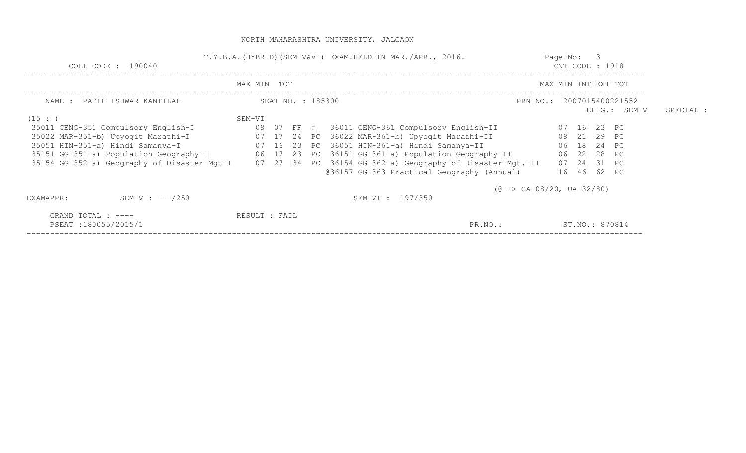NORTH MAHARASHTRA UNIVERSITY, JALGAON

T.Y.B.A.(HYBRID)(SEM-V&VI) EXAM.HELD IN MAR./APR., 2016.

COLL_CODE : 190040 | CNT_CODE : 1918

NAME : PATIL ISHWAR KANTILAL | SEAT NO. : 185300 | PRN_NO.: 2007015400221552 | ELIG.: SEM-V | SPECIAL :

(15 : )

| SEM-V Subject | MAX | MIN | TOT | | SEM-VI Subject | INT | EXT | TOT | |
|---|---|---|---|---|---|---|---|---|---|
| 35011 CENG-351 Compulsory English-I | 08 | 07 | FF | # | 36011 CENG-361 Compulsory English-II | 07 | 16 | 23 | PC |
| 35022 MAR-351-b) Upyogit Marathi-I | 07 | 17 | 24 | PC | 36022 MAR-361-b) Upyogit Marathi-II | 08 | 21 | 29 | PC |
| 35051 HIN-351-a) Hindi Samanya-I | 07 | 16 | 23 | PC | 36051 HIN-361-a) Hindi Samanya-II | 06 | 18 | 24 | PC |
| 35151 GG-351-a) Population Geography-I | 06 | 17 | 23 | PC | 36151 GG-361-a) Population Geography-II | 06 | 22 | 28 | PC |
| 35154 GG-352-a) Geography of Disaster Mgt-I | 07 | 27 | 34 | PC | 36154 GG-362-a) Geography of Disaster Mgt.-II | 07 | 24 | 31 | PC |
| | | | | | @36157 GG-363 Practical Geography (Annual) | 16 | 46 | 62 | PC |

(@ -> CA-08/20, UA-32/80)

EXAMAPPR: SEM V : ---/250 SEM VI : 197/350

GRAND TOTAL : ---- RESULT : FAIL

PSEAT :180055/2015/1 PR.NO.: ST.NO.: 870814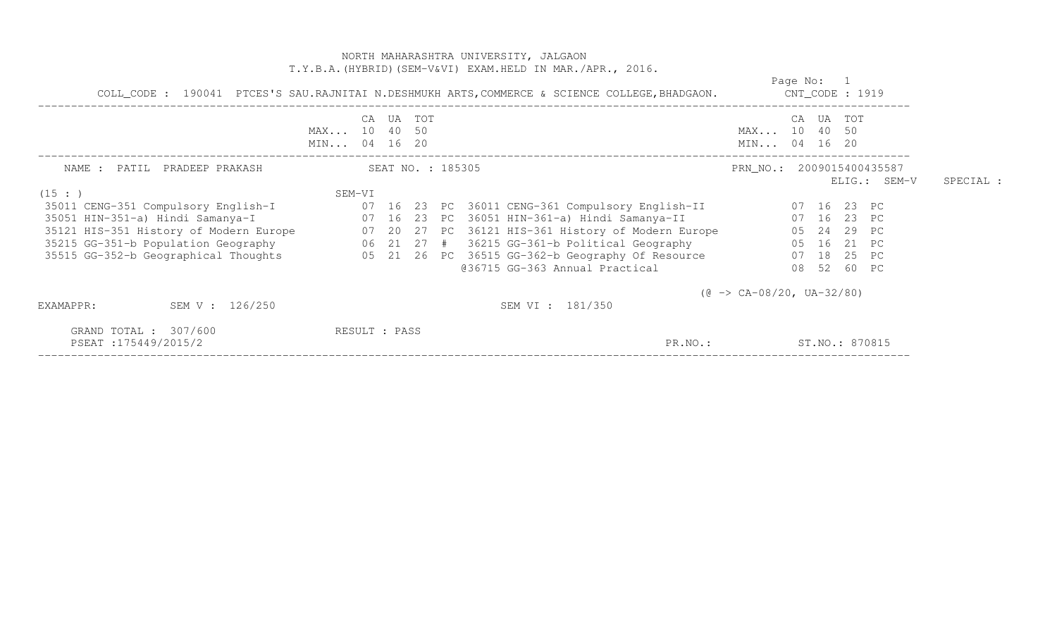NORTH MAHARASHTRA UNIVERSITY, JALGAON
T.Y.B.A.(HYBRID)(SEM-V&VI) EXAM.HELD IN MAR./APR., 2016.

Page No: 1

COLL_CODE : 190041 PTCES'S SAU.RAJNITAI N.DESHMUKH ARTS,COMMERCE & SCIENCE COLLEGE,BHADGAON. CNT_CODE : 1919

| | CA | UA | TOT | | | CA | UA | TOT | |
|---|---|---|---|---|---|---|---|---|---|
| MAX... | 10 | 40 | 50 | | MAX... | 10 | 40 | 50 | |
| MIN... | 04 | 16 | 20 | | MIN... | 04 | 16 | 20 | |

NAME : PATIL PRADEEP PRAKASH SEAT NO. : 185305 PRN_NO.: 2009015400435587

ELIG.: SEM-V SPECIAL :

(15 : ) SEM-VI

| SEM-V Subject | CA | UA | TOT | | SEM-VI Subject | CA | UA | TOT | |
|---|---|---|---|---|---|---|---|---|---|
| 35011 CENG-351 Compulsory English-I | 07 | 16 | 23 | PC | 36011 CENG-361 Compulsory English-II | 07 | 16 | 23 | PC |
| 35051 HIN-351-a) Hindi Samanya-I | 07 | 16 | 23 | PC | 36051 HIN-361-a) Hindi Samanya-II | 07 | 16 | 23 | PC |
| 35121 HIS-351 History of Modern Europe | 07 | 20 | 27 | PC | 36121 HIS-361 History of Modern Europe | 05 | 24 | 29 | PC |
| 35215 GG-351-b Population Geography | 06 | 21 | 27 | # | 36215 GG-361-b Political Geography | 05 | 16 | 21 | PC |
| 35515 GG-352-b Geographical Thoughts | 05 | 21 | 26 | PC | 36515 GG-362-b Geography Of Resource | 07 | 18 | 25 | PC |
| | | | | | @36715 GG-363 Annual Practical | 08 | 52 | 60 | PC |

(@ -> CA-08/20, UA-32/80)

EXAMAPPR: SEM V : 126/250 SEM VI : 181/350

GRAND TOTAL : 307/600 RESULT : PASS

PSEAT :175449/2015/2 PR.NO.: ST.NO.: 870815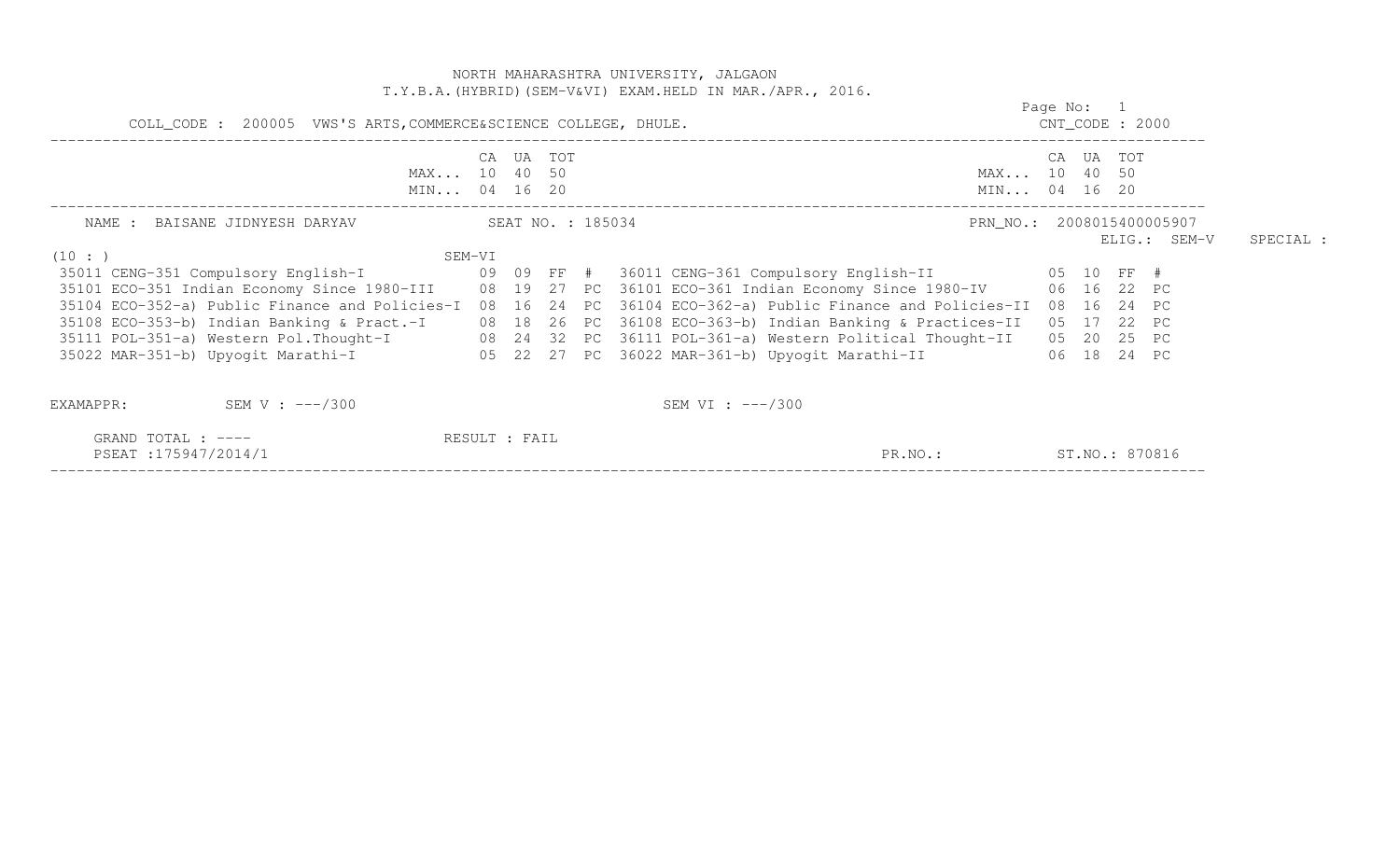NORTH MAHARASHTRA UNIVERSITY, JALGAON
T.Y.B.A.(HYBRID)(SEM-V&VI) EXAM.HELD IN MAR./APR., 2016.

Page No: 1

COLL_CODE : 200005 VWS'S ARTS,COMMERCE&SCIENCE COLLEGE, DHULE. CNT_CODE : 2000

| | CA | UA | TOT | | | | CA | UA | TOT | |
|---|---|---|---|---|---|---|---|---|---|---|
| MAX... | 10 | 40 | 50 | | | MAX... | 10 | 40 | 50 | |
| MIN... | 04 | 16 | 20 | | | MIN... | 04 | 16 | 20 | |

NAME : BAISANE JIDNYESH DARYAV SEAT NO. : 185034 PRN_NO.: 2008015400005907

ELIG.: SEM-V SPECIAL :

(10 : ) SEM-VI

| SEM-V Subject | CA | UA | TOT | | SEM-VI Subject | CA | UA | TOT | |
|---|---|---|---|---|---|---|---|---|---|
| 35011 CENG-351 Compulsory English-I | 09 | 09 | FF | # | 36011 CENG-361 Compulsory English-II | 05 | 10 | FF | # |
| 35101 ECO-351 Indian Economy Since 1980-III | 08 | 19 | 27 | PC | 36101 ECO-361 Indian Economy Since 1980-IV | 06 | 16 | 22 | PC |
| 35104 ECO-352-a) Public Finance and Policies-I | 08 | 16 | 24 | PC | 36104 ECO-362-a) Public Finance and Policies-II | 08 | 16 | 24 | PC |
| 35108 ECO-353-b) Indian Banking & Pract.-I | 08 | 18 | 26 | PC | 36108 ECO-363-b) Indian Banking & Practices-II | 05 | 17 | 22 | PC |
| 35111 POL-351-a) Western Pol.Thought-I | 08 | 24 | 32 | PC | 36111 POL-361-a) Western Political Thought-II | 05 | 20 | 25 | PC |
| 35022 MAR-351-b) Upyogit Marathi-I | 05 | 22 | 27 | PC | 36022 MAR-361-b) Upyogit Marathi-II | 06 | 18 | 24 | PC |

EXAMAPPR: SEM V : ---/300 SEM VI : ---/300

GRAND TOTAL : ---- RESULT : FAIL

PSEAT :175947/2014/1 PR.NO.: ST.NO.: 870816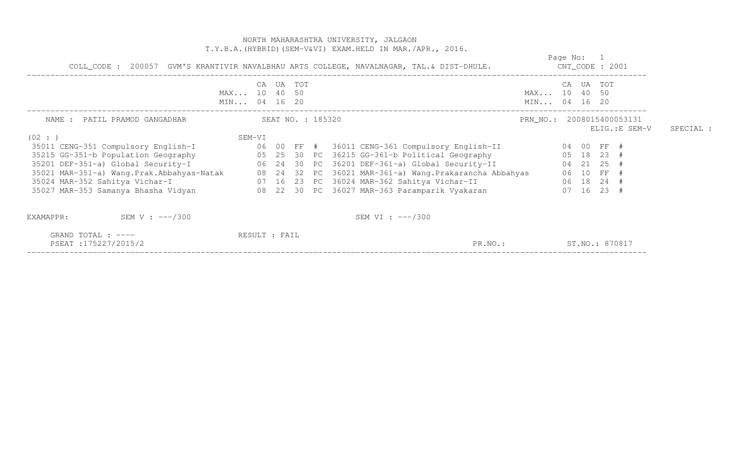NORTH MAHARASHTRA UNIVERSITY, JALGAON
T.Y.B.A.(HYBRID)(SEM-V&VI) EXAM.HELD IN MAR./APR., 2016.

Page No: 1

COLL_CODE : 200057 GVM'S KRANTIVIR NAVALBHAU ARTS COLLEGE, NAVALNAGAR, TAL.& DIST-DHULE. CNT_CODE : 2001

| | CA | UA | TOT | | | CA | UA | TOT | |
|---|---|---|---|---|---|---|---|---|---|
| MAX... | 10 | 40 | 50 | | MAX... | 10 | 40 | 50 | |
| MIN... | 04 | 16 | 20 | | MIN... | 04 | 16 | 20 | |

NAME : PATIL PRAMOD GANGADHAR SEAT NO. : 185320 PRN_NO.: 2008015400053131

ELIG.:E SEM-V SPECIAL :

(02 : ) SEM-VI

| Subject (SEM-V) | CA | UA | TOT | | Subject (SEM-VI) | CA | UA | TOT | |
|---|---|---|---|---|---|---|---|---|---|
| 35011 CENG-351 Compulsory English-I | 06 | 00 | FF | # | 36011 CENG-361 Compulsory English-II | 04 | 00 | FF | # |
| 35215 GG-351-b Population Geography | 05 | 25 | 30 | PC | 36215 GG-361-b Political Geography | 05 | 18 | 23 | # |
| 35201 DEF-351-a) Global Security-I | 06 | 24 | 30 | PC | 36201 DEF-361-a) Global Security-II | 04 | 21 | 25 | # |
| 35021 MAR-351-a) Wang.Prak.Abbahyas-Natak | 08 | 24 | 32 | PC | 36021 MAR-361-a) Wang.Prakarancha Abbahyas | 06 | 10 | FF | # |
| 35024 MAR-352 Sahitya Vichar-I | 07 | 16 | 23 | PC | 36024 MAR-362 Sahitya Vichar-II | 06 | 18 | 24 | # |
| 35027 MAR-353 Samanya Bhasha Vidyan | 08 | 22 | 30 | PC | 36027 MAR-363 Paramparik Vyakaran | 07 | 16 | 23 | # |

EXAMAPPR: SEM V : ---/300 SEM VI : ---/300

GRAND TOTAL : ---- RESULT : FAIL

PSEAT :175227/2015/2 PR.NO.: ST.NO.: 870817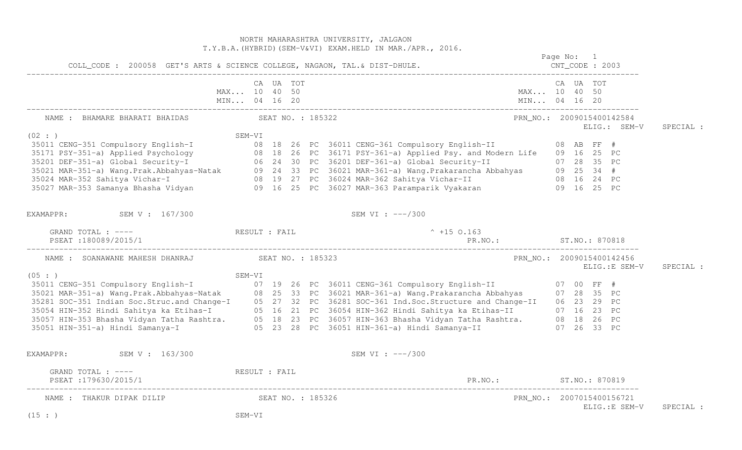NORTH MAHARASHTRA UNIVERSITY, JALGAON
T.Y.B.A.(HYBRID)(SEM-V&VI) EXAM.HELD IN MAR./APR., 2016.

Page No: 1

COLL_CODE : 200058 GET'S ARTS & SCIENCE COLLEGE, NAGAON, TAL.& DIST-DHULE. CNT_CODE : 2003

| | CA | UA | TOT | | CA | UA | TOT |
|---|---|---|---|---|---|---|---|
| MAX... | 10 | 40 | 50 | MAX... | 10 | 40 | 50 |
| MIN... | 04 | 16 | 20 | MIN... | 04 | 16 | 20 |

NAME : BHAMARE BHARATI BHAIDAS SEAT NO. : 185322 PRN_NO.: 2009015400142584

ELIG.: SEM-V SPECIAL :

(02 : ) SEM-VI

| SEM-V Subject | CA | UA | TOT | Res | SEM-VI Subject | CA | UA | TOT | Res |
|---|---|---|---|---|---|---|---|---|---|
| 35011 CENG-351 Compulsory English-I | 08 | 18 | 26 | PC | 36011 CENG-361 Compulsory English-II | 08 | AB | FF | # |
| 35171 PSY-351-a) Applied Psychology | 08 | 18 | 26 | PC | 36171 PSY-361-a) Applied Psy. and Modern Life | 09 | 16 | 25 | PC |
| 35201 DEF-351-a) Global Security-I | 06 | 24 | 30 | PC | 36201 DEF-361-a) Global Security-II | 07 | 28 | 35 | PC |
| 35021 MAR-351-a) Wang.Prak.Abbahyas-Natak | 09 | 24 | 33 | PC | 36021 MAR-361-a) Wang.Prakarancha Abbahyas | 09 | 25 | 34 | # |
| 35024 MAR-352 Sahitya Vichar-I | 08 | 19 | 27 | PC | 36024 MAR-362 Sahitya Vichar-II | 08 | 16 | 24 | PC |
| 35027 MAR-353 Samanya Bhasha Vidyan | 09 | 16 | 25 | PC | 36027 MAR-363 Paramparik Vyakaran | 09 | 16 | 25 | PC |

EXAMAPPR: SEM V : 167/300 SEM VI : ---/300

GRAND TOTAL : ---- RESULT : FAIL ^ +15 O.163

PSEAT :180089/2015/1 PR.NO.: ST.NO.: 870818

NAME : SOANAWANE MAHESH DHANRAJ SEAT NO. : 185323 PRN_NO.: 2009015400142456

ELIG.:E SEM-V SPECIAL :

(05 : ) SEM-VI

| SEM-V Subject | CA | UA | TOT | Res | SEM-VI Subject | CA | UA | TOT | Res |
|---|---|---|---|---|---|---|---|---|---|
| 35011 CENG-351 Compulsory English-I | 07 | 19 | 26 | PC | 36011 CENG-361 Compulsory English-II | 07 | 00 | FF | # |
| 35021 MAR-351-a) Wang.Prak.Abbahyas-Natak | 08 | 25 | 33 | PC | 36021 MAR-361-a) Wang.Prakarancha Abbahyas | 07 | 28 | 35 | PC |
| 35281 SOC-351 Indian Soc.Struc.and Change-I | 05 | 27 | 32 | PC | 36281 SOC-361 Ind.Soc.Structure and Change-II | 06 | 23 | 29 | PC |
| 35054 HIN-352 Hindi Sahitya ka Etihas-I | 05 | 16 | 21 | PC | 36054 HIN-362 Hindi Sahitya ka Etihas-II | 07 | 16 | 23 | PC |
| 35057 HIN-353 Bhasha Vidyan Tatha Rashtra. | 05 | 18 | 23 | PC | 36057 HIN-363 Bhasha Vidyan Tatha Rashtra. | 08 | 18 | 26 | PC |
| 35051 HIN-351-a) Hindi Samanya-I | 05 | 23 | 28 | PC | 36051 HIN-361-a) Hindi Samanya-II | 07 | 26 | 33 | PC |

EXAMAPPR: SEM V : 163/300 SEM VI : ---/300

GRAND TOTAL : ---- RESULT : FAIL

PSEAT :179630/2015/1 PR.NO.: ST.NO.: 870819

NAME : THAKUR DIPAK DILIP SEAT NO. : 185326 PRN_NO.: 2007015400156721

ELIG.:E SEM-V SPECIAL :

(15 : ) SEM-VI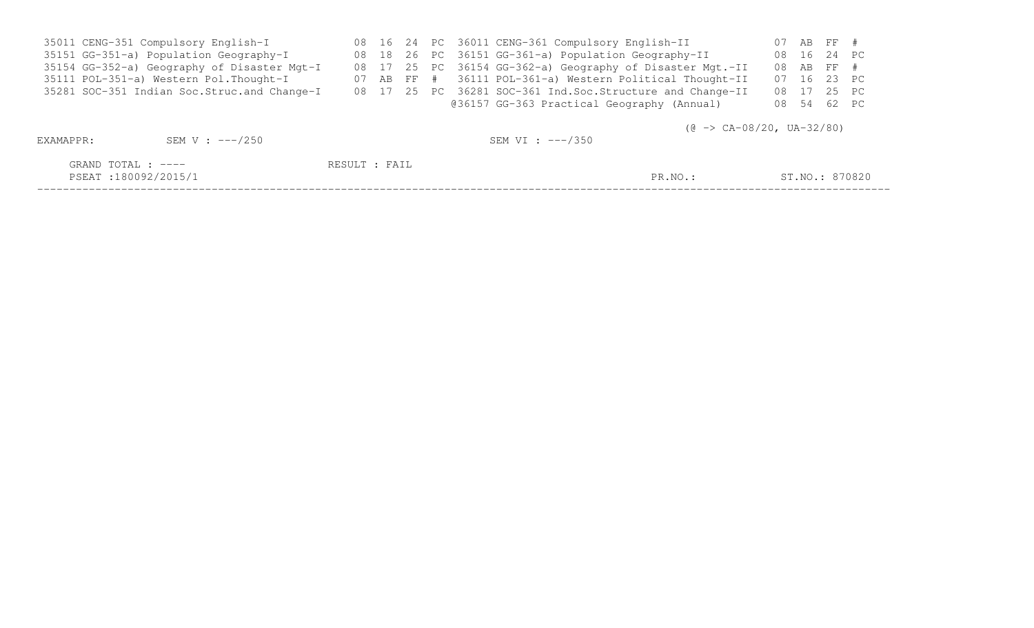| Code | Subject | | | | | Code | Subject | | | | |
|---|---|---|---|---|---|---|---|---|---|---|---|
| 35011 | CENG-351 Compulsory English-I | 08 | 16 | 24 | PC | 36011 | CENG-361 Compulsory English-II | 07 | AB | FF | # |
| 35151 | GG-351-a) Population Geography-I | 08 | 18 | 26 | PC | 36151 | GG-361-a) Population Geography-II | 08 | 16 | 24 | PC |
| 35154 | GG-352-a) Geography of Disaster Mgt-I | 08 | 17 | 25 | PC | 36154 | GG-362-a) Geography of Disaster Mgt.-II | 08 | AB | FF | # |
| 35111 | POL-351-a) Western Pol.Thought-I | 07 | AB | FF | # | 36111 | POL-361-a) Western Political Thought-II | 07 | 16 | 23 | PC |
| 35281 | SOC-351 Indian Soc.Struc.and Change-I | 08 | 17 | 25 | PC | 36281 | SOC-361 Ind.Soc.Structure and Change-II | 08 | 17 | 25 | PC |
| | | | | | | @36157 | GG-363 Practical Geography (Annual) | 08 | 54 | 62 | PC |

(@ -> CA-08/20, UA-32/80)

EXAMAPPR: SEM V : ---/250 SEM VI : ---/350

GRAND TOTAL : ---- RESULT : FAIL

PSEAT :180092/2015/1 PR.NO.: ST.NO.: 870820

---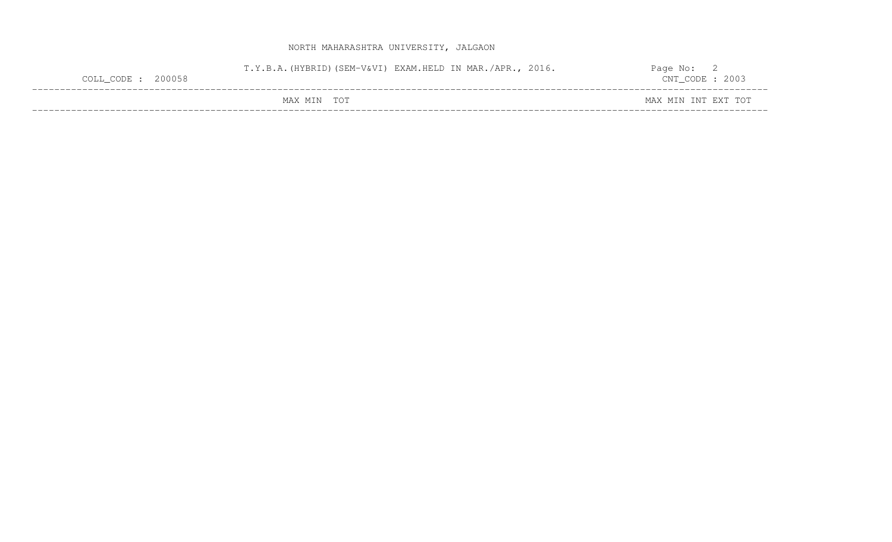NORTH MAHARASHTRA UNIVERSITY, JALGAON

T.Y.B.A.(HYBRID)(SEM-V&VI) EXAM.HELD IN MAR./APR., 2016.

COLL_CODE : 200058

CNT_CODE : 2003

| | MAX | MIN | TOT | | MAX | MIN | INT | EXT | TOT |
|---|---|---|---|---|---|---|---|---|---|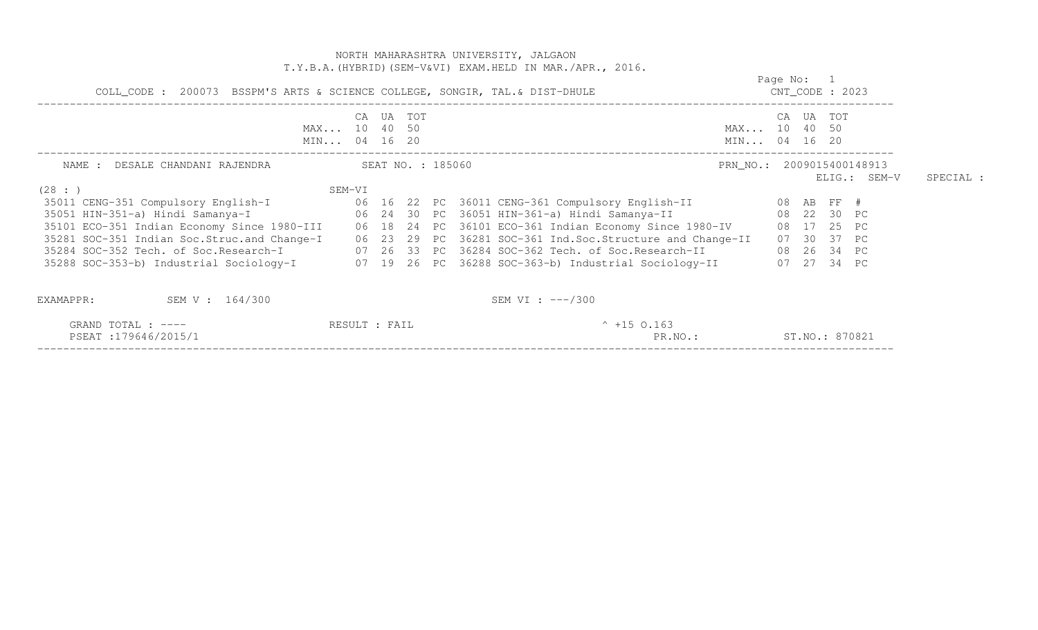NORTH MAHARASHTRA UNIVERSITY, JALGAON
T.Y.B.A.(HYBRID)(SEM-V&VI) EXAM.HELD IN MAR./APR., 2016.

Page No: 1

COLL_CODE : 200073 BSSPM'S ARTS & SCIENCE COLLEGE, SONGIR, TAL.& DIST-DHULE CNT_CODE : 2023

| | CA | UA | TOT | | | CA | UA | TOT | |
|---|---|---|---|---|---|---|---|---|---|
| MAX... | 10 | 40 | 50 | | MAX... | 10 | 40 | 50 | |
| MIN... | 04 | 16 | 20 | | MIN... | 04 | 16 | 20 | |

NAME : DESALE CHANDANI RAJENDRA SEAT NO. : 185060 PRN_NO.: 2009015400148913

ELIG.: SEM-V SPECIAL :

(28 : ) SEM-VI

| Course | CA | UA | TOT | | Course | CA | UA | TOT | |
|---|---|---|---|---|---|---|---|---|---|
| 35011 CENG-351 Compulsory English-I | 06 | 16 | 22 | PC | 36011 CENG-361 Compulsory English-II | 08 | AB | FF | # |
| 35051 HIN-351-a) Hindi Samanya-I | 06 | 24 | 30 | PC | 36051 HIN-361-a) Hindi Samanya-II | 08 | 22 | 30 | PC |
| 35101 ECO-351 Indian Economy Since 1980-III | 06 | 18 | 24 | PC | 36101 ECO-361 Indian Economy Since 1980-IV | 08 | 17 | 25 | PC |
| 35281 SOC-351 Indian Soc.Struc.and Change-I | 06 | 23 | 29 | PC | 36281 SOC-361 Ind.Soc.Structure and Change-II | 07 | 30 | 37 | PC |
| 35284 SOC-352 Tech. of Soc.Research-I | 07 | 26 | 33 | PC | 36284 SOC-362 Tech. of Soc.Research-II | 08 | 26 | 34 | PC |
| 35288 SOC-353-b) Industrial Sociology-I | 07 | 19 | 26 | PC | 36288 SOC-363-b) Industrial Sociology-II | 07 | 27 | 34 | PC |

EXAMAPPR: SEM V : 164/300 SEM VI : ---/300

GRAND TOTAL : ---- RESULT : FAIL ^ +15 O.163

PSEAT :179646/2015/1 PR.NO.: ST.NO.: 870821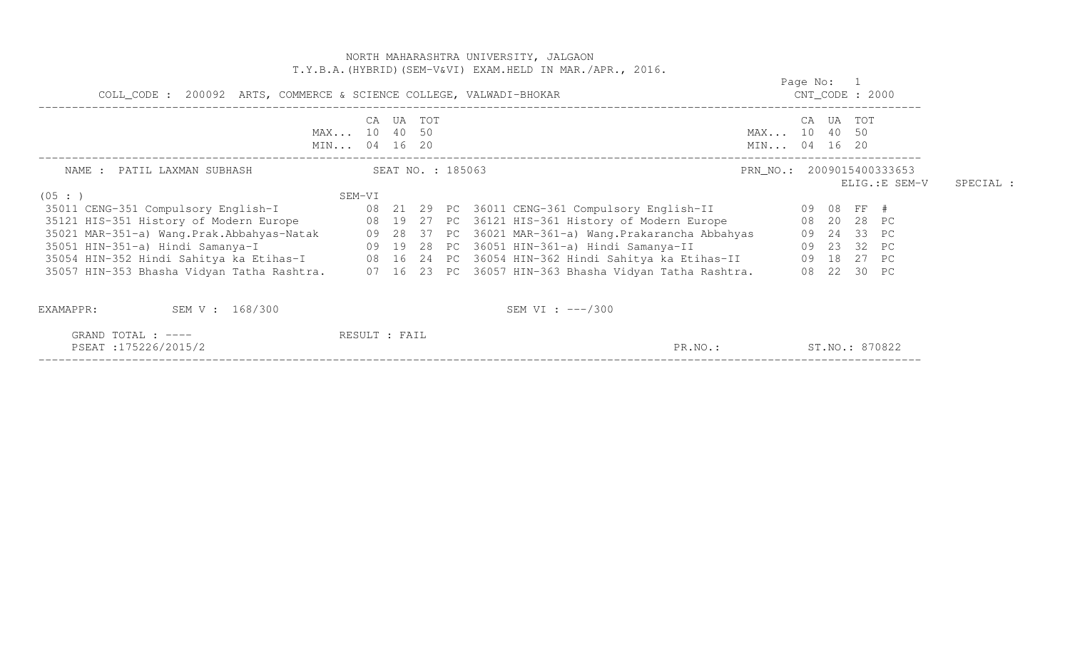NORTH MAHARASHTRA UNIVERSITY, JALGAON
T.Y.B.A.(HYBRID)(SEM-V&VI) EXAM.HELD IN MAR./APR., 2016.

COLL_CODE : 200092 ARTS, COMMERCE & SCIENCE COLLEGE, VALWADI-BHOKAR

CNT_CODE : 2000

| | CA | UA | TOT | | CA | UA | TOT |
|---|---|---|---|---|---|---|---|
| MAX... | 10 | 40 | 50 | MAX... | 10 | 40 | 50 |
| MIN... | 04 | 16 | 20 | MIN... | 04 | 16 | 20 |

NAME : PATIL LAXMAN SUBHASH    SEAT NO. : 185063    PRN_NO.: 2009015400333653

ELIG.:E SEM-V    SPECIAL :

(05 : )    SEM-VI

| Subject (SEM-V) | CA | UA | TOT | | Subject (SEM-VI) | CA | UA | TOT | |
|---|---|---|---|---|---|---|---|---|---|
| 35011 CENG-351 Compulsory English-I | 08 | 21 | 29 | PC | 36011 CENG-361 Compulsory English-II | 09 | 08 | FF | # |
| 35121 HIS-351 History of Modern Europe | 08 | 19 | 27 | PC | 36121 HIS-361 History of Modern Europe | 08 | 20 | 28 | PC |
| 35021 MAR-351-a) Wang.Prak.Abbahyas-Natak | 09 | 28 | 37 | PC | 36021 MAR-361-a) Wang.Prakarancha Abbahyas | 09 | 24 | 33 | PC |
| 35051 HIN-351-a) Hindi Samanya-I | 09 | 19 | 28 | PC | 36051 HIN-361-a) Hindi Samanya-II | 09 | 23 | 32 | PC |
| 35054 HIN-352 Hindi Sahitya ka Etihas-I | 08 | 16 | 24 | PC | 36054 HIN-362 Hindi Sahitya ka Etihas-II | 09 | 18 | 27 | PC |
| 35057 HIN-353 Bhasha Vidyan Tatha Rashtra. | 07 | 16 | 23 | PC | 36057 HIN-363 Bhasha Vidyan Tatha Rashtra. | 08 | 22 | 30 | PC |

EXAMAPPR:    SEM V : 168/300    SEM VI : ---/300

GRAND TOTAL : ----    RESULT : FAIL

PSEAT :175226/2015/2    PR.NO.:    ST.NO.: 870822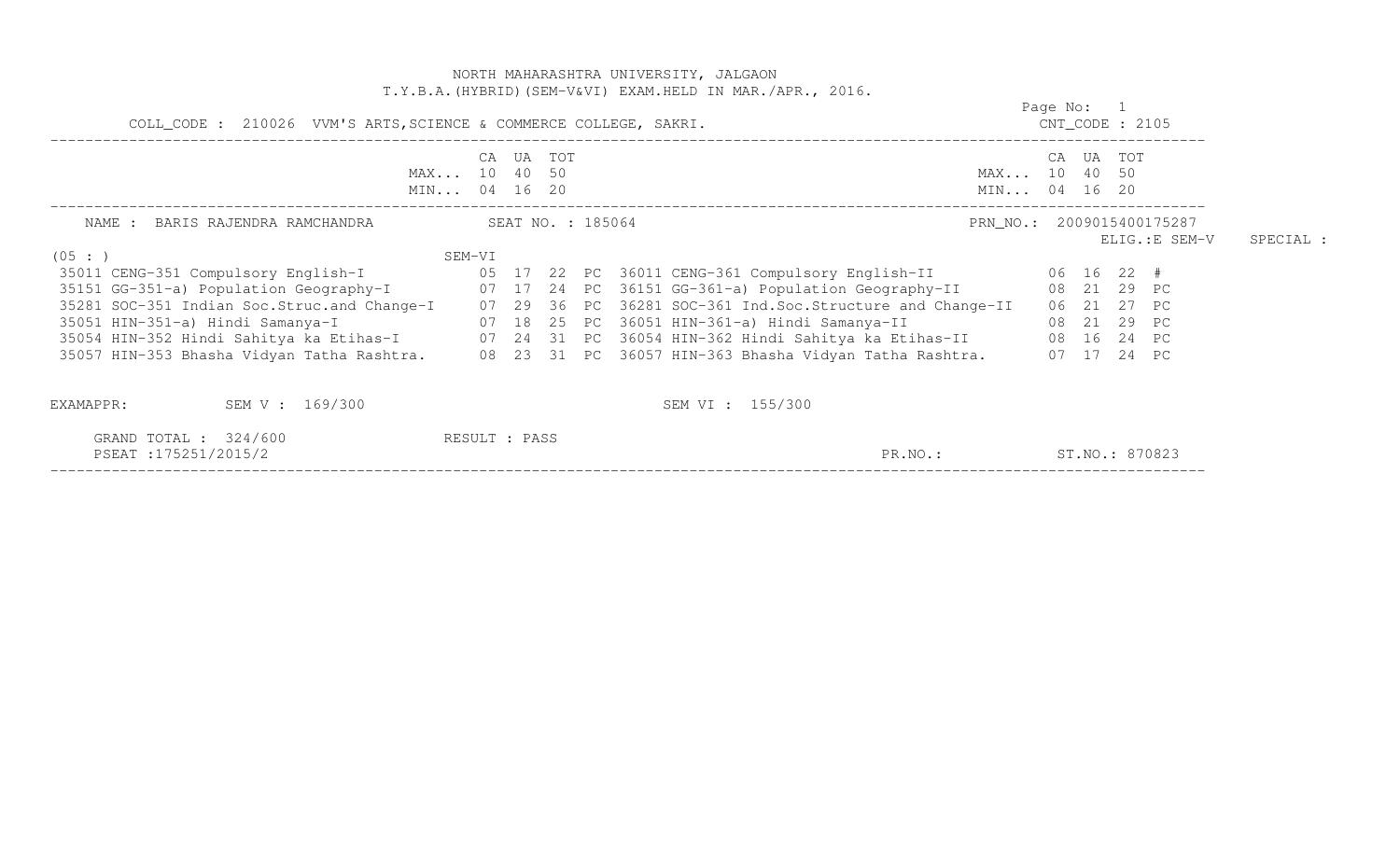NORTH MAHARASHTRA UNIVERSITY, JALGAON
T.Y.B.A.(HYBRID)(SEM-V&VI) EXAM.HELD IN MAR./APR., 2016.

Page No: 1

COLL_CODE : 210026 VVM'S ARTS,SCIENCE & COMMERCE COLLEGE, SAKRI. CNT_CODE : 2105

| | CA | UA | TOT | | | CA | UA | TOT | |
|---|---|---|---|---|---|---|---|---|---|
| MAX... | 10 | 40 | 50 | | MAX... | 10 | 40 | 50 | |
| MIN... | 04 | 16 | 20 | | MIN... | 04 | 16 | 20 | |

NAME : BARIS RAJENDRA RAMCHANDRA SEAT NO. : 185064 PRN_NO.: 2009015400175287

ELIG.:E SEM-V SPECIAL :

(05 : ) SEM-VI

| SEM-V Subject | CA | UA | TOT | | SEM-VI Subject | CA | UA | TOT | |
|---|---|---|---|---|---|---|---|---|---|
| 35011 CENG-351 Compulsory English-I | 05 | 17 | 22 | PC | 36011 CENG-361 Compulsory English-II | 06 | 16 | 22 | # |
| 35151 GG-351-a) Population Geography-I | 07 | 17 | 24 | PC | 36151 GG-361-a) Population Geography-II | 08 | 21 | 29 | PC |
| 35281 SOC-351 Indian Soc.Struc.and Change-I | 07 | 29 | 36 | PC | 36281 SOC-361 Ind.Soc.Structure and Change-II | 06 | 21 | 27 | PC |
| 35051 HIN-351-a) Hindi Samanya-I | 07 | 18 | 25 | PC | 36051 HIN-361-a) Hindi Samanya-II | 08 | 21 | 29 | PC |
| 35054 HIN-352 Hindi Sahitya ka Etihas-I | 07 | 24 | 31 | PC | 36054 HIN-362 Hindi Sahitya ka Etihas-II | 08 | 16 | 24 | PC |
| 35057 HIN-353 Bhasha Vidyan Tatha Rashtra. | 08 | 23 | 31 | PC | 36057 HIN-363 Bhasha Vidyan Tatha Rashtra. | 07 | 17 | 24 | PC |

EXAMAPPR: SEM V : 169/300 SEM VI : 155/300

GRAND TOTAL : 324/600 RESULT : PASS

PSEAT :175251/2015/2 PR.NO.: ST.NO.: 870823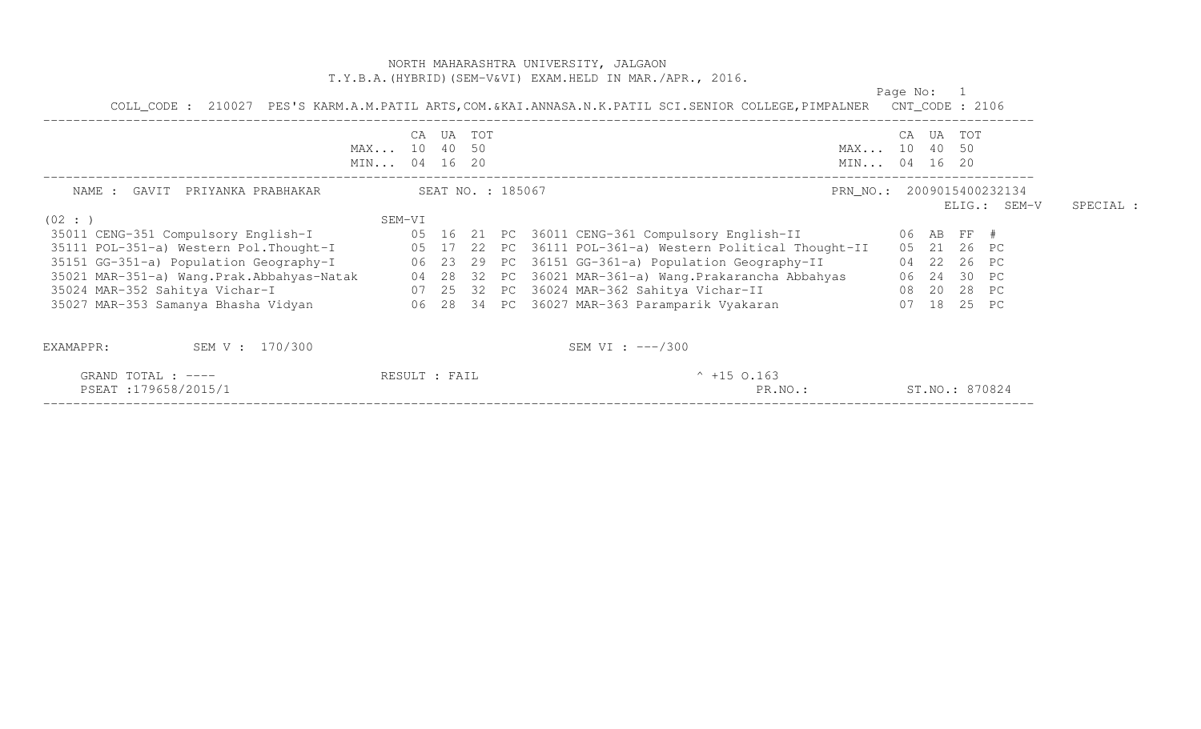NORTH MAHARASHTRA UNIVERSITY, JALGAON
T.Y.B.A.(HYBRID)(SEM-V&VI) EXAM.HELD IN MAR./APR., 2016.

Page No: 1

COLL_CODE : 210027 PES'S KARM.A.M.PATIL ARTS,COM.&KAI.ANNASA.N.K.PATIL SCI.SENIOR COLLEGE,PIMPALNER CNT_CODE : 2106

| | CA | UA | TOT | | | CA | UA | TOT | |
|---|---|---|---|---|---|---|---|---|---|
| MAX... | 10 | 40 | 50 | | MAX... | 10 | 40 | 50 | |
| MIN... | 04 | 16 | 20 | | MIN... | 04 | 16 | 20 | |

NAME : GAVIT PRIYANKA PRABHAKAR SEAT NO. : 185067 PRN_NO.: 2009015400232134

ELIG.: SEM-V SPECIAL :

(02 : ) SEM-VI

| Subject (SEM-V) | CA | UA | TOT | | Subject (SEM-VI) | CA | UA | TOT | |
|---|---|---|---|---|---|---|---|---|---|
| 35011 CENG-351 Compulsory English-I | 05 | 16 | 21 | PC | 36011 CENG-361 Compulsory English-II | 06 | AB | FF | # |
| 35111 POL-351-a) Western Pol.Thought-I | 05 | 17 | 22 | PC | 36111 POL-361-a) Western Political Thought-II | 05 | 21 | 26 | PC |
| 35151 GG-351-a) Population Geography-I | 06 | 23 | 29 | PC | 36151 GG-361-a) Population Geography-II | 04 | 22 | 26 | PC |
| 35021 MAR-351-a) Wang.Prak.Abbahyas-Natak | 04 | 28 | 32 | PC | 36021 MAR-361-a) Wang.Prakarancha Abbahyas | 06 | 24 | 30 | PC |
| 35024 MAR-352 Sahitya Vichar-I | 07 | 25 | 32 | PC | 36024 MAR-362 Sahitya Vichar-II | 08 | 20 | 28 | PC |
| 35027 MAR-353 Samanya Bhasha Vidyan | 06 | 28 | 34 | PC | 36027 MAR-363 Paramparik Vyakaran | 07 | 18 | 25 | PC |

EXAMAPPR: SEM V : 170/300 SEM VI : ---/300

GRAND TOTAL : ---- RESULT : FAIL ^ +15 O.163

PSEAT :179658/2015/1 PR.NO.: ST.NO.: 870824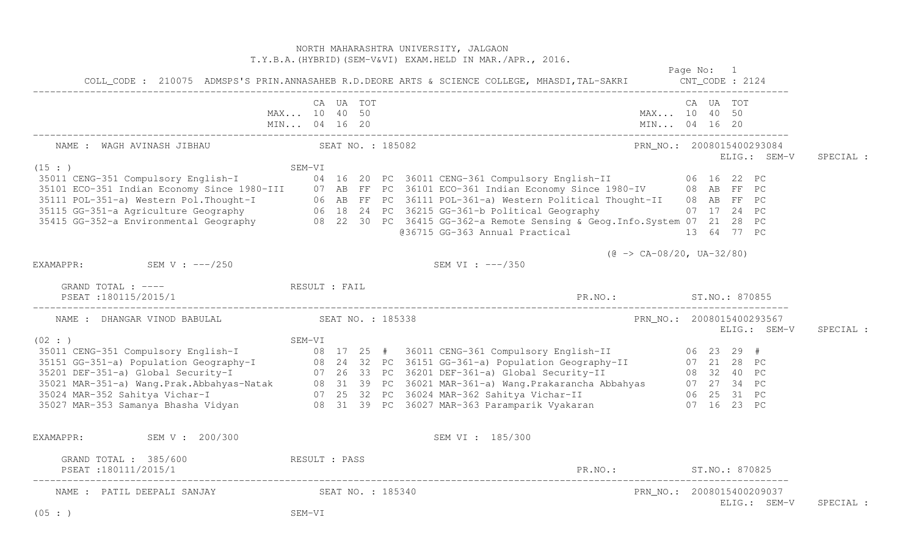NORTH MAHARASHTRA UNIVERSITY, JALGAON
T.Y.B.A.(HYBRID)(SEM-V&VI) EXAM.HELD IN MAR./APR., 2016.

COLL_CODE : 210075 ADMSPS'S PRIN.ANNASAHEB R.D.DEORE ARTS & SCIENCE COLLEGE, MHASDI,TAL-SAKRI    CNT_CODE : 2124

| | CA | UA | TOT | | | CA | UA | TOT |
|---|---|---|---|---|---|---|---|---|
| MAX... | 10 | 40 | 50 | | MAX... | 10 | 40 | 50 |
| MIN... | 04 | 16 | 20 | | MIN... | 04 | 16 | 20 |

---

NAME : WAGH AVINASH JIBHAU    SEAT NO. : 185082    PRN_NO.: 2008015400293084
ELIG.: SEM-V    SPECIAL :

(15 : )    SEM-VI

| SEM-V Subject | CA | UA | TOT | | SEM-VI Subject | CA | UA | TOT | |
|---|---|---|---|---|---|---|---|---|---|
| 35011 CENG-351 Compulsory English-I | 04 | 16 | 20 | PC | 36011 CENG-361 Compulsory English-II | 06 | 16 | 22 | PC |
| 35101 ECO-351 Indian Economy Since 1980-III | 07 | AB | FF | PC | 36101 ECO-361 Indian Economy Since 1980-IV | 08 | AB | FF | PC |
| 35111 POL-351-a) Western Pol.Thought-I | 06 | AB | FF | PC | 36111 POL-361-a) Western Political Thought-II | 08 | AB | FF | PC |
| 35115 GG-351-a Agriculture Geography | 06 | 18 | 24 | PC | 36215 GG-361-b Political Geography | 07 | 17 | 24 | PC |
| 35415 GG-352-a Environmental Geography | 08 | 22 | 30 | PC | 36415 GG-362-a Remote Sensing & Geog.Info.System | 07 | 21 | 28 | PC |
| | | | | | @36715 GG-363 Annual Practical | 13 | 64 | 77 | PC |

(@ -> CA-08/20, UA-32/80)

EXAMAPPR: SEM V : ---/250    SEM VI : ---/350

GRAND TOTAL : ----    RESULT : FAIL
PSEAT :180115/2015/1    PR.NO.:    ST.NO.: 870855

---

NAME : DHANGAR VINOD BABULAL    SEAT NO. : 185338    PRN_NO.: 2008015400293567
ELIG.: SEM-V    SPECIAL :

(02 : )    SEM-VI

| SEM-V Subject | CA | UA | TOT | | SEM-VI Subject | CA | UA | TOT | |
|---|---|---|---|---|---|---|---|---|---|
| 35011 CENG-351 Compulsory English-I | 08 | 17 | 25 | # | 36011 CENG-361 Compulsory English-II | 06 | 23 | 29 | # |
| 35151 GG-351-a) Population Geography-I | 08 | 24 | 32 | PC | 36151 GG-361-a) Population Geography-II | 07 | 21 | 28 | PC |
| 35201 DEF-351-a) Global Security-I | 07 | 26 | 33 | PC | 36201 DEF-361-a) Global Security-II | 08 | 32 | 40 | PC |
| 35021 MAR-351-a) Wang.Prak.Abbahyas-Natak | 08 | 31 | 39 | PC | 36021 MAR-361-a) Wang.Prakarancha Abbahyas | 07 | 27 | 34 | PC |
| 35024 MAR-352 Sahitya Vichar-I | 07 | 25 | 32 | PC | 36024 MAR-362 Sahitya Vichar-II | 06 | 25 | 31 | PC |
| 35027 MAR-353 Samanya Bhasha Vidyan | 08 | 31 | 39 | PC | 36027 MAR-363 Paramparik Vyakaran | 07 | 16 | 23 | PC |

EXAMAPPR: SEM V : 200/300    SEM VI : 185/300

GRAND TOTAL : 385/600    RESULT : PASS
PSEAT :180111/2015/1    PR.NO.:    ST.NO.: 870825

---

NAME : PATIL DEEPALI SANJAY    SEAT NO. : 185340    PRN_NO.: 2008015400209037
ELIG.: SEM-V    SPECIAL :

(05 : )    SEM-VI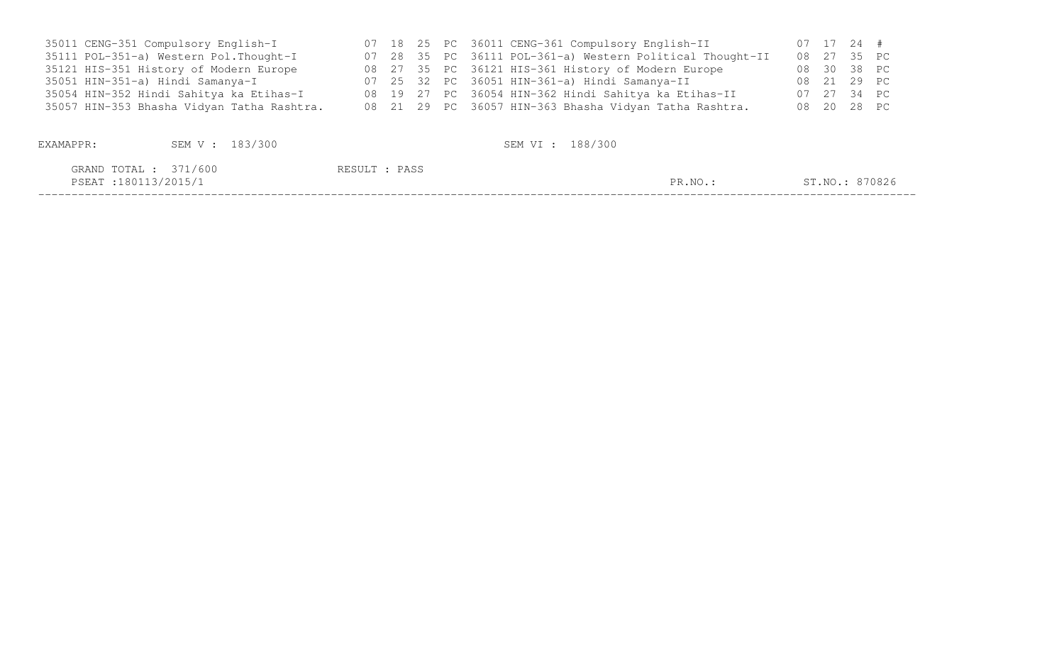| Code | Subject | | | | | Code | Subject | | | | |
|---|---|---|---|---|---|---|---|---|---|---|---|
| 35011 | CENG-351 Compulsory English-I | 07 | 18 | 25 | PC | 36011 | CENG-361 Compulsory English-II | 07 | 17 | 24 | # |
| 35111 | POL-351-a) Western Pol.Thought-I | 07 | 28 | 35 | PC | 36111 | POL-361-a) Western Political Thought-II | 08 | 27 | 35 | PC |
| 35121 | HIS-351 History of Modern Europe | 08 | 27 | 35 | PC | 36121 | HIS-361 History of Modern Europe | 08 | 30 | 38 | PC |
| 35051 | HIN-351-a) Hindi Samanya-I | 07 | 25 | 32 | PC | 36051 | HIN-361-a) Hindi Samanya-II | 08 | 21 | 29 | PC |
| 35054 | HIN-352 Hindi Sahitya ka Etihas-I | 08 | 19 | 27 | PC | 36054 | HIN-362 Hindi Sahitya ka Etihas-II | 07 | 27 | 34 | PC |
| 35057 | HIN-353 Bhasha Vidyan Tatha Rashtra. | 08 | 21 | 29 | PC | 36057 | HIN-363 Bhasha Vidyan Tatha Rashtra. | 08 | 20 | 28 | PC |

EXAMAPPR: SEM V : 183/300 SEM VI : 188/300

GRAND TOTAL : 371/600 RESULT : PASS

PSEAT :180113/2015/1 PR.NO.: ST.NO.: 870826

---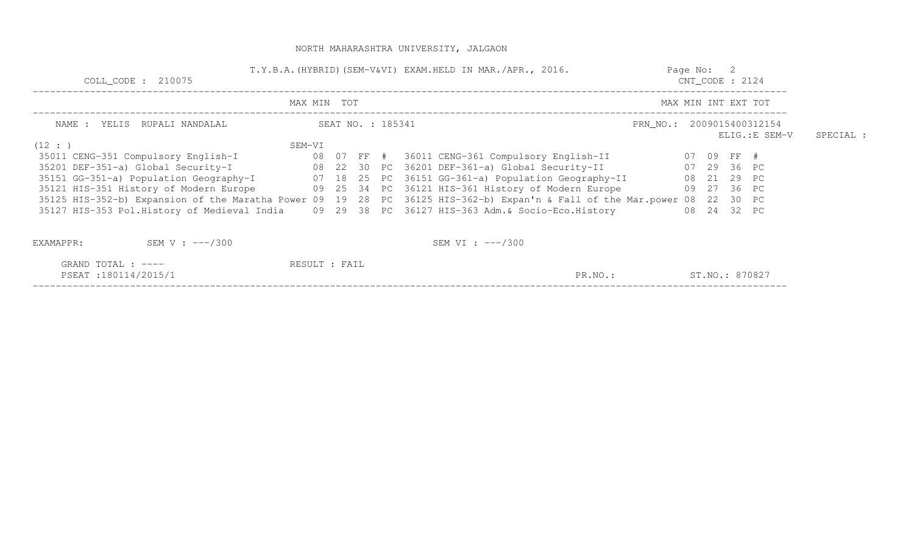NORTH MAHARASHTRA UNIVERSITY, JALGAON

T.Y.B.A.(HYBRID)(SEM-V&VI) EXAM.HELD IN MAR./APR., 2016.

COLL_CODE : 210075 CNT_CODE : 2124

NAME : YELIS RUPALI NANDALAL SEAT NO. : 185341 PRN_NO.: 2009015400312154 ELIG.:E SEM-V SPECIAL :

(12 : )

| SEM-V | MAX | MIN | TOT | | SEM-VI | MAX | MIN/INT | EXT | TOT |
|---|---|---|---|---|---|---|---|---|---|
| 35011 CENG-351 Compulsory English-I | 08 | 07 | FF | # | 36011 CENG-361 Compulsory English-II | 07 | 09 | FF | # |
| 35201 DEF-351-a) Global Security-I | 08 | 22 | 30 | PC | 36201 DEF-361-a) Global Security-II | 07 | 29 | 36 | PC |
| 35151 GG-351-a) Population Geography-I | 07 | 18 | 25 | PC | 36151 GG-361-a) Population Geography-II | 08 | 21 | 29 | PC |
| 35121 HIS-351 History of Modern Europe | 09 | 25 | 34 | PC | 36121 HIS-361 History of Modern Europe | 09 | 27 | 36 | PC |
| 35125 HIS-352-b) Expansion of the Maratha Power | 09 | 19 | 28 | PC | 36125 HIS-362-b) Expan'n & Fall of the Mar.power | 08 | 22 | 30 | PC |
| 35127 HIS-353 Pol.History of Medieval India | 09 | 29 | 38 | PC | 36127 HIS-363 Adm.& Socio-Eco.History | 08 | 24 | 32 | PC |

EXAMAPPR: SEM V : ---/300 SEM VI : ---/300

GRAND TOTAL : ---- RESULT : FAIL

PSEAT :180114/2015/1 PR.NO.: ST.NO.: 870827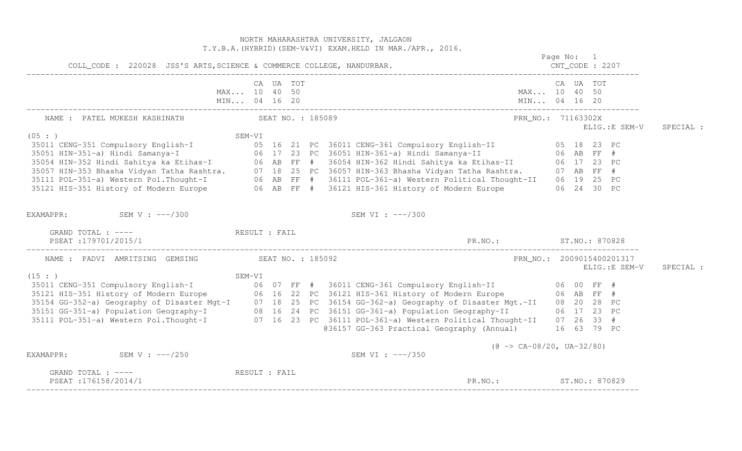NORTH MAHARASHTRA UNIVERSITY, JALGAON
T.Y.B.A.(HYBRID)(SEM-V&VI) EXAM.HELD IN MAR./APR., 2016.

COLL_CODE : 220028 JSS'S ARTS,SCIENCE & COMMERCE COLLEGE, NANDURBAR. CNT_CODE : 2207

| | CA | UA | TOT | | | CA | UA | TOT |
|---|---|---|---|---|---|---|---|---|
| MAX... | 10 | 40 | 50 | | MAX... | 10 | 40 | 50 |
| MIN... | 04 | 16 | 20 | | MIN... | 04 | 16 | 20 |

NAME : PATEL MUKESH KASHINATH SEAT NO. : 185089 PRN_NO.: 71163302X
ELIG.:E SEM-V SPECIAL :

(05 : ) SEM-VI

| SEM-V Subject | CA | UA | TOT | | SEM-VI Subject | CA | UA | TOT | |
|---|---|---|---|---|---|---|---|---|---|
| 35011 CENG-351 Compulsory English-I | 05 | 16 | 21 | PC | 36011 CENG-361 Compulsory English-II | 05 | 18 | 23 | PC |
| 35051 HIN-351-a) Hindi Samanya-I | 06 | 17 | 23 | PC | 36051 HIN-361-a) Hindi Samanya-II | 06 | AB | FF | # |
| 35054 HIN-352 Hindi Sahitya ka Etihas-I | 06 | AB | FF | # | 36054 HIN-362 Hindi Sahitya ka Etihas-II | 06 | 17 | 23 | PC |
| 35057 HIN-353 Bhasha Vidyan Tatha Rashtra. | 07 | 18 | 25 | PC | 36057 HIN-363 Bhasha Vidyan Tatha Rashtra. | 07 | AB | FF | # |
| 35111 POL-351-a) Western Pol.Thought-I | 06 | AB | FF | # | 36111 POL-361-a) Western Political Thought-II | 06 | 19 | 25 | PC |
| 35121 HIS-351 History of Modern Europe | 06 | AB | FF | # | 36121 HIS-361 History of Modern Europe | 06 | 24 | 30 | PC |

EXAMAPPR: SEM V : ---/300 SEM VI : ---/300

GRAND TOTAL : ---- RESULT : FAIL
PSEAT :179701/2015/1 PR.NO.: ST.NO.: 870828

NAME : PADVI AMRITSING GEMSING SEAT NO. : 185092 PRN_NO.: 2009015400201317
ELIG.:E SEM-V SPECIAL :

(15 : ) SEM-VI

| SEM-V Subject | CA | UA | TOT | | SEM-VI Subject | CA | UA | TOT | |
|---|---|---|---|---|---|---|---|---|---|
| 35011 CENG-351 Compulsory English-I | 06 | 07 | FF | # | 36011 CENG-361 Compulsory English-II | 06 | 00 | FF | # |
| 35121 HIS-351 History of Modern Europe | 06 | 16 | 22 | PC | 36121 HIS-361 History of Modern Europe | 06 | AB | FF | # |
| 35154 GG-352-a) Geography of Disaster Mgt-I | 07 | 18 | 25 | PC | 36154 GG-362-a) Geography of Disaster Mgt.-II | 08 | 20 | 28 | PC |
| 35151 GG-351-a) Population Geography-I | 08 | 16 | 24 | PC | 36151 GG-361-a) Population Geography-II | 06 | 17 | 23 | PC |
| 35111 POL-351-a) Western Pol.Thought-I | 07 | 16 | 23 | PC | 36111 POL-361-a) Western Political Thought-II | 07 | 26 | 33 | # |
| | | | | | @36157 GG-363 Practical Geography (Annual) | 16 | 63 | 79 | PC |

(@ -> CA-08/20, UA-32/80)

EXAMAPPR: SEM V : ---/250 SEM VI : ---/350

GRAND TOTAL : ---- RESULT : FAIL
PSEAT :176158/2014/1 PR.NO.: ST.NO.: 870829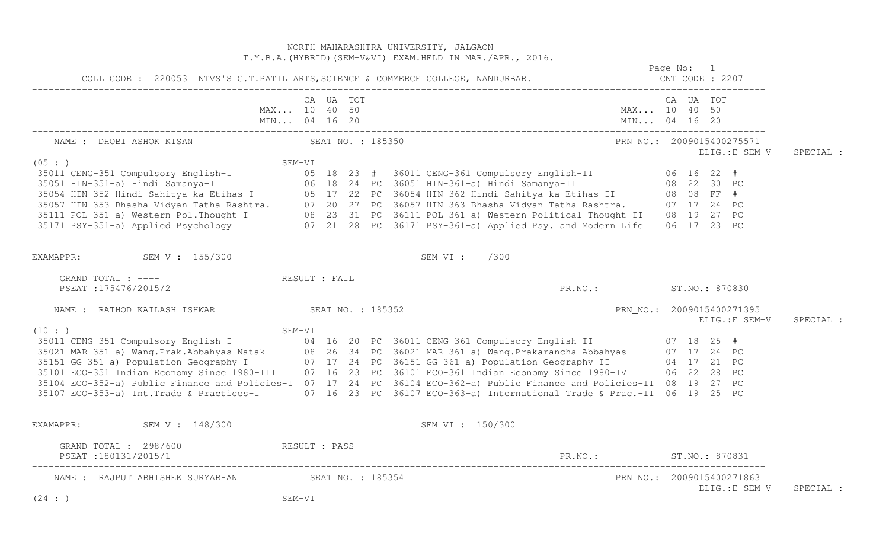NORTH MAHARASHTRA UNIVERSITY, JALGAON
T.Y.B.A.(HYBRID)(SEM-V&VI) EXAM.HELD IN MAR./APR., 2016.

Page No: 1

COLL_CODE : 220053 NTVS'S G.T.PATIL ARTS,SCIENCE & COMMERCE COLLEGE, NANDURBAR. CNT_CODE : 2207

| | CA | UA | TOT | | | CA | UA | TOT | |
|---|---|---|---|---|---|---|---|---|---|
| MAX... | 10 | 40 | 50 | | MAX... | 10 | 40 | 50 | |
| MIN... | 04 | 16 | 20 | | MIN... | 04 | 16 | 20 | |

NAME : DHOBI ASHOK KISAN SEAT NO. : 185350 PRN_NO.: 2009015400275571
ELIG.:E SEM-V SPECIAL :

(05 : ) SEM-VI

| SEM-V Subject | CA | UA | TOT | | SEM-VI Subject | CA | UA | TOT | |
|---|---|---|---|---|---|---|---|---|---|
| 35011 CENG-351 Compulsory English-I | 05 | 18 | 23 | # | 36011 CENG-361 Compulsory English-II | 06 | 16 | 22 | # |
| 35051 HIN-351-a) Hindi Samanya-I | 06 | 18 | 24 | PC | 36051 HIN-361-a) Hindi Samanya-II | 08 | 22 | 30 | PC |
| 35054 HIN-352 Hindi Sahitya ka Etihas-I | 05 | 17 | 22 | PC | 36054 HIN-362 Hindi Sahitya ka Etihas-II | 08 | 08 | FF | # |
| 35057 HIN-353 Bhasha Vidyan Tatha Rashtra. | 07 | 20 | 27 | PC | 36057 HIN-363 Bhasha Vidyan Tatha Rashtra. | 07 | 17 | 24 | PC |
| 35111 POL-351-a) Western Pol.Thought-I | 08 | 23 | 31 | PC | 36111 POL-361-a) Western Political Thought-II | 08 | 19 | 27 | PC |
| 35171 PSY-351-a) Applied Psychology | 07 | 21 | 28 | PC | 36171 PSY-361-a) Applied Psy. and Modern Life | 06 | 17 | 23 | PC |

EXAMAPPR: SEM V : 155/300 SEM VI : ---/300

GRAND TOTAL : ---- RESULT : FAIL
PSEAT :175476/2015/2 PR.NO.: ST.NO.: 870830

NAME : RATHOD KAILASH ISHWAR SEAT NO. : 185352 PRN_NO.: 2009015400271395
ELIG.:E SEM-V SPECIAL :

(10 : ) SEM-VI

| SEM-V Subject | CA | UA | TOT | | SEM-VI Subject | CA | UA | TOT | |
|---|---|---|---|---|---|---|---|---|---|
| 35011 CENG-351 Compulsory English-I | 04 | 16 | 20 | PC | 36011 CENG-361 Compulsory English-II | 07 | 18 | 25 | # |
| 35021 MAR-351-a) Wang.Prak.Abbahyas-Natak | 08 | 26 | 34 | PC | 36021 MAR-361-a) Wang.Prakarancha Abbahyas | 07 | 17 | 24 | PC |
| 35151 GG-351-a) Population Geography-I | 07 | 17 | 24 | PC | 36151 GG-361-a) Population Geography-II | 04 | 17 | 21 | PC |
| 35101 ECO-351 Indian Economy Since 1980-III | 07 | 16 | 23 | PC | 36101 ECO-361 Indian Economy Since 1980-IV | 06 | 22 | 28 | PC |
| 35104 ECO-352-a) Public Finance and Policies-I | 07 | 17 | 24 | PC | 36104 ECO-362-a) Public Finance and Policies-II | 08 | 19 | 27 | PC |
| 35107 ECO-353-a) Int.Trade & Practices-I | 07 | 16 | 23 | PC | 36107 ECO-363-a) International Trade & Prac.-II | 06 | 19 | 25 | PC |

EXAMAPPR: SEM V : 148/300 SEM VI : 150/300

GRAND TOTAL : 298/600 RESULT : PASS
PSEAT :180131/2015/1 PR.NO.: ST.NO.: 870831

NAME : RAJPUT ABHISHEK SURYABHAN SEAT NO. : 185354 PRN_NO.: 2009015400271863
ELIG.:E SEM-V SPECIAL :

(24 : ) SEM-VI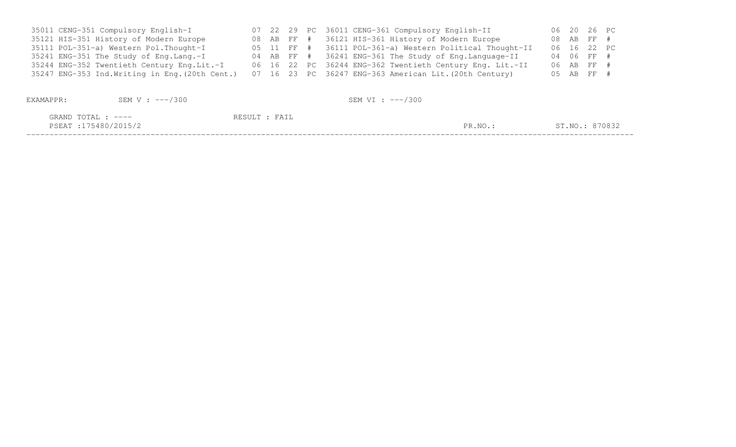| Code | Subject | | | | | Code | Subject | | | | |
|---|---|---|---|---|---|---|---|---|---|---|---|
| 35011 | CENG-351 Compulsory English-I | 07 | 22 | 29 | PC | 36011 | CENG-361 Compulsory English-II | 06 | 20 | 26 | PC |
| 35121 | HIS-351 History of Modern Europe | 08 | AB | FF | # | 36121 | HIS-361 History of Modern Europe | 08 | AB | FF | # |
| 35111 | POL-351-a) Western Pol.Thought-I | 05 | 11 | FF | # | 36111 | POL-361-a) Western Political Thought-II | 06 | 16 | 22 | PC |
| 35241 | ENG-351 The Study of Eng.Lang.-I | 04 | AB | FF | # | 36241 | ENG-361 The Study of Eng.Language-II | 04 | 06 | FF | # |
| 35244 | ENG-352 Twentieth Century Eng.Lit.-I | 06 | 16 | 22 | PC | 36244 | ENG-362 Twentieth Century Eng. Lit.-II | 06 | AB | FF | # |
| 35247 | ENG-353 Ind.Writing in Eng.(20th Cent.) | 07 | 16 | 23 | PC | 36247 | ENG-363 American Lit.(20th Century) | 05 | AB | FF | # |

EXAMAPPR: SEM V : ---/300 SEM VI : ---/300

GRAND TOTAL : ---- RESULT : FAIL

PSEAT :175480/2015/2 PR.NO.: ST.NO.: 870832

---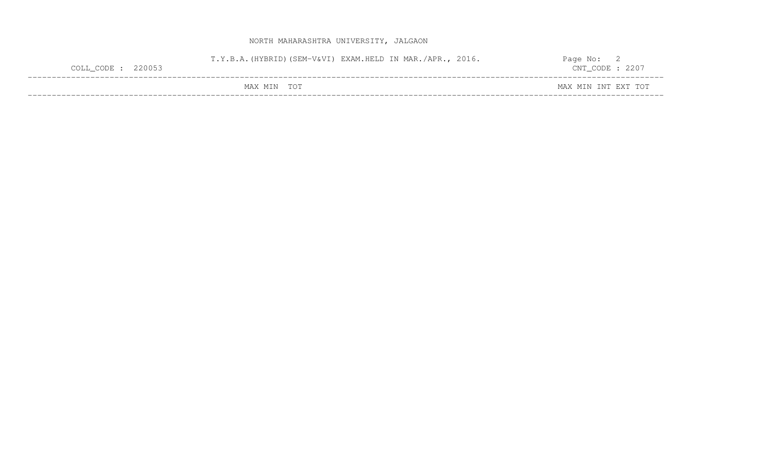NORTH MAHARASHTRA UNIVERSITY, JALGAON

T.Y.B.A.(HYBRID)(SEM-V&VI) EXAM.HELD IN MAR./APR., 2016.

COLL_CODE : 220053

CNT_CODE : 2207

| | MAX | MIN | TOT | | MAX | MIN | INT | EXT | TOT |
|---|---|---|---|---|---|---|---|---|---|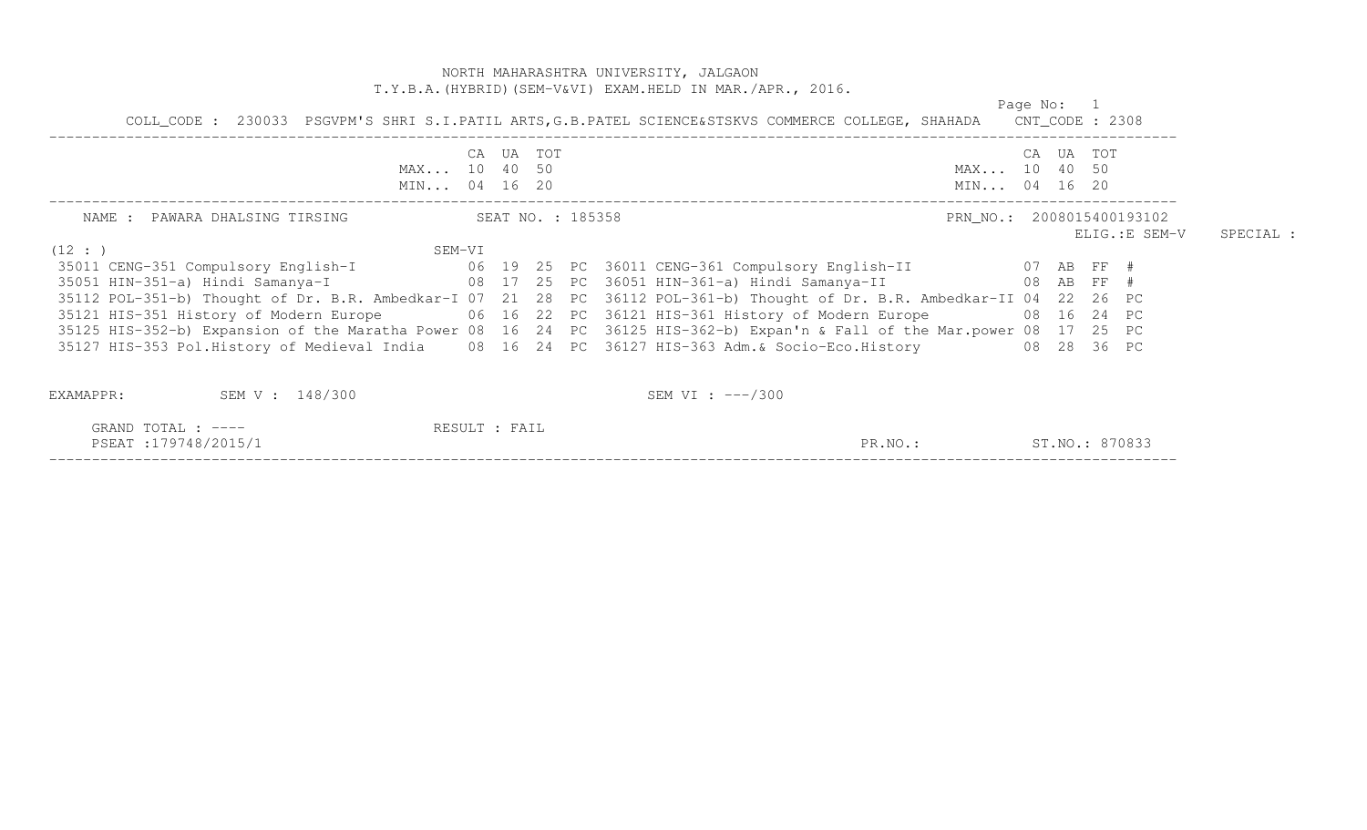NORTH MAHARASHTRA UNIVERSITY, JALGAON
T.Y.B.A.(HYBRID)(SEM-V&VI) EXAM.HELD IN MAR./APR., 2016.

Page No: 1

COLL_CODE : 230033 PSGVPM'S SHRI S.I.PATIL ARTS,G.B.PATEL SCIENCE&STSKVS COMMERCE COLLEGE, SHAHADA CNT_CODE : 2308

| | CA | UA | TOT | | CA | UA | TOT |
|---|---|---|---|---|---|---|---|
| MAX... | 10 | 40 | 50 | MAX... | 10 | 40 | 50 |
| MIN... | 04 | 16 | 20 | MIN... | 04 | 16 | 20 |

NAME : PAWARA DHALSING TIRSING SEAT NO. : 185358 PRN_NO.: 2008015400193102

ELIG.:E SEM-V SPECIAL :

(12 : ) SEM-VI

| Subject (SEM-V) | CA | UA | TOT | | Subject (SEM-VI) | CA | UA | TOT | |
|---|---|---|---|---|---|---|---|---|---|
| 35011 CENG-351 Compulsory English-I | 06 | 19 | 25 | PC | 36011 CENG-361 Compulsory English-II | 07 | AB | FF | # |
| 35051 HIN-351-a) Hindi Samanya-I | 08 | 17 | 25 | PC | 36051 HIN-361-a) Hindi Samanya-II | 08 | AB | FF | # |
| 35112 POL-351-b) Thought of Dr. B.R. Ambedkar-I | 07 | 21 | 28 | PC | 36112 POL-361-b) Thought of Dr. B.R. Ambedkar-II | 04 | 22 | 26 | PC |
| 35121 HIS-351 History of Modern Europe | 06 | 16 | 22 | PC | 36121 HIS-361 History of Modern Europe | 08 | 16 | 24 | PC |
| 35125 HIS-352-b) Expansion of the Maratha Power | 08 | 16 | 24 | PC | 36125 HIS-362-b) Expan'n & Fall of the Mar.power | 08 | 17 | 25 | PC |
| 35127 HIS-353 Pol.History of Medieval India | 08 | 16 | 24 | PC | 36127 HIS-363 Adm.& Socio-Eco.History | 08 | 28 | 36 | PC |

EXAMAPPR: SEM V : 148/300 SEM VI : ---/300

GRAND TOTAL : ---- RESULT : FAIL

PSEAT :179748/2015/1 PR.NO.: ST.NO.: 870833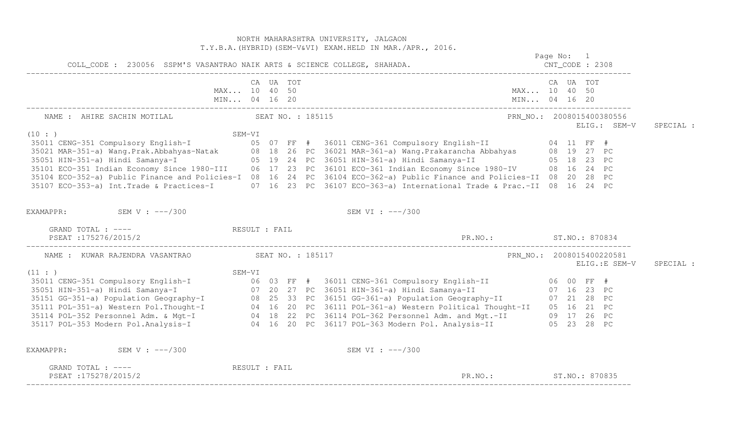NORTH MAHARASHTRA UNIVERSITY, JALGAON
T.Y.B.A.(HYBRID)(SEM-V&VI) EXAM.HELD IN MAR./APR., 2016.

Page No: 1

COLL_CODE : 230056 SSPM'S VASANTRAO NAIK ARTS & SCIENCE COLLEGE, SHAHADA. CNT_CODE : 2308

| | CA | UA | TOT | | | CA | UA | TOT | |
|---|---|---|---|---|---|---|---|---|---|
| MAX... | 10 | 40 | 50 | | MAX... | 10 | 40 | 50 | |
| MIN... | 04 | 16 | 20 | | MIN... | 04 | 16 | 20 | |

NAME : AHIRE SACHIN MOTILAL SEAT NO. : 185115 PRN_NO.: 2008015400380556
ELIG.: SEM-V SPECIAL :

(10 : ) SEM-VI

| SEM-V Subject | CA | UA | TOT | | SEM-VI Subject | CA | UA | TOT | |
|---|---|---|---|---|---|---|---|---|---|
| 35011 CENG-351 Compulsory English-I | 05 | 07 | FF | # | 36011 CENG-361 Compulsory English-II | 04 | 11 | FF | # |
| 35021 MAR-351-a) Wang.Prak.Abbahyas-Natak | 08 | 18 | 26 | PC | 36021 MAR-361-a) Wang.Prakarancha Abbahyas | 08 | 19 | 27 | PC |
| 35051 HIN-351-a) Hindi Samanya-I | 05 | 19 | 24 | PC | 36051 HIN-361-a) Hindi Samanya-II | 05 | 18 | 23 | PC |
| 35101 ECO-351 Indian Economy Since 1980-III | 06 | 17 | 23 | PC | 36101 ECO-361 Indian Economy Since 1980-IV | 08 | 16 | 24 | PC |
| 35104 ECO-352-a) Public Finance and Policies-I | 08 | 16 | 24 | PC | 36104 ECO-362-a) Public Finance and Policies-II | 08 | 20 | 28 | PC |
| 35107 ECO-353-a) Int.Trade & Practices-I | 07 | 16 | 23 | PC | 36107 ECO-363-a) International Trade & Prac.-II | 08 | 16 | 24 | PC |

EXAMAPPR: SEM V : ---/300 SEM VI : ---/300

GRAND TOTAL : ---- RESULT : FAIL
PSEAT :175276/2015/2 PR.NO.: ST.NO.: 870834

---

NAME : KUWAR RAJENDRA VASANTRAO SEAT NO. : 185117 PRN_NO.: 2008015400220581
ELIG.:E SEM-V SPECIAL :

(11 : ) SEM-VI

| SEM-V Subject | CA | UA | TOT | | SEM-VI Subject | CA | UA | TOT | |
|---|---|---|---|---|---|---|---|---|---|
| 35011 CENG-351 Compulsory English-I | 06 | 03 | FF | # | 36011 CENG-361 Compulsory English-II | 06 | 00 | FF | # |
| 35051 HIN-351-a) Hindi Samanya-I | 07 | 20 | 27 | PC | 36051 HIN-361-a) Hindi Samanya-II | 07 | 16 | 23 | PC |
| 35151 GG-351-a) Population Geography-I | 08 | 25 | 33 | PC | 36151 GG-361-a) Population Geography-II | 07 | 21 | 28 | PC |
| 35111 POL-351-a) Western Pol.Thought-I | 04 | 16 | 20 | PC | 36111 POL-361-a) Western Political Thought-II | 05 | 16 | 21 | PC |
| 35114 POL-352 Personnel Adm. & Mgt-I | 04 | 18 | 22 | PC | 36114 POL-362 Personnel Adm. and Mgt.-II | 09 | 17 | 26 | PC |
| 35117 POL-353 Modern Pol.Analysis-I | 04 | 16 | 20 | PC | 36117 POL-363 Modern Pol. Analysis-II | 05 | 23 | 28 | PC |

EXAMAPPR: SEM V : ---/300 SEM VI : ---/300

GRAND TOTAL : ---- RESULT : FAIL
PSEAT :175278/2015/2 PR.NO.: ST.NO.: 870835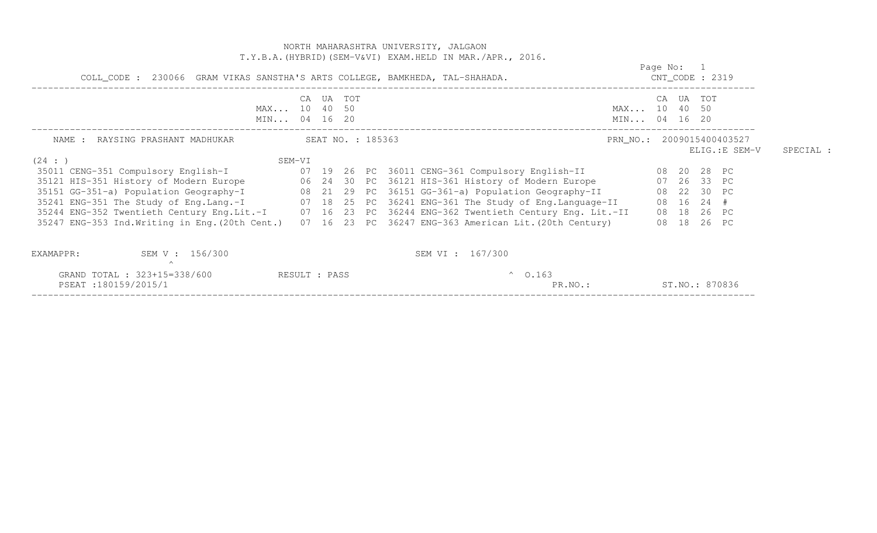NORTH MAHARASHTRA UNIVERSITY, JALGAON
T.Y.B.A.(HYBRID)(SEM-V&VI) EXAM.HELD IN MAR./APR., 2016.

Page No: 1

COLL_CODE : 230066 GRAM VIKAS SANSTHA'S ARTS COLLEGE, BAMKHEDA, TAL-SHAHADA. CNT_CODE : 2319

| | CA | UA | TOT | | | CA | UA | TOT | |
|---|---|---|---|---|---|---|---|---|---|
| MAX... | 10 | 40 | 50 | | MAX... | 10 | 40 | 50 | |
| MIN... | 04 | 16 | 20 | | MIN... | 04 | 16 | 20 | |

NAME : RAYSING PRASHANT MADHUKAR SEAT NO. : 185363 PRN_NO.: 2009015400403527

ELIG.:E SEM-V SPECIAL :

(24 : ) SEM-VI

| Subject (SEM-V) | CA | UA | TOT | | Subject (SEM-VI) | CA | UA | TOT | |
|---|---|---|---|---|---|---|---|---|---|
| 35011 CENG-351 Compulsory English-I | 07 | 19 | 26 | PC | 36011 CENG-361 Compulsory English-II | 08 | 20 | 28 | PC |
| 35121 HIS-351 History of Modern Europe | 06 | 24 | 30 | PC | 36121 HIS-361 History of Modern Europe | 07 | 26 | 33 | PC |
| 35151 GG-351-a) Population Geography-I | 08 | 21 | 29 | PC | 36151 GG-361-a) Population Geography-II | 08 | 22 | 30 | PC |
| 35241 ENG-351 The Study of Eng.Lang.-I | 07 | 18 | 25 | PC | 36241 ENG-361 The Study of Eng.Language-II | 08 | 16 | 24 | # |
| 35244 ENG-352 Twentieth Century Eng.Lit.-I | 07 | 16 | 23 | PC | 36244 ENG-362 Twentieth Century Eng. Lit.-II | 08 | 18 | 26 | PC |
| 35247 ENG-353 Ind.Writing in Eng.(20th Cent.) | 07 | 16 | 23 | PC | 36247 ENG-363 American Lit.(20th Century) | 08 | 18 | 26 | PC |

EXAMAPPR: SEM V : 156/300 SEM VI : 167/300

GRAND TOTAL : 323+15=338/600 RESULT : PASS ^ O.163

PSEAT :180159/2015/1 PR.NO.: ST.NO.: 870836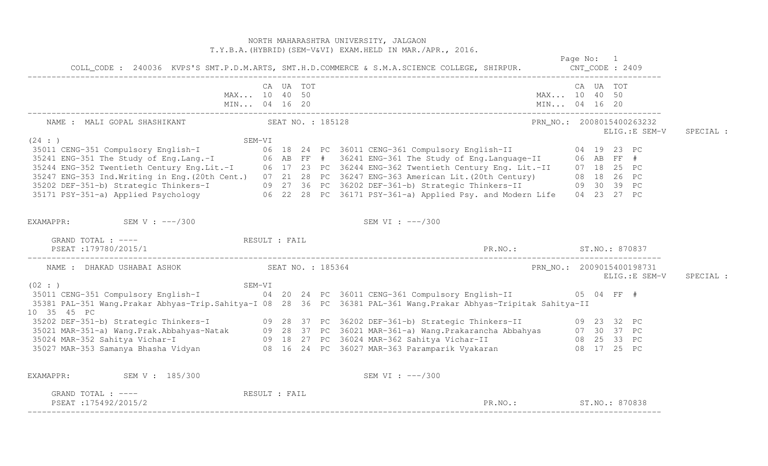NORTH MAHARASHTRA UNIVERSITY, JALGAON
T.Y.B.A.(HYBRID)(SEM-V&VI) EXAM.HELD IN MAR./APR., 2016.

Page No: 1

COLL_CODE : 240036 KVPS'S SMT.P.D.M.ARTS, SMT.H.D.COMMERCE & S.M.A.SCIENCE COLLEGE, SHIRPUR. CNT_CODE : 2409

| | CA | UA | TOT | | | CA | UA | TOT | |
|---|---|---|---|---|---|---|---|---|---|
| MAX... | 10 | 40 | 50 | | MAX... | 10 | 40 | 50 | |
| MIN... | 04 | 16 | 20 | | MIN... | 04 | 16 | 20 | |

NAME : MALI GOPAL SHASHIKANT SEAT NO. : 185128 PRN_NO.: 2008015400263232
ELIG.:E SEM-V SPECIAL :

(24 : ) SEM-VI

| SEM-V Subject | CA | UA | TOT | | SEM-VI Subject | CA | UA | TOT | |
|---|---|---|---|---|---|---|---|---|---|
| 35011 CENG-351 Compulsory English-I | 06 | 18 | 24 | PC | 36011 CENG-361 Compulsory English-II | 04 | 19 | 23 | PC |
| 35241 ENG-351 The Study of Eng.Lang.-I | 06 | AB | FF | # | 36241 ENG-361 The Study of Eng.Language-II | 06 | AB | FF | # |
| 35244 ENG-352 Twentieth Century Eng.Lit.-I | 06 | 17 | 23 | PC | 36244 ENG-362 Twentieth Century Eng. Lit.-II | 07 | 18 | 25 | PC |
| 35247 ENG-353 Ind.Writing in Eng.(20th Cent.) | 07 | 21 | 28 | PC | 36247 ENG-363 American Lit.(20th Century) | 08 | 18 | 26 | PC |
| 35202 DEF-351-b) Strategic Thinkers-I | 09 | 27 | 36 | PC | 36202 DEF-361-b) Strategic Thinkers-II | 09 | 30 | 39 | PC |
| 35171 PSY-351-a) Applied Psychology | 06 | 22 | 28 | PC | 36171 PSY-361-a) Applied Psy. and Modern Life | 04 | 23 | 27 | PC |

EXAMAPPR: SEM V : ---/300 SEM VI : ---/300

GRAND TOTAL : ---- RESULT : FAIL
PSEAT :179780/2015/1 PR.NO.: ST.NO.: 870837

NAME : DHAKAD USHABAI ASHOK SEAT NO. : 185364 PRN_NO.: 2009015400198731
ELIG.:E SEM-V SPECIAL :

(02 : ) SEM-VI

| SEM-V Subject | CA | UA | TOT | | SEM-VI Subject | CA | UA | TOT | |
|---|---|---|---|---|---|---|---|---|---|
| 35011 CENG-351 Compulsory English-I | 04 | 20 | 24 | PC | 36011 CENG-361 Compulsory English-II | 05 | 04 | FF | # |
| 35381 PAL-351 Wang.Prakar Abhyas-Trip.Sahitya-I | 08 | 28 | 36 | PC | 36381 PAL-361 Wang.Prakar Abhyas-Tripitak Sahitya-II | 10 | 35 | 45 | PC |
| 35202 DEF-351-b) Strategic Thinkers-I | 09 | 28 | 37 | PC | 36202 DEF-361-b) Strategic Thinkers-II | 09 | 23 | 32 | PC |
| 35021 MAR-351-a) Wang.Prak.Abbahyas-Natak | 09 | 28 | 37 | PC | 36021 MAR-361-a) Wang.Prakarancha Abbahyas | 07 | 30 | 37 | PC |
| 35024 MAR-352 Sahitya Vichar-I | 09 | 18 | 27 | PC | 36024 MAR-362 Sahitya Vichar-II | 08 | 25 | 33 | PC |
| 35027 MAR-353 Samanya Bhasha Vidyan | 08 | 16 | 24 | PC | 36027 MAR-363 Paramparik Vyakaran | 08 | 17 | 25 | PC |

EXAMAPPR: SEM V : 185/300 SEM VI : ---/300

GRAND TOTAL : ---- RESULT : FAIL
PSEAT :175492/2015/2 PR.NO.: ST.NO.: 870838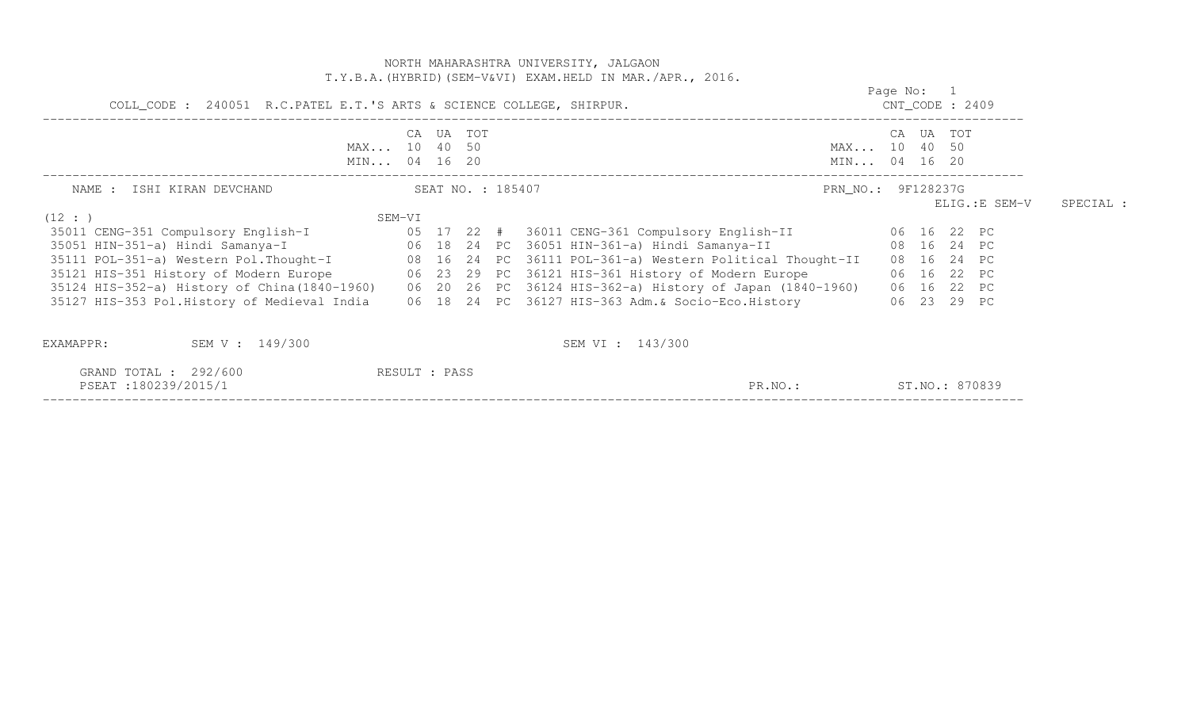NORTH MAHARASHTRA UNIVERSITY, JALGAON
T.Y.B.A.(HYBRID)(SEM-V&VI) EXAM.HELD IN MAR./APR., 2016.

Page No: 1

COLL_CODE : 240051 R.C.PATEL E.T.'S ARTS & SCIENCE COLLEGE, SHIRPUR. CNT_CODE : 2409

| | CA | UA | TOT | | | CA | UA | TOT | |
|---|---|---|---|---|---|---|---|---|---|
| MAX... | 10 | 40 | 50 | | MAX... | 10 | 40 | 50 | |
| MIN... | 04 | 16 | 20 | | MIN... | 04 | 16 | 20 | |

NAME : ISHI KIRAN DEVCHAND SEAT NO. : 185407 PRN_NO.: 9F128237G ELIG.:E SEM-V SPECIAL :

(12 : ) SEM-VI

| SEM-V Subject | CA | UA | TOT | | SEM-VI Subject | CA | UA | TOT | |
|---|---|---|---|---|---|---|---|---|---|
| 35011 CENG-351 Compulsory English-I | 05 | 17 | 22 | # | 36011 CENG-361 Compulsory English-II | 06 | 16 | 22 | PC |
| 35051 HIN-351-a) Hindi Samanya-I | 06 | 18 | 24 | PC | 36051 HIN-361-a) Hindi Samanya-II | 08 | 16 | 24 | PC |
| 35111 POL-351-a) Western Pol.Thought-I | 08 | 16 | 24 | PC | 36111 POL-361-a) Western Political Thought-II | 08 | 16 | 24 | PC |
| 35121 HIS-351 History of Modern Europe | 06 | 23 | 29 | PC | 36121 HIS-361 History of Modern Europe | 06 | 16 | 22 | PC |
| 35124 HIS-352-a) History of China(1840-1960) | 06 | 20 | 26 | PC | 36124 HIS-362-a) History of Japan (1840-1960) | 06 | 16 | 22 | PC |
| 35127 HIS-353 Pol.History of Medieval India | 06 | 18 | 24 | PC | 36127 HIS-363 Adm.& Socio-Eco.History | 06 | 23 | 29 | PC |

EXAMAPPR: SEM V : 149/300 SEM VI : 143/300

GRAND TOTAL : 292/600 RESULT : PASS

PSEAT :180239/2015/1 PR.NO.: ST.NO.: 870839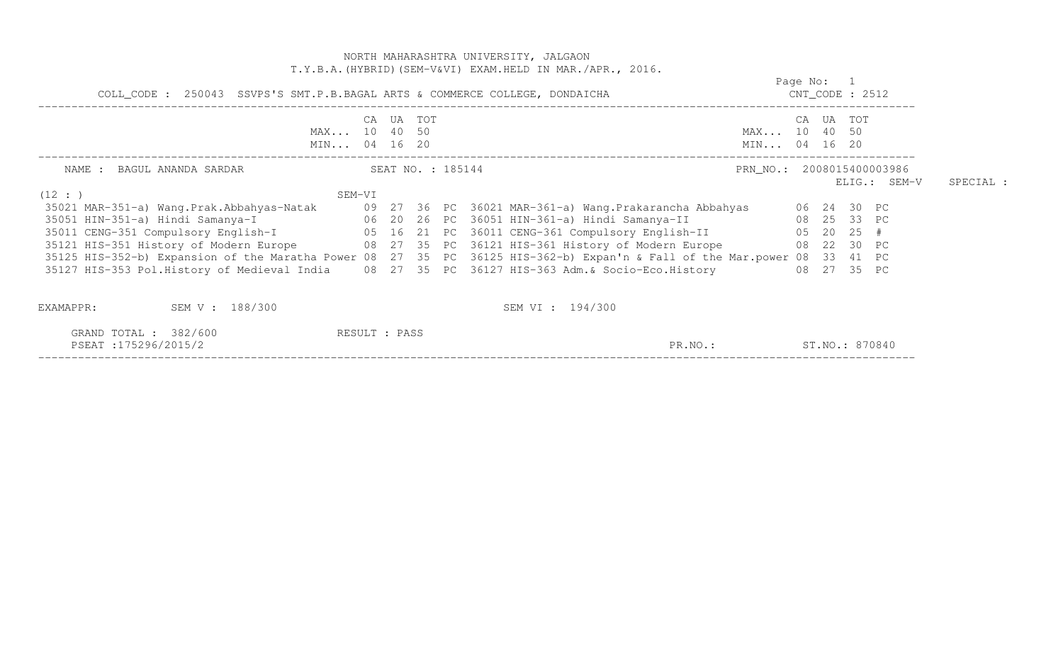NORTH MAHARASHTRA UNIVERSITY, JALGAON

T.Y.B.A.(HYBRID)(SEM-V&VI) EXAM.HELD IN MAR./APR., 2016.

Page No: 1

COLL_CODE : 250043 SSVPS'S SMT.P.B.BAGAL ARTS & COMMERCE COLLEGE, DONDAICHA — CNT_CODE : 2512

| | CA | UA | TOT | | | CA | UA | TOT | |
|---|---|---|---|---|---|---|---|---|---|
| MAX... | 10 | 40 | 50 | | MAX... | 10 | 40 | 50 | |
| MIN... | 04 | 16 | 20 | | MIN... | 04 | 16 | 20 | |

NAME : BAGUL ANANDA SARDAR — SEAT NO. : 185144 — PRN_NO.: 2008015400003986

ELIG.: SEM-V SPECIAL :

(12 : ) SEM-VI

| SEM-V Subject | CA | UA | TOT | | SEM-VI Subject | CA | UA | TOT | |
|---|---|---|---|---|---|---|---|---|---|
| 35021 MAR-351-a) Wang.Prak.Abbahyas-Natak | 09 | 27 | 36 | PC | 36021 MAR-361-a) Wang.Prakarancha Abbahyas | 06 | 24 | 30 | PC |
| 35051 HIN-351-a) Hindi Samanya-I | 06 | 20 | 26 | PC | 36051 HIN-361-a) Hindi Samanya-II | 08 | 25 | 33 | PC |
| 35011 CENG-351 Compulsory English-I | 05 | 16 | 21 | PC | 36011 CENG-361 Compulsory English-II | 05 | 20 | 25 | # |
| 35121 HIS-351 History of Modern Europe | 08 | 27 | 35 | PC | 36121 HIS-361 History of Modern Europe | 08 | 22 | 30 | PC |
| 35125 HIS-352-b) Expansion of the Maratha Power | 08 | 27 | 35 | PC | 36125 HIS-362-b) Expan'n & Fall of the Mar.power | 08 | 33 | 41 | PC |
| 35127 HIS-353 Pol.History of Medieval India | 08 | 27 | 35 | PC | 36127 HIS-363 Adm.& Socio-Eco.History | 08 | 27 | 35 | PC |

EXAMAPPR: SEM V : 188/300 SEM VI : 194/300

GRAND TOTAL : 382/600 RESULT : PASS

PSEAT :175296/2015/2 PR.NO.: ST.NO.: 870840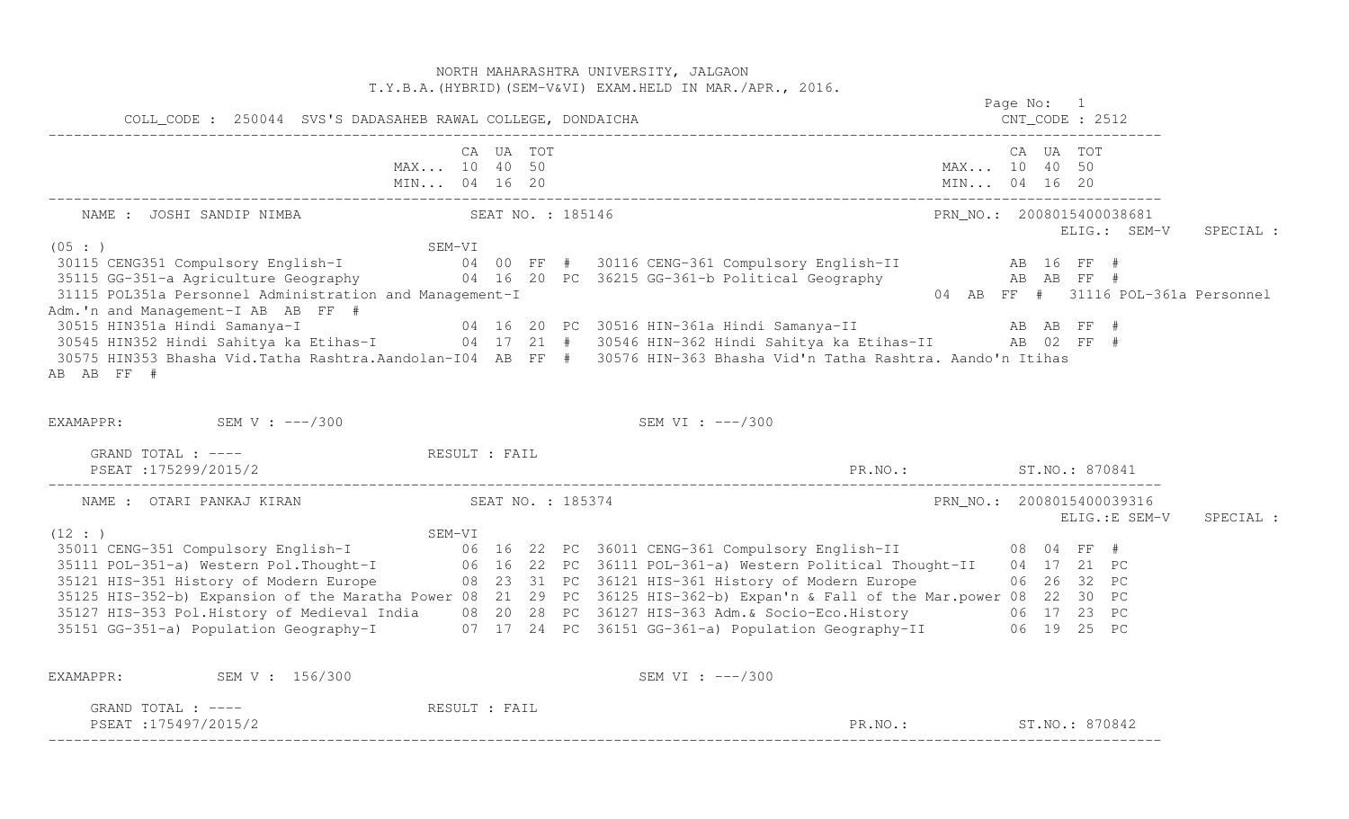NORTH MAHARASHTRA UNIVERSITY, JALGAON
T.Y.B.A.(HYBRID)(SEM-V&VI) EXAM.HELD IN MAR./APR., 2016.

COLL_CODE : 250044 SVS'S DADASAHEB RAWAL COLLEGE, DONDAICHA — CNT_CODE : 2512

| | CA | UA | TOT | | CA | UA | TOT |
|---|---|---|---|---|---|---|---|
| MAX... | 10 | 40 | 50 | MAX... | 10 | 40 | 50 |
| MIN... | 04 | 16 | 20 | MIN... | 04 | 16 | 20 |

---

NAME : JOSHI SANDIP NIMBA — SEAT NO. : 185146 — PRN_NO.: 2008015400038681 — ELIG.: SEM-V — SPECIAL :

(05 : ) SEM-VI

```
 30115 CENG351 Compulsory English-I             04 00 FF #   30116 CENG-361 Compulsory English-II            AB 16 FF #
 35115 GG-351-a Agriculture Geography           04 16 20 PC  36215 GG-361-b Political Geography             AB AB FF #
 31115 POL351a Personnel Administration and Management-I                                              04 AB FF #  31116 POL-361a Personnel
Adm.'n and Management-I AB AB FF #
 30515 HIN351a Hindi Samanya-I                  04 16 20 PC  30516 HIN-361a Hindi Samanya-II                 AB AB FF #
 30545 HIN352 Hindi Sahitya ka Etihas-I         04 17 21 #   30546 HIN-362 Hindi Sahitya ka Etihas-II        AB 02 FF #
 30575 HIN353 Bhasha Vid.Tatha Rashtra.Aandolan-I04 AB FF #  30576 HIN-363 Bhasha Vid'n Tatha Rashtra. Aando'n Itihas
AB AB FF #
```

EXAMAPPR: SEM V : ---/300 — SEM VI : ---/300

GRAND TOTAL : ---- — RESULT : FAIL

PSEAT :175299/2015/2 — PR.NO.: — ST.NO.: 870841

---

NAME : OTARI PANKAJ KIRAN — SEAT NO. : 185374 — PRN_NO.: 2008015400039316 — ELIG.:E SEM-V — SPECIAL :

(12 : ) SEM-VI

```
 35011 CENG-351 Compulsory English-I            06 16 22 PC  36011 CENG-361 Compulsory English-II            08 04 FF #
 35111 POL-351-a) Western Pol.Thought-I         06 16 22 PC  36111 POL-361-a) Western Political Thought-II   04 17 21 PC
 35121 HIS-351 History of Modern Europe         08 23 31 PC  36121 HIS-361 History of Modern Europe          06 26 32 PC
 35125 HIS-352-b) Expansion of the Maratha Power 08 21 29 PC 36125 HIS-362-b) Expan'n & Fall of the Mar.power 08 22 30 PC
 35127 HIS-353 Pol.History of Medieval India    08 20 28 PC  36127 HIS-363 Adm.& Socio-Eco.History           06 17 23 PC
 35151 GG-351-a) Population Geography-I         07 17 24 PC  36151 GG-361-a) Population Geography-II         06 19 25 PC
```

EXAMAPPR: SEM V : 156/300 — SEM VI : ---/300

GRAND TOTAL : ---- — RESULT : FAIL

PSEAT :175497/2015/2 — PR.NO.: — ST.NO.: 870842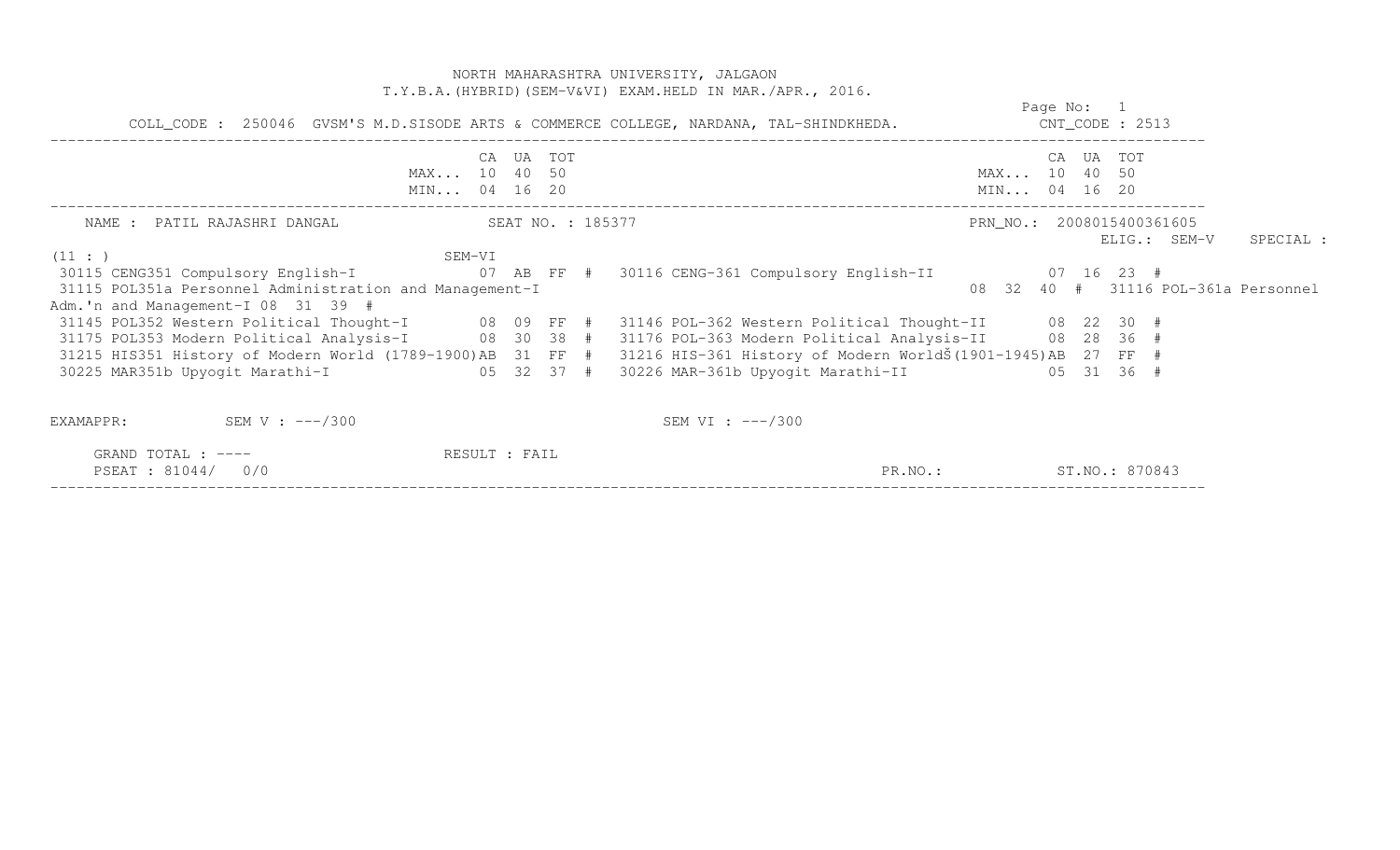NORTH MAHARASHTRA UNIVERSITY, JALGAON

T.Y.B.A.(HYBRID)(SEM-V&VI) EXAM.HELD IN MAR./APR., 2016.

Page No: 1

COLL_CODE : 250046 GVSM'S M.D.SISODE ARTS & COMMERCE COLLEGE, NARDANA, TAL-SHINDKHEDA. CNT_CODE : 2513

| | CA | UA | TOT | | | CA | UA | TOT |
|---|---|---|---|---|---|---|---|---|
| MAX... | 10 | 40 | 50 | | MAX... | 10 | 40 | 50 |
| MIN... | 04 | 16 | 20 | | MIN... | 04 | 16 | 20 |

NAME : PATIL RAJASHRI DANGAL SEAT NO. : 185377 PRN_NO.: 2008015400361605

ELIG.: SEM-V SPECIAL :

(11 : ) SEM-VI

30115 CENG351 Compulsory English-I 07 AB FF # 30116 CENG-361 Compulsory English-II 07 16 23 #

31115 POL351a Personnel Administration and Management-I 08 32 40 # 31116 POL-361a Personnel Adm.'n and Management-I 08 31 39 #

31145 POL352 Western Political Thought-I 08 09 FF # 31146 POL-362 Western Political Thought-II 08 22 30 #

31175 POL353 Modern Political Analysis-I 08 30 38 # 31176 POL-363 Modern Political Analysis-II 08 28 36 #

31215 HIS351 History of Modern World (1789-1900)AB 31 FF # 31216 HIS-361 History of Modern WorldŠ(1901-1945)AB 27 FF #

30225 MAR351b Upyogit Marathi-I 05 32 37 # 30226 MAR-361b Upyogit Marathi-II 05 31 36 #

EXAMAPPR: SEM V : ---/300 SEM VI : ---/300

GRAND TOTAL : ---- RESULT : FAIL

PSEAT : 81044/ 0/0 PR.NO.: ST.NO.: 870843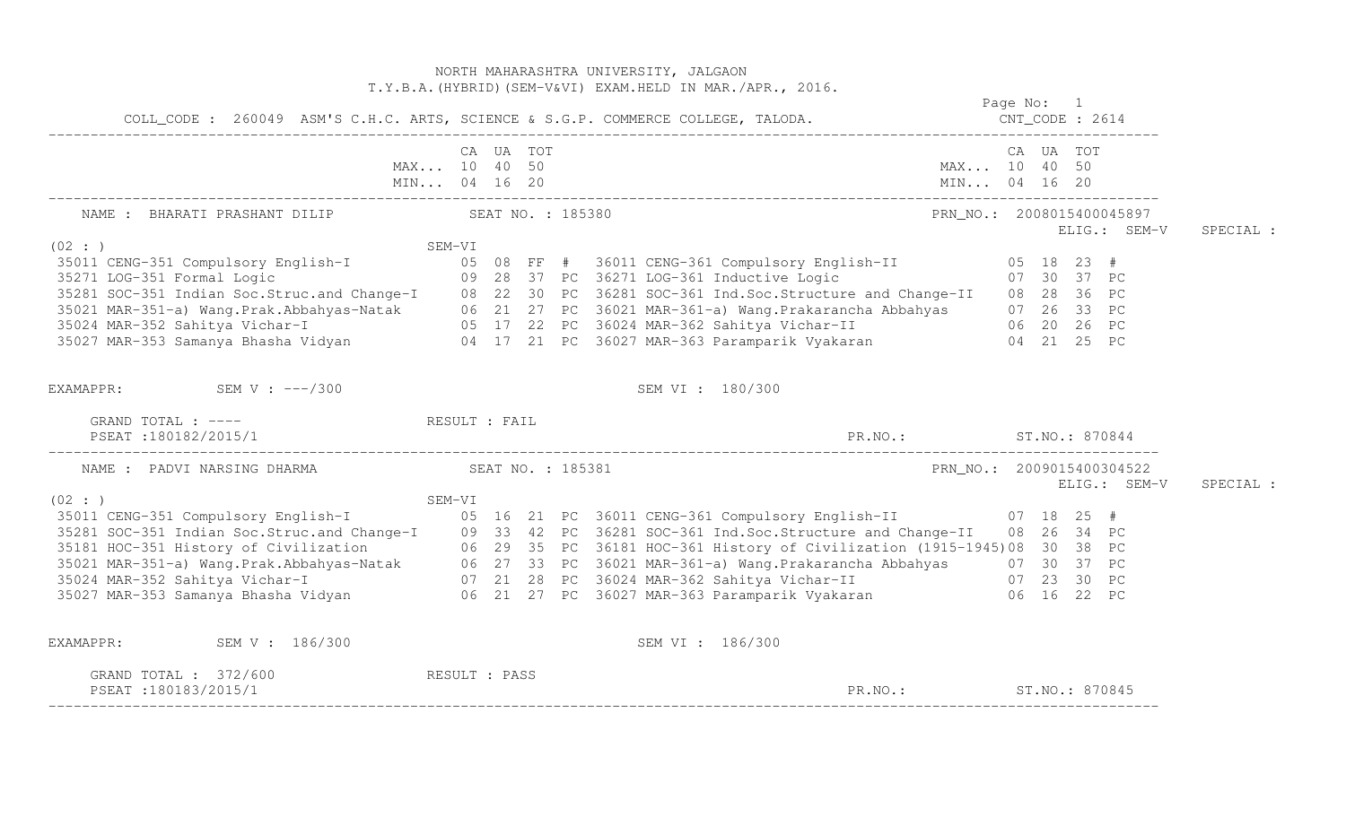NORTH MAHARASHTRA UNIVERSITY, JALGAON
T.Y.B.A.(HYBRID)(SEM-V&VI) EXAM.HELD IN MAR./APR., 2016.

COLL_CODE : 260049 ASM'S C.H.C. ARTS, SCIENCE & S.G.P. COMMERCE COLLEGE, TALODA. CNT_CODE : 2614

| | CA | UA | TOT | | CA | UA | TOT |
|---|---|---|---|---|---|---|---|
| MAX... | 10 | 40 | 50 | MAX... | 10 | 40 | 50 |
| MIN... | 04 | 16 | 20 | MIN... | 04 | 16 | 20 |

NAME : BHARATI PRASHANT DILIP SEAT NO. : 185380 PRN_NO.: 2008015400045897 ELIG.: SEM-V SPECIAL :

(02 : ) SEM-VI

| Subject | CA | UA | TOT | | Subject | CA | UA | TOT | |
|---|---|---|---|---|---|---|---|---|---|
| 35011 CENG-351 Compulsory English-I | 05 | 08 | FF | # | 36011 CENG-361 Compulsory English-II | 05 | 18 | 23 | # |
| 35271 LOG-351 Formal Logic | 09 | 28 | 37 | PC | 36271 LOG-361 Inductive Logic | 07 | 30 | 37 | PC |
| 35281 SOC-351 Indian Soc.Struc.and Change-I | 08 | 22 | 30 | PC | 36281 SOC-361 Ind.Soc.Structure and Change-II | 08 | 28 | 36 | PC |
| 35021 MAR-351-a) Wang.Prak.Abbahyas-Natak | 06 | 21 | 27 | PC | 36021 MAR-361-a) Wang.Prakarancha Abbahyas | 07 | 26 | 33 | PC |
| 35024 MAR-352 Sahitya Vichar-I | 05 | 17 | 22 | PC | 36024 MAR-362 Sahitya Vichar-II | 06 | 20 | 26 | PC |
| 35027 MAR-353 Samanya Bhasha Vidyan | 04 | 17 | 21 | PC | 36027 MAR-363 Paramparik Vyakaran | 04 | 21 | 25 | PC |

EXAMAPPR: SEM V : ---/300 SEM VI : 180/300

GRAND TOTAL : ---- RESULT : FAIL
PSEAT :180182/2015/1 PR.NO.: ST.NO.: 870844

---

NAME : PADVI NARSING DHARMA SEAT NO. : 185381 PRN_NO.: 2009015400304522 ELIG.: SEM-V SPECIAL :

(02 : ) SEM-VI

| Subject | CA | UA | TOT | | Subject | CA | UA | TOT | |
|---|---|---|---|---|---|---|---|---|---|
| 35011 CENG-351 Compulsory English-I | 05 | 16 | 21 | PC | 36011 CENG-361 Compulsory English-II | 07 | 18 | 25 | # |
| 35281 SOC-351 Indian Soc.Struc.and Change-I | 09 | 33 | 42 | PC | 36281 SOC-361 Ind.Soc.Structure and Change-II | 08 | 26 | 34 | PC |
| 35181 HOC-351 History of Civilization | 06 | 29 | 35 | PC | 36181 HOC-361 History of Civilization (1915-1945) | 08 | 30 | 38 | PC |
| 35021 MAR-351-a) Wang.Prak.Abbahyas-Natak | 06 | 27 | 33 | PC | 36021 MAR-361-a) Wang.Prakarancha Abbahyas | 07 | 30 | 37 | PC |
| 35024 MAR-352 Sahitya Vichar-I | 07 | 21 | 28 | PC | 36024 MAR-362 Sahitya Vichar-II | 07 | 23 | 30 | PC |
| 35027 MAR-353 Samanya Bhasha Vidyan | 06 | 21 | 27 | PC | 36027 MAR-363 Paramparik Vyakaran | 06 | 16 | 22 | PC |

EXAMAPPR: SEM V : 186/300 SEM VI : 186/300

GRAND TOTAL : 372/600 RESULT : PASS
PSEAT :180183/2015/1 PR.NO.: ST.NO.: 870845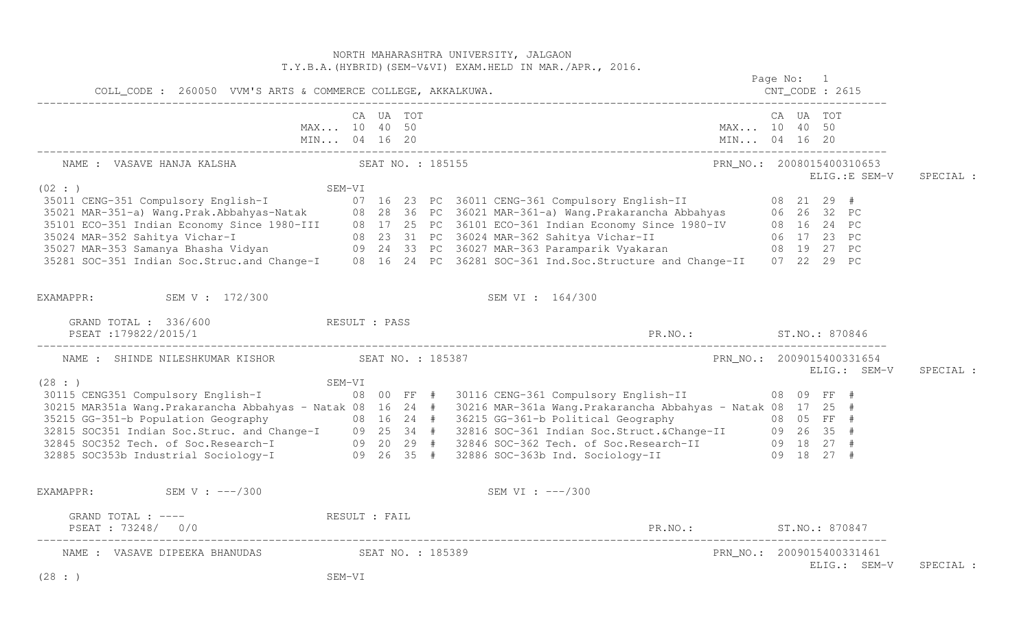NORTH MAHARASHTRA UNIVERSITY, JALGAON
T.Y.B.A.(HYBRID)(SEM-V&VI) EXAM.HELD IN MAR./APR., 2016.

COLL_CODE : 260050 VVM'S ARTS & COMMERCE COLLEGE, AKKALKUWA. CNT_CODE : 2615

| | CA | UA | TOT | | | CA | UA | TOT | |
|---|---|---|---|---|---|---|---|---|---|
| MAX... | 10 | 40 | 50 | | MAX... | 10 | 40 | 50 | |
| MIN... | 04 | 16 | 20 | | MIN... | 04 | 16 | 20 | |

---

NAME : VASAVE HANJA KALSHA SEAT NO. : 185155 PRN_NO.: 2008015400310653
ELIG.:E SEM-V SPECIAL :

(02 : ) SEM-VI

| SEM-V Subject | CA | UA | TOT | | SEM-VI Subject | CA | UA | TOT | |
|---|---|---|---|---|---|---|---|---|---|
| 35011 CENG-351 Compulsory English-I | 07 | 16 | 23 | PC | 36011 CENG-361 Compulsory English-II | 08 | 21 | 29 | # |
| 35021 MAR-351-a) Wang.Prak.Abbahyas-Natak | 08 | 28 | 36 | PC | 36021 MAR-361-a) Wang.Prakarancha Abbahyas | 06 | 26 | 32 | PC |
| 35101 ECO-351 Indian Economy Since 1980-III | 08 | 17 | 25 | PC | 36101 ECO-361 Indian Economy Since 1980-IV | 08 | 16 | 24 | PC |
| 35024 MAR-352 Sahitya Vichar-I | 08 | 23 | 31 | PC | 36024 MAR-362 Sahitya Vichar-II | 06 | 17 | 23 | PC |
| 35027 MAR-353 Samanya Bhasha Vidyan | 09 | 24 | 33 | PC | 36027 MAR-363 Paramparik Vyakaran | 08 | 19 | 27 | PC |
| 35281 SOC-351 Indian Soc.Struc.and Change-I | 08 | 16 | 24 | PC | 36281 SOC-361 Ind.Soc.Structure and Change-II | 07 | 22 | 29 | PC |

EXAMAPPR: SEM V : 172/300 SEM VI : 164/300

GRAND TOTAL : 336/600 RESULT : PASS
PSEAT :179822/2015/1 PR.NO.: ST.NO.: 870846

---

NAME : SHINDE NILESHKUMAR KISHOR SEAT NO. : 185387 PRN_NO.: 2009015400331654
ELIG.: SEM-V SPECIAL :

(28 : ) SEM-VI

| SEM-V Subject | CA | UA | TOT | | SEM-VI Subject | CA | UA | TOT | |
|---|---|---|---|---|---|---|---|---|---|
| 30115 CENG351 Compulsory English-I | 08 | 00 | FF | # | 30116 CENG-361 Compulsory English-II | 08 | 09 | FF | # |
| 30215 MAR351a Wang.Prakarancha Abbahyas - Natak | 08 | 16 | 24 | # | 30216 MAR-361a Wang.Prakarancha Abbahyas - Natak | 08 | 17 | 25 | # |
| 35215 GG-351-b Population Geography | 08 | 16 | 24 | # | 36215 GG-361-b Political Geography | 08 | 05 | FF | # |
| 32815 SOC351 Indian Soc.Struc. and Change-I | 09 | 25 | 34 | # | 32816 SOC-361 Indian Soc.Struct.&Change-II | 09 | 26 | 35 | # |
| 32845 SOC352 Tech. of Soc.Research-I | 09 | 20 | 29 | # | 32846 SOC-362 Tech. of Soc.Research-II | 09 | 18 | 27 | # |
| 32885 SOC353b Industrial Sociology-I | 09 | 26 | 35 | # | 32886 SOC-363b Ind. Sociology-II | 09 | 18 | 27 | # |

EXAMAPPR: SEM V : ---/300 SEM VI : ---/300

GRAND TOTAL : ---- RESULT : FAIL
PSEAT : 73248/ 0/0 PR.NO.: ST.NO.: 870847

---

NAME : VASAVE DIPEEKA BHANUDAS SEAT NO. : 185389 PRN_NO.: 2009015400331461
ELIG.: SEM-V SPECIAL :

(28 : ) SEM-VI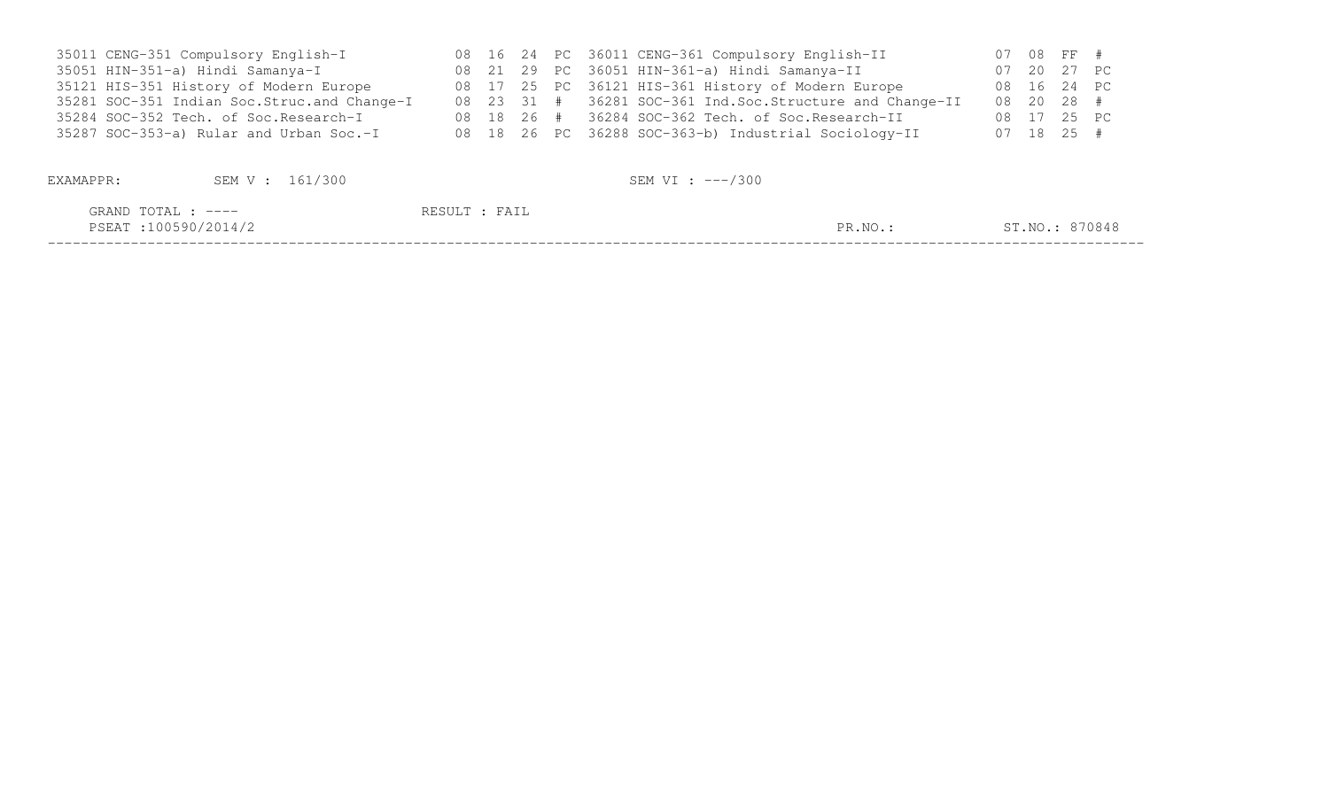| Code | Course | | | | | Code | Course | | | | |
|---|---|---|---|---|---|---|---|---|---|---|---|
| 35011 | CENG-351 Compulsory English-I | 08 | 16 | 24 | PC | 36011 | CENG-361 Compulsory English-II | 07 | 08 | FF | # |
| 35051 | HIN-351-a) Hindi Samanya-I | 08 | 21 | 29 | PC | 36051 | HIN-361-a) Hindi Samanya-II | 07 | 20 | 27 | PC |
| 35121 | HIS-351 History of Modern Europe | 08 | 17 | 25 | PC | 36121 | HIS-361 History of Modern Europe | 08 | 16 | 24 | PC |
| 35281 | SOC-351 Indian Soc.Struc.and Change-I | 08 | 23 | 31 | # | 36281 | SOC-361 Ind.Soc.Structure and Change-II | 08 | 20 | 28 | # |
| 35284 | SOC-352 Tech. of Soc.Research-I | 08 | 18 | 26 | # | 36284 | SOC-362 Tech. of Soc.Research-II | 08 | 17 | 25 | PC |
| 35287 | SOC-353-a) Rular and Urban Soc.-I | 08 | 18 | 26 | PC | 36288 | SOC-363-b) Industrial Sociology-II | 07 | 18 | 25 | # |

EXAMAPPR: SEM V : 161/300 SEM VI : ---/300

GRAND TOTAL : ---- RESULT : FAIL

PSEAT :100590/2014/2 PR.NO.: ST.NO.: 870848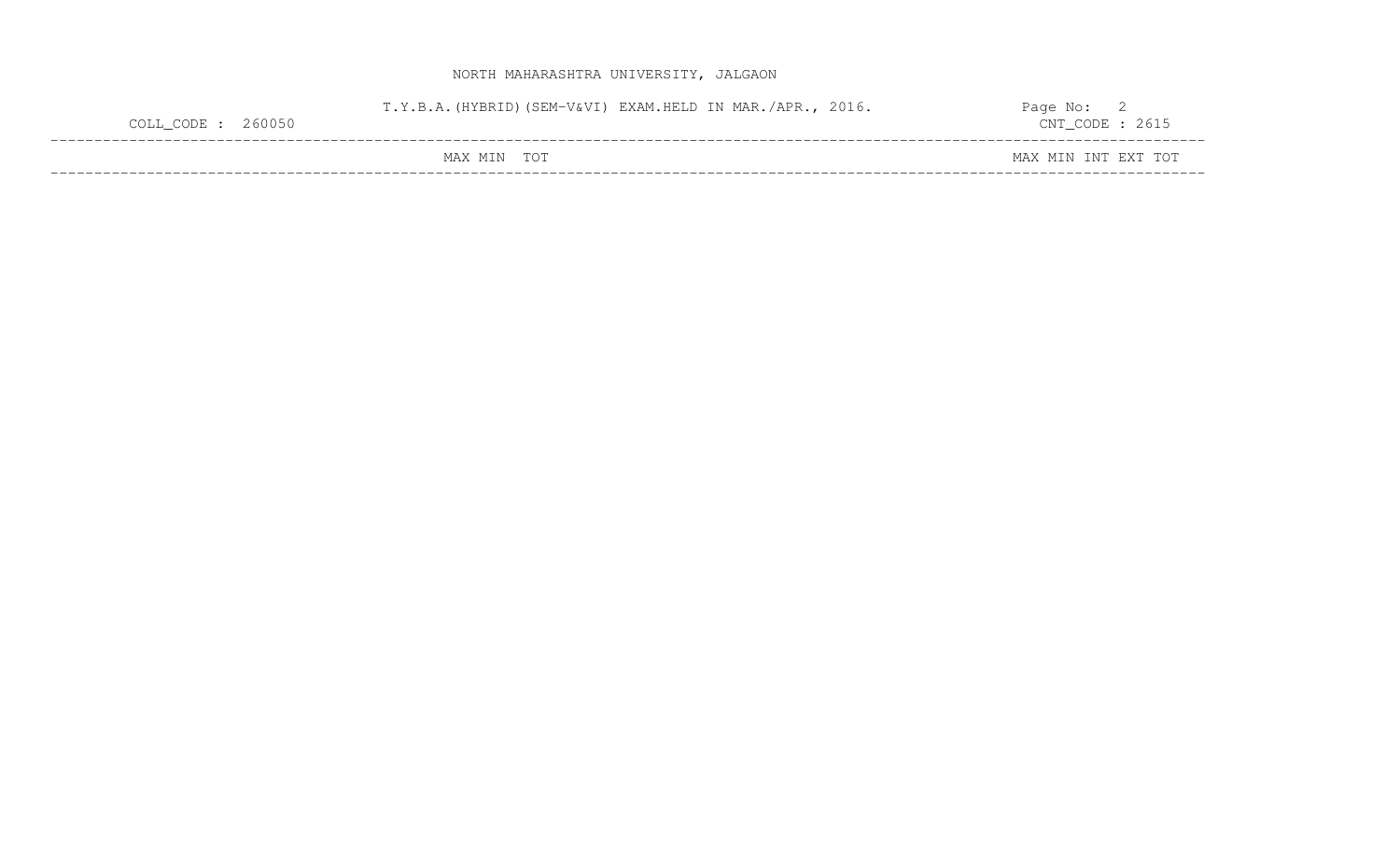NORTH MAHARASHTRA UNIVERSITY, JALGAON

T.Y.B.A.(HYBRID)(SEM-V&VI) EXAM.HELD IN MAR./APR., 2016.

COLL_CODE : 260050

CNT_CODE : 2615

| | MAX | MIN | TOT | | MAX | MIN | INT | EXT | TOT |
|---|---|---|---|---|---|---|---|---|---|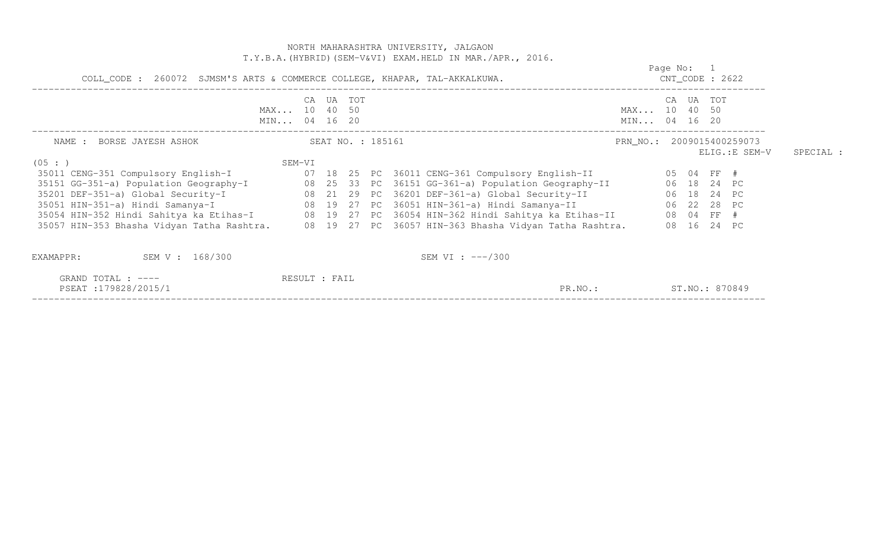NORTH MAHARASHTRA UNIVERSITY, JALGAON
T.Y.B.A.(HYBRID)(SEM-V&VI) EXAM.HELD IN MAR./APR., 2016.

Page No: 1

COLL_CODE : 260072 SJMSM'S ARTS & COMMERCE COLLEGE, KHAPAR, TAL-AKKALKUWA.  CNT_CODE : 2622

| | CA | UA | TOT | | | CA | UA | TOT | |
|---|---|---|---|---|---|---|---|---|---|
| MAX... | 10 | 40 | 50 | | MAX... | 10 | 40 | 50 | |
| MIN... | 04 | 16 | 20 | | MIN... | 04 | 16 | 20 | |

NAME : BORSE JAYESH ASHOK  SEAT NO. : 185161  PRN_NO.: 2009015400259073

ELIG.:E SEM-V  SPECIAL :

(05 : )  SEM-VI

| SEM-V Subject | CA | UA | TOT | | SEM-VI Subject | CA | UA | TOT | |
|---|---|---|---|---|---|---|---|---|---|
| 35011 CENG-351 Compulsory English-I | 07 | 18 | 25 | PC | 36011 CENG-361 Compulsory English-II | 05 | 04 | FF | # |
| 35151 GG-351-a) Population Geography-I | 08 | 25 | 33 | PC | 36151 GG-361-a) Population Geography-II | 06 | 18 | 24 | PC |
| 35201 DEF-351-a) Global Security-I | 08 | 21 | 29 | PC | 36201 DEF-361-a) Global Security-II | 06 | 18 | 24 | PC |
| 35051 HIN-351-a) Hindi Samanya-I | 08 | 19 | 27 | PC | 36051 HIN-361-a) Hindi Samanya-II | 06 | 22 | 28 | PC |
| 35054 HIN-352 Hindi Sahitya ka Etihas-I | 08 | 19 | 27 | PC | 36054 HIN-362 Hindi Sahitya ka Etihas-II | 08 | 04 | FF | # |
| 35057 HIN-353 Bhasha Vidyan Tatha Rashtra. | 08 | 19 | 27 | PC | 36057 HIN-363 Bhasha Vidyan Tatha Rashtra. | 08 | 16 | 24 | PC |

EXAMAPPR:  SEM V : 168/300  SEM VI : ---/300

GRAND TOTAL : ----  RESULT : FAIL

PSEAT :179828/2015/1  PR.NO.:  ST.NO.: 870849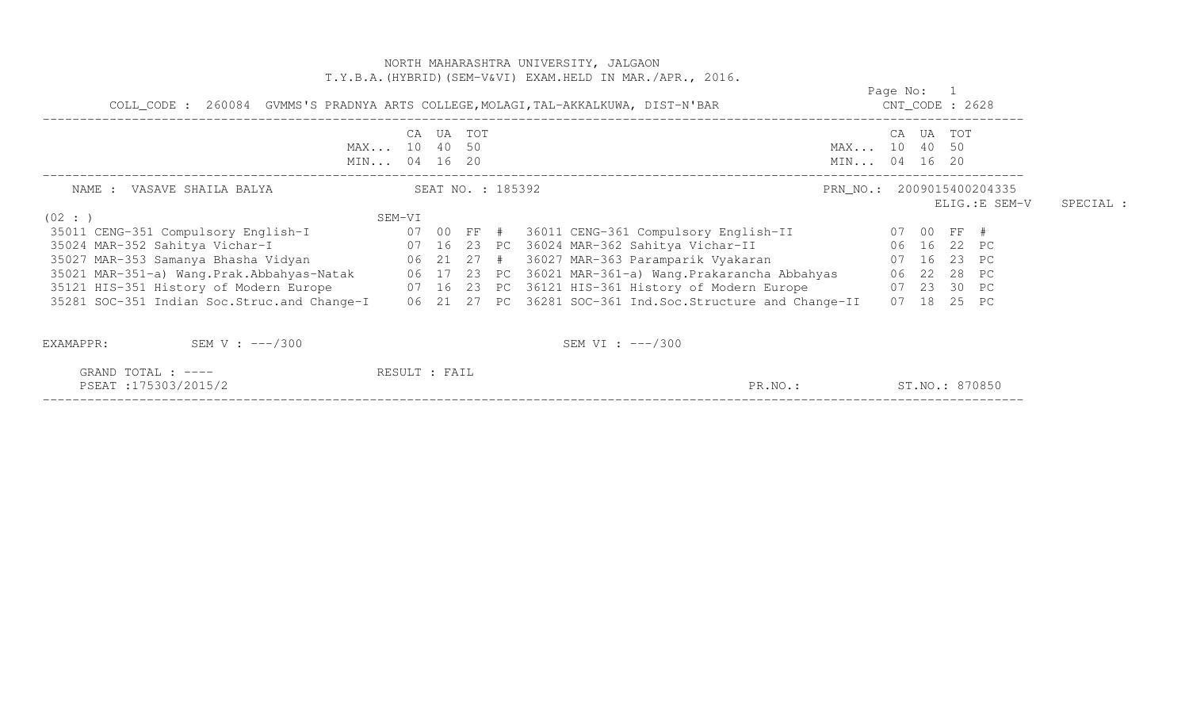NORTH MAHARASHTRA UNIVERSITY, JALGAON
T.Y.B.A.(HYBRID)(SEM-V&VI) EXAM.HELD IN MAR./APR., 2016.

COLL_CODE : 260084 GVMMS'S PRADNYA ARTS COLLEGE,MOLAGI,TAL-AKKALKUWA, DIST-N'BAR CNT_CODE : 2628

| | CA | UA | TOT | | | CA | UA | TOT |
|---|---|---|---|---|---|---|---|---|
| MAX... | 10 | 40 | 50 | | MAX... | 10 | 40 | 50 |
| MIN... | 04 | 16 | 20 | | MIN... | 04 | 16 | 20 |

NAME : VASAVE SHAILA BALYA SEAT NO. : 185392 PRN_NO.: 2009015400204335

ELIG.:E SEM-V SPECIAL :

(02 : ) SEM-VI

| Subject | CA | UA | TOT | | Subject | CA | UA | TOT | |
|---|---|---|---|---|---|---|---|---|---|
| 35011 CENG-351 Compulsory English-I | 07 | 00 | FF | # | 36011 CENG-361 Compulsory English-II | 07 | 00 | FF | # |
| 35024 MAR-352 Sahitya Vichar-I | 07 | 16 | 23 | PC | 36024 MAR-362 Sahitya Vichar-II | 06 | 16 | 22 | PC |
| 35027 MAR-353 Samanya Bhasha Vidyan | 06 | 21 | 27 | # | 36027 MAR-363 Paramparik Vyakaran | 07 | 16 | 23 | PC |
| 35021 MAR-351-a) Wang.Prak.Abbahyas-Natak | 06 | 17 | 23 | PC | 36021 MAR-361-a) Wang.Prakarancha Abbahyas | 06 | 22 | 28 | PC |
| 35121 HIS-351 History of Modern Europe | 07 | 16 | 23 | PC | 36121 HIS-361 History of Modern Europe | 07 | 23 | 30 | PC |
| 35281 SOC-351 Indian Soc.Struc.and Change-I | 06 | 21 | 27 | PC | 36281 SOC-361 Ind.Soc.Structure and Change-II | 07 | 18 | 25 | PC |

EXAMAPPR: SEM V : ---/300 SEM VI : ---/300

GRAND TOTAL : ---- RESULT : FAIL

PSEAT :175303/2015/2 PR.NO.: ST.NO.: 870850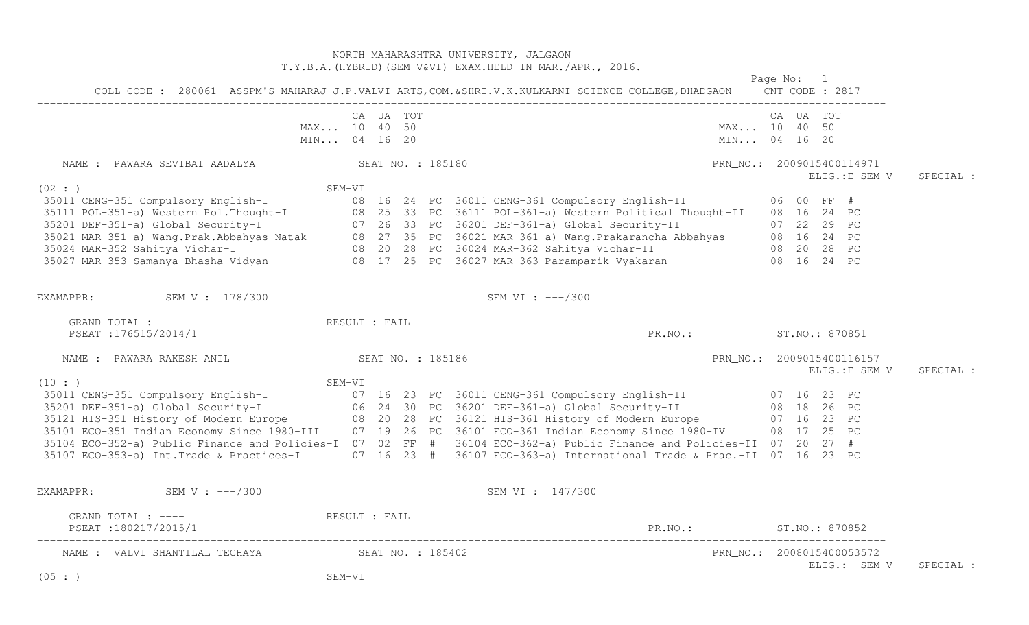NORTH MAHARASHTRA UNIVERSITY, JALGAON
T.Y.B.A.(HYBRID)(SEM-V&VI) EXAM.HELD IN MAR./APR., 2016.

Page No: 1

COLL_CODE : 280061 ASSPM'S MAHARAJ J.P.VALVI ARTS,COM.&SHRI.V.K.KULKARNI SCIENCE COLLEGE,DHADGAON CNT_CODE : 2817

| | CA | UA | TOT | | | CA | UA | TOT |
|---|---|---|---|---|---|---|---|---|
| MAX... | 10 | 40 | 50 | | MAX... | 10 | 40 | 50 |
| MIN... | 04 | 16 | 20 | | MIN... | 04 | 16 | 20 |

---

NAME : PAWARA SEVIBAI AADALYA  SEAT NO. : 185180  PRN_NO.: 2009015400114971

ELIG.:E SEM-V  SPECIAL :

(02 : )  SEM-VI

| Subject | CA | UA | TOT | | Subject | CA | UA | TOT | |
|---|---|---|---|---|---|---|---|---|---|
| 35011 CENG-351 Compulsory English-I | 08 | 16 | 24 | PC | 36011 CENG-361 Compulsory English-II | 06 | 00 | FF | # |
| 35111 POL-351-a) Western Pol.Thought-I | 08 | 25 | 33 | PC | 36111 POL-361-a) Western Political Thought-II | 08 | 16 | 24 | PC |
| 35201 DEF-351-a) Global Security-I | 07 | 26 | 33 | PC | 36201 DEF-361-a) Global Security-II | 07 | 22 | 29 | PC |
| 35021 MAR-351-a) Wang.Prak.Abbahyas-Natak | 08 | 27 | 35 | PC | 36021 MAR-361-a) Wang.Prakarancha Abbahyas | 08 | 16 | 24 | PC |
| 35024 MAR-352 Sahitya Vichar-I | 08 | 20 | 28 | PC | 36024 MAR-362 Sahitya Vichar-II | 08 | 20 | 28 | PC |
| 35027 MAR-353 Samanya Bhasha Vidyan | 08 | 17 | 25 | PC | 36027 MAR-363 Paramparik Vyakaran | 08 | 16 | 24 | PC |

EXAMAPPR: SEM V : 178/300  SEM VI : ---/300

GRAND TOTAL : ----  RESULT : FAIL

PSEAT :176515/2014/1  PR.NO.:  ST.NO.: 870851

---

NAME : PAWARA RAKESH ANIL  SEAT NO. : 185186  PRN_NO.: 2009015400116157

ELIG.:E SEM-V  SPECIAL :

(10 : )  SEM-VI

| Subject | CA | UA | TOT | | Subject | CA | UA | TOT | |
|---|---|---|---|---|---|---|---|---|---|
| 35011 CENG-351 Compulsory English-I | 07 | 16 | 23 | PC | 36011 CENG-361 Compulsory English-II | 07 | 16 | 23 | PC |
| 35201 DEF-351-a) Global Security-I | 06 | 24 | 30 | PC | 36201 DEF-361-a) Global Security-II | 08 | 18 | 26 | PC |
| 35121 HIS-351 History of Modern Europe | 08 | 20 | 28 | PC | 36121 HIS-361 History of Modern Europe | 07 | 16 | 23 | PC |
| 35101 ECO-351 Indian Economy Since 1980-III | 07 | 19 | 26 | PC | 36101 ECO-361 Indian Economy Since 1980-IV | 08 | 17 | 25 | PC |
| 35104 ECO-352-a) Public Finance and Policies-I | 07 | 02 | FF | # | 36104 ECO-362-a) Public Finance and Policies-II | 07 | 20 | 27 | # |
| 35107 ECO-353-a) Int.Trade & Practices-I | 07 | 16 | 23 | # | 36107 ECO-363-a) International Trade & Prac.-II | 07 | 16 | 23 | PC |

EXAMAPPR: SEM V : ---/300  SEM VI : 147/300

GRAND TOTAL : ----  RESULT : FAIL

PSEAT :180217/2015/1  PR.NO.:  ST.NO.: 870852

---

NAME : VALVI SHANTILAL TECHAYA  SEAT NO. : 185402  PRN_NO.: 2008015400053572

ELIG.: SEM-V  SPECIAL :

(05 : )  SEM-VI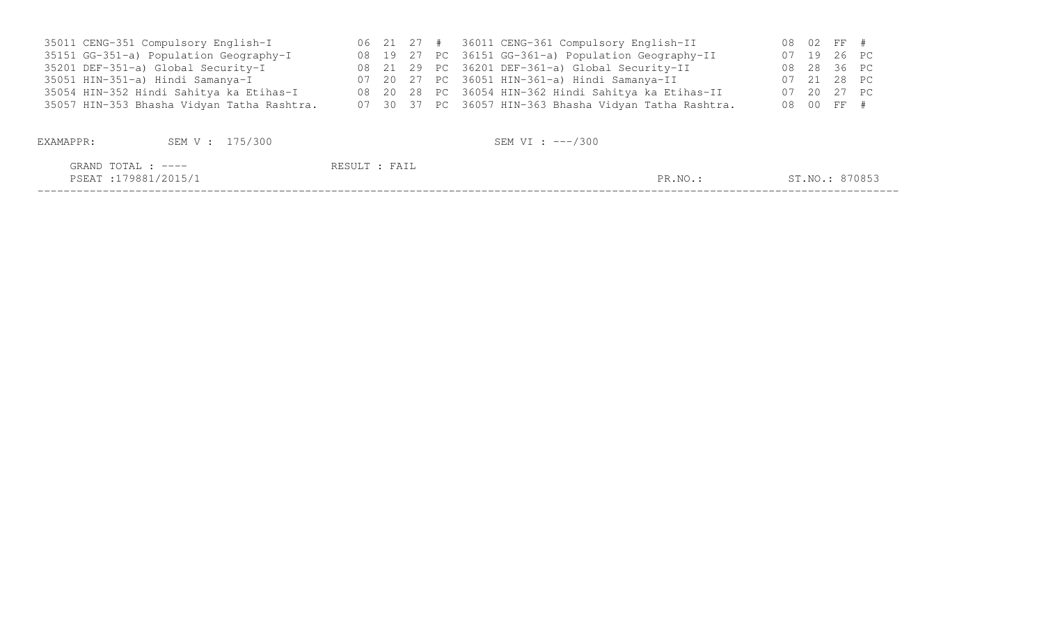| Code | Subject | | | | | Code | Subject | | | | |
|---|---|---|---|---|---|---|---|---|---|---|---|
| 35011 | CENG-351 Compulsory English-I | 06 | 21 | 27 | # | 36011 | CENG-361 Compulsory English-II | 08 | 02 | FF | # |
| 35151 | GG-351-a) Population Geography-I | 08 | 19 | 27 | PC | 36151 | GG-361-a) Population Geography-II | 07 | 19 | 26 | PC |
| 35201 | DEF-351-a) Global Security-I | 08 | 21 | 29 | PC | 36201 | DEF-361-a) Global Security-II | 08 | 28 | 36 | PC |
| 35051 | HIN-351-a) Hindi Samanya-I | 07 | 20 | 27 | PC | 36051 | HIN-361-a) Hindi Samanya-II | 07 | 21 | 28 | PC |
| 35054 | HIN-352 Hindi Sahitya ka Etihas-I | 08 | 20 | 28 | PC | 36054 | HIN-362 Hindi Sahitya ka Etihas-II | 07 | 20 | 27 | PC |
| 35057 | HIN-353 Bhasha Vidyan Tatha Rashtra. | 07 | 30 | 37 | PC | 36057 | HIN-363 Bhasha Vidyan Tatha Rashtra. | 08 | 00 | FF | # |

EXAMAPPR: SEM V : 175/300 SEM VI : ---/300

GRAND TOTAL : ---- RESULT : FAIL

PSEAT :179881/2015/1 PR.NO.: ST.NO.: 870853

---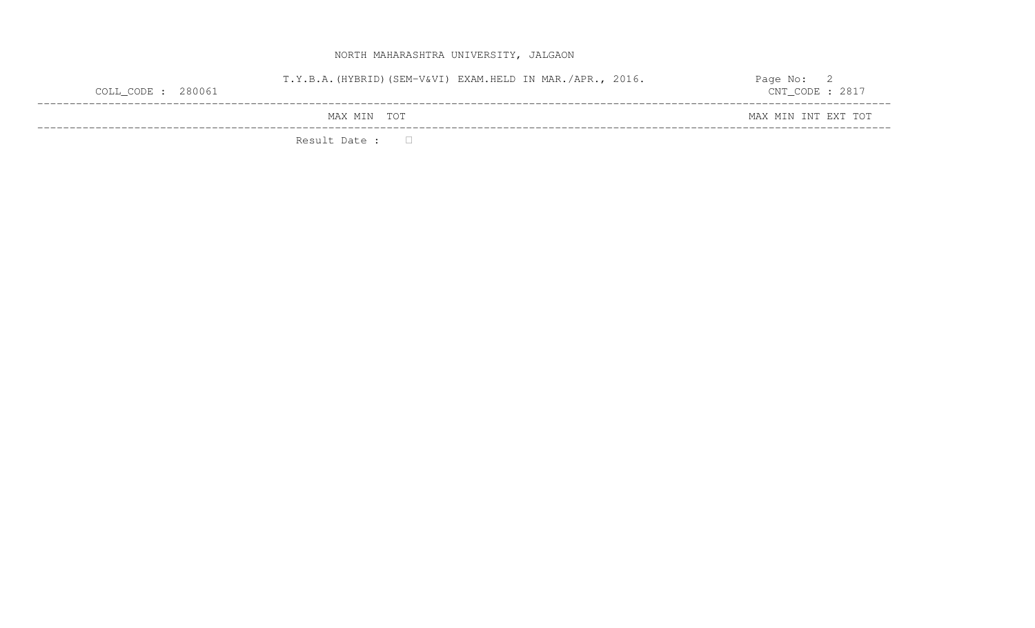NORTH MAHARASHTRA UNIVERSITY, JALGAON

T.Y.B.A.(HYBRID)(SEM-V&VI) EXAM.HELD IN MAR./APR., 2016.

COLL_CODE : 280061

CNT_CODE : 2817

| | | | | | | | |
|---|---|---|---|---|---|---|---|
| MAX | MIN | TOT | MAX | MIN | INT | EXT | TOT |

Result Date :